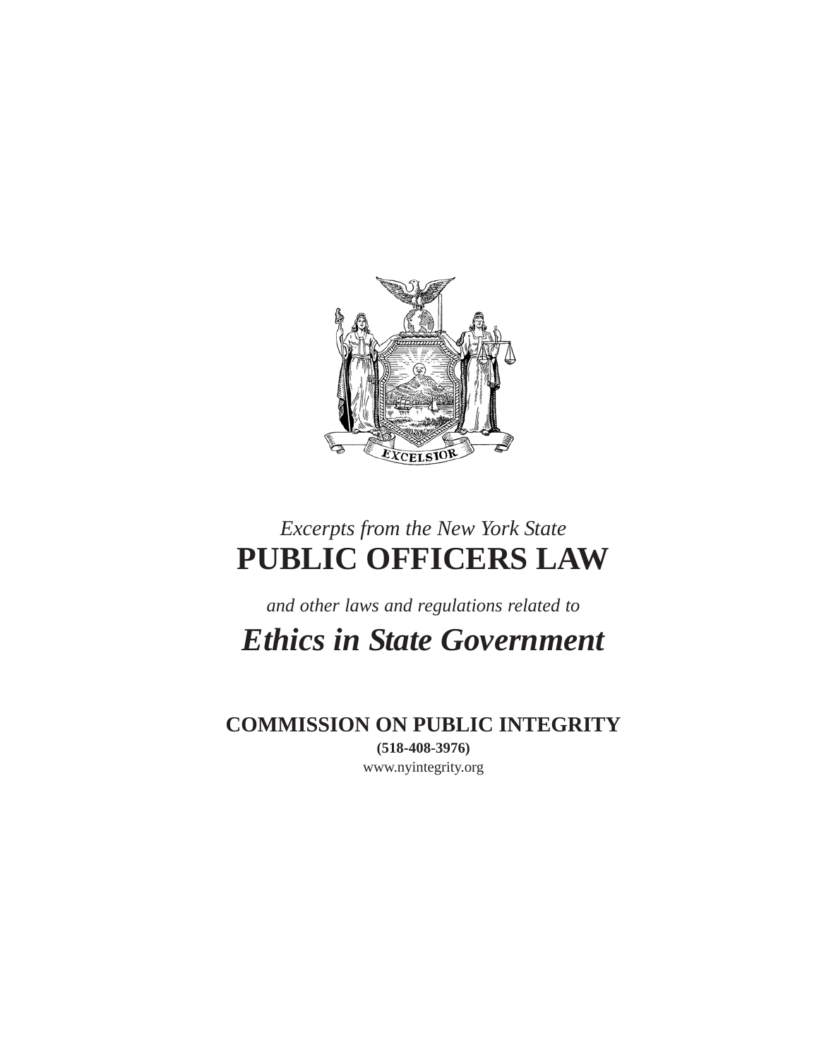*Excerpts from the New York State*

# PUBLIC OFFICERS LAW

*and other laws and regulations related to*

# *Ethics in State Government*

**COMMISSION ON PUBLIC INTEGRITY**

**(518-408-3976)**

www.nyintegrity.org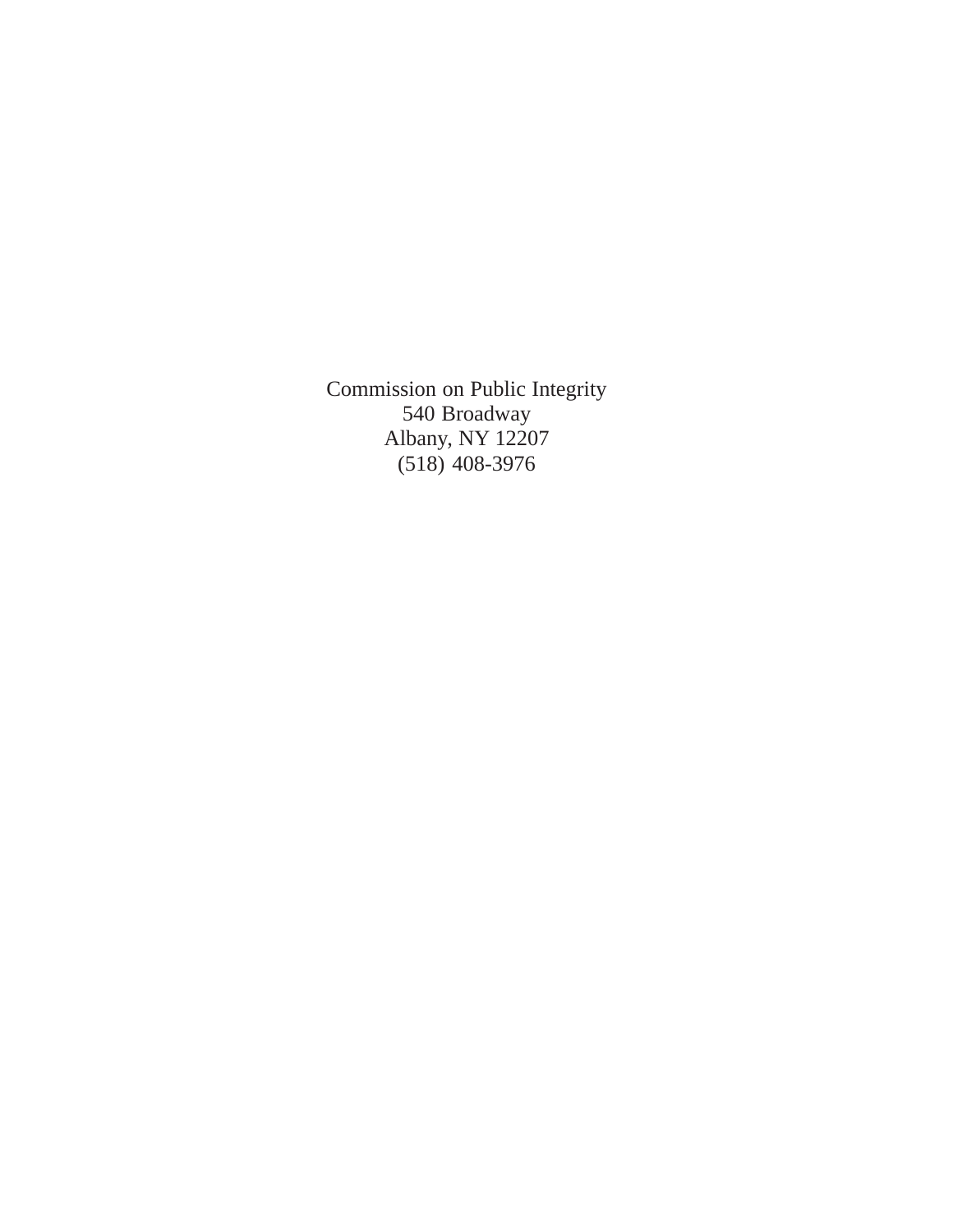Commission on Public Integrity
540 Broadway
Albany, NY 12207
(518) 408-3976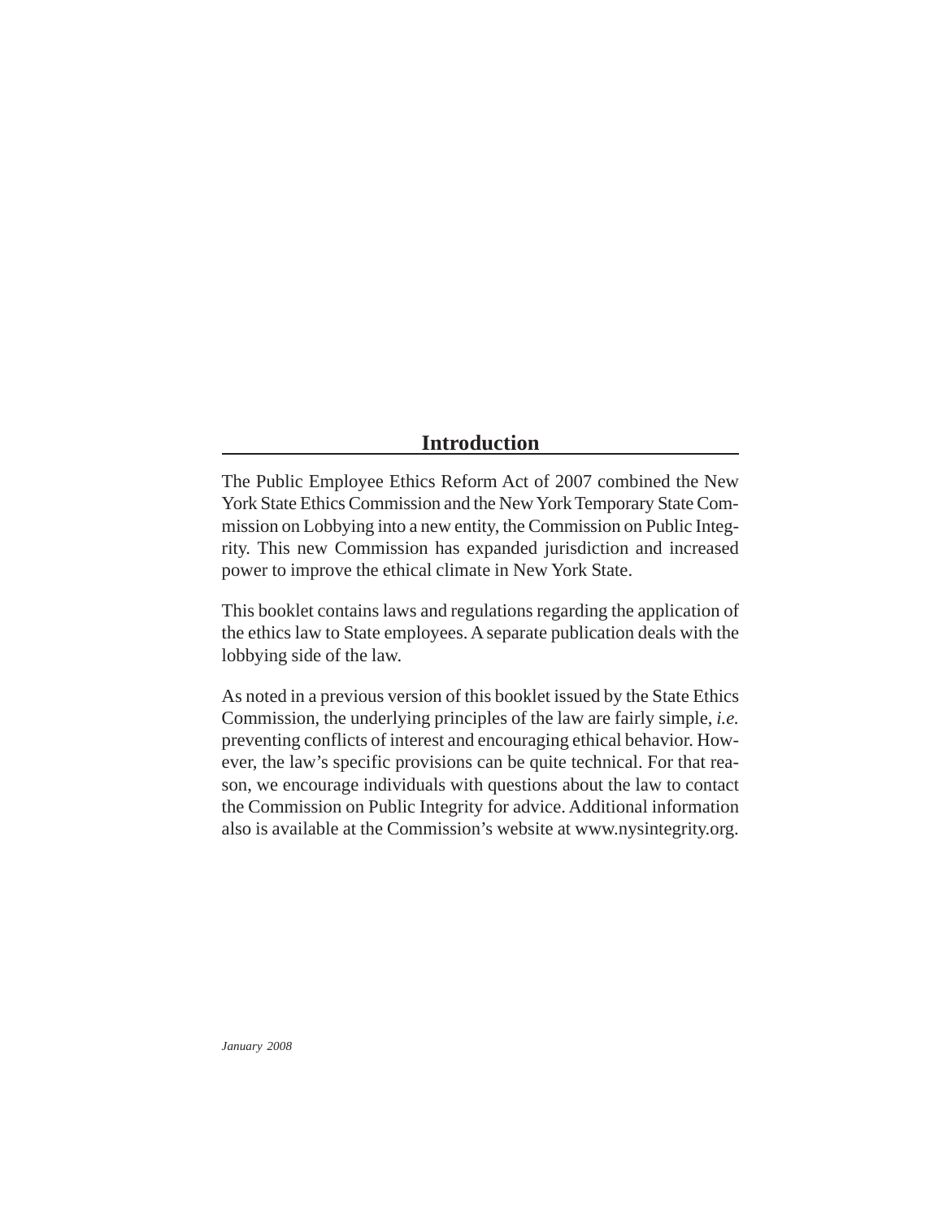## Introduction

The Public Employee Ethics Reform Act of 2007 combined the New York State Ethics Commission and the New York Temporary State Commission on Lobbying into a new entity, the Commission on Public Integrity. This new Commission has expanded jurisdiction and increased power to improve the ethical climate in New York State.

This booklet contains laws and regulations regarding the application of the ethics law to State employees. A separate publication deals with the lobbying side of the law.

As noted in a previous version of this booklet issued by the State Ethics Commission, the underlying principles of the law are fairly simple, *i.e.* preventing conflicts of interest and encouraging ethical behavior. However, the law's specific provisions can be quite technical. For that reason, we encourage individuals with questions about the law to contact the Commission on Public Integrity for advice. Additional information also is available at the Commission's website at www.nysintegrity.org.

*January 2008*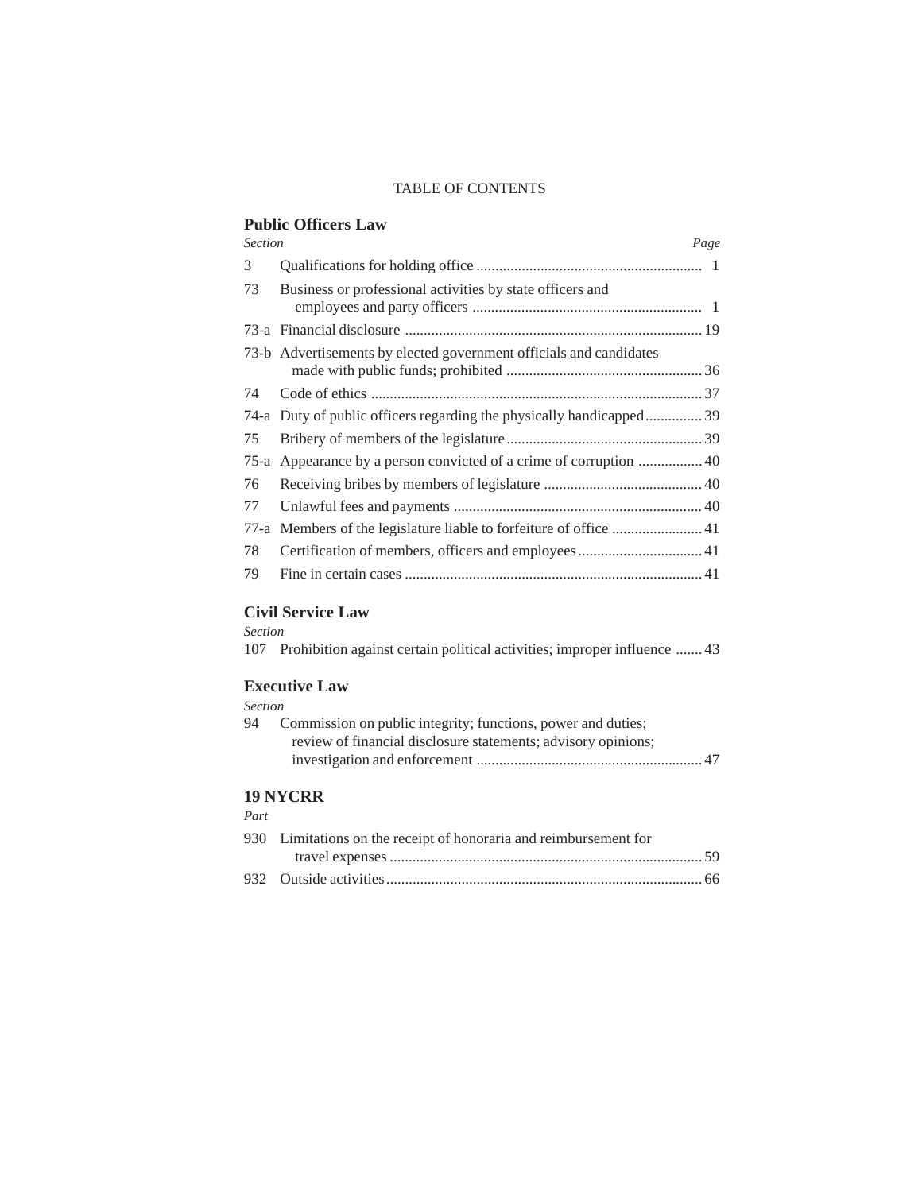TABLE OF CONTENTS

## Public Officers Law

| *Section* | | *Page* |
|---|---|---|
| 3 | Qualifications for holding office | 1 |
| 73 | Business or professional activities by state officers and employees and party officers | 1 |
| 73-a | Financial disclosure | 19 |
| 73-b | Advertisements by elected government officials and candidates made with public funds; prohibited | 36 |
| 74 | Code of ethics | 37 |
| 74-a | Duty of public officers regarding the physically handicapped | 39 |
| 75 | Bribery of members of the legislature | 39 |
| 75-a | Appearance by a person convicted of a crime of corruption | 40 |
| 76 | Receiving bribes by members of legislature | 40 |
| 77 | Unlawful fees and payments | 40 |
| 77-a | Members of the legislature liable to forfeiture of office | 41 |
| 78 | Certification of members, officers and employees | 41 |
| 79 | Fine in certain cases | 41 |

## Civil Service Law

| *Section* | | |
|---|---|---|
| 107 | Prohibition against certain political activities; improper influence | 43 |

## Executive Law

| *Section* | | |
|---|---|---|
| 94 | Commission on public integrity; functions, power and duties; review of financial disclosure statements; advisory opinions; investigation and enforcement | 47 |

## 19 NYCRR

| *Part* | | |
|---|---|---|
| 930 | Limitations on the receipt of honoraria and reimbursement for travel expenses | 59 |
| 932 | Outside activities | 66 |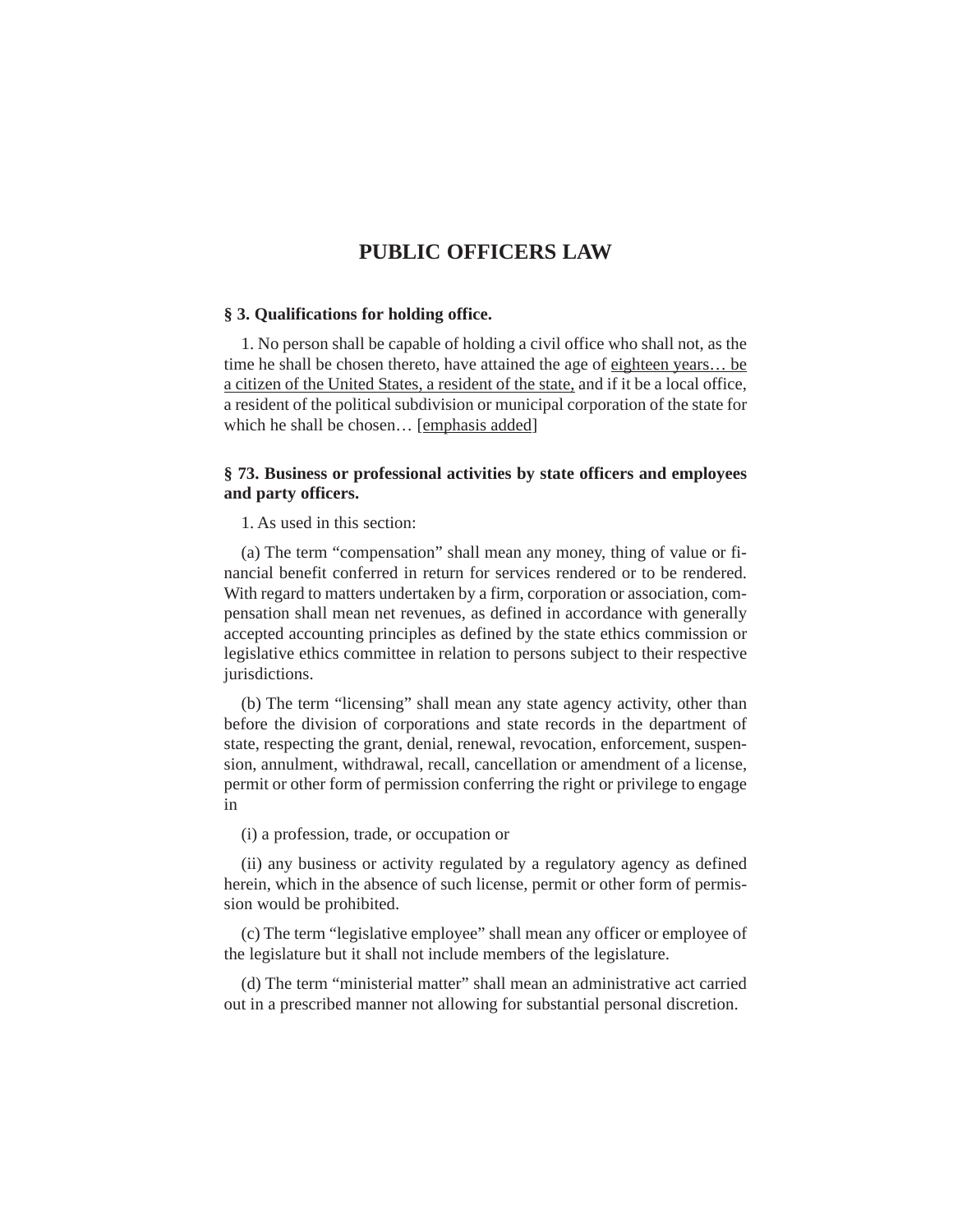# PUBLIC OFFICERS LAW

### § 3. Qualifications for holding office.

1. No person shall be capable of holding a civil office who shall not, as the time he shall be chosen thereto, have attained the age of <u>eighteen years… be a citizen of the United States, a resident of the state,</u> and if it be a local office, a resident of the political subdivision or municipal corporation of the state for which he shall be chosen… [<u>emphasis added</u>]

### § 73. Business or professional activities by state officers and employees and party officers.

1. As used in this section:

(a) The term "compensation" shall mean any money, thing of value or financial benefit conferred in return for services rendered or to be rendered. With regard to matters undertaken by a firm, corporation or association, compensation shall mean net revenues, as defined in accordance with generally accepted accounting principles as defined by the state ethics commission or legislative ethics committee in relation to persons subject to their respective jurisdictions.

(b) The term "licensing" shall mean any state agency activity, other than before the division of corporations and state records in the department of state, respecting the grant, denial, renewal, revocation, enforcement, suspension, annulment, withdrawal, recall, cancellation or amendment of a license, permit or other form of permission conferring the right or privilege to engage in

(i) a profession, trade, or occupation or

(ii) any business or activity regulated by a regulatory agency as defined herein, which in the absence of such license, permit or other form of permission would be prohibited.

(c) The term "legislative employee" shall mean any officer or employee of the legislature but it shall not include members of the legislature.

(d) The term "ministerial matter" shall mean an administrative act carried out in a prescribed manner not allowing for substantial personal discretion.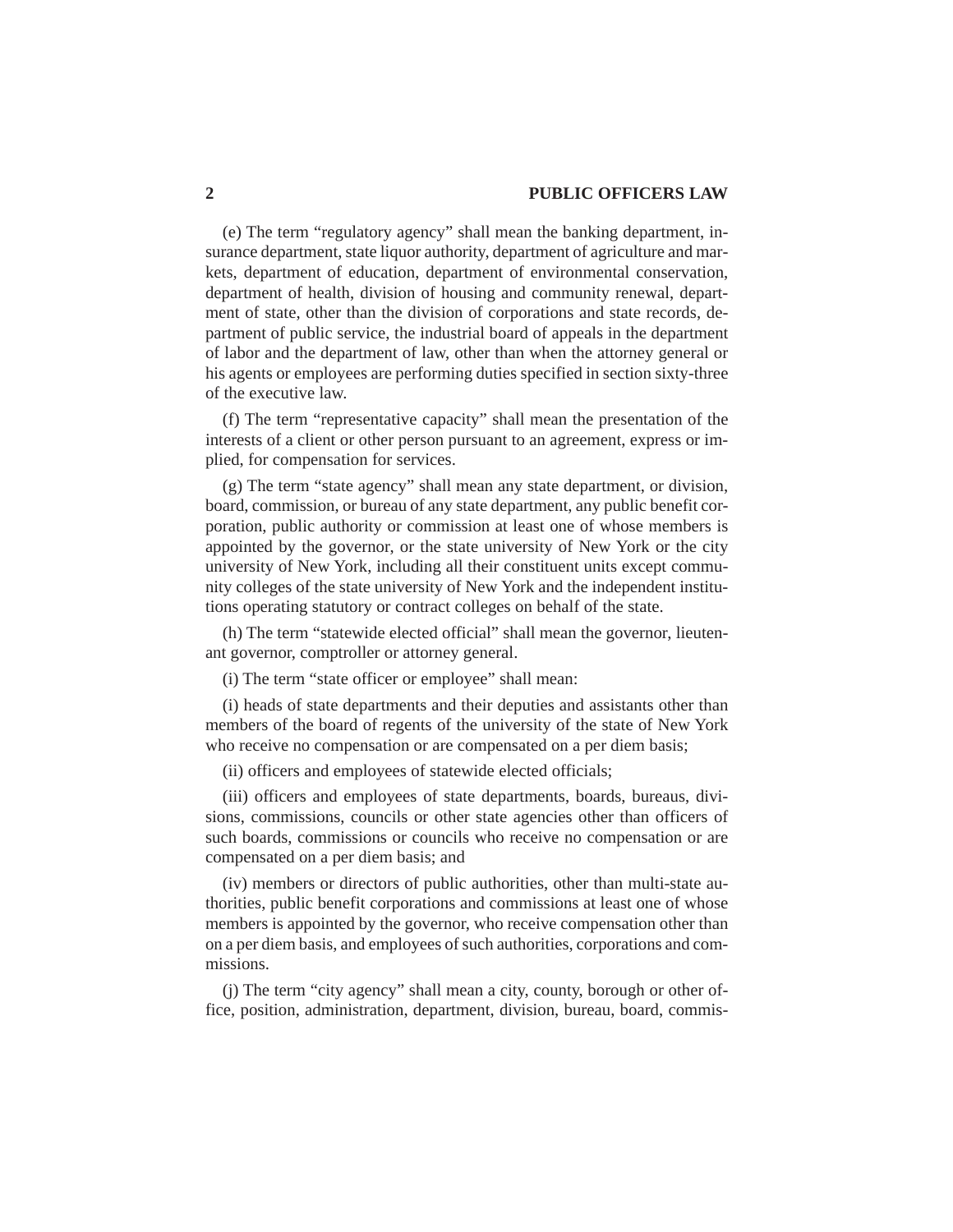(e) The term "regulatory agency" shall mean the banking department, insurance department, state liquor authority, department of agriculture and markets, department of education, department of environmental conservation, department of health, division of housing and community renewal, department of state, other than the division of corporations and state records, department of public service, the industrial board of appeals in the department of labor and the department of law, other than when the attorney general or his agents or employees are performing duties specified in section sixty-three of the executive law.

(f) The term "representative capacity" shall mean the presentation of the interests of a client or other person pursuant to an agreement, express or implied, for compensation for services.

(g) The term "state agency" shall mean any state department, or division, board, commission, or bureau of any state department, any public benefit corporation, public authority or commission at least one of whose members is appointed by the governor, or the state university of New York or the city university of New York, including all their constituent units except community colleges of the state university of New York and the independent institutions operating statutory or contract colleges on behalf of the state.

(h) The term "statewide elected official" shall mean the governor, lieutenant governor, comptroller or attorney general.

(i) The term "state officer or employee" shall mean:

(i) heads of state departments and their deputies and assistants other than members of the board of regents of the university of the state of New York who receive no compensation or are compensated on a per diem basis;

(ii) officers and employees of statewide elected officials;

(iii) officers and employees of state departments, boards, bureaus, divisions, commissions, councils or other state agencies other than officers of such boards, commissions or councils who receive no compensation or are compensated on a per diem basis; and

(iv) members or directors of public authorities, other than multi-state authorities, public benefit corporations and commissions at least one of whose members is appointed by the governor, who receive compensation other than on a per diem basis, and employees of such authorities, corporations and commissions.

(j) The term "city agency" shall mean a city, county, borough or other office, position, administration, department, division, bureau, board, commis-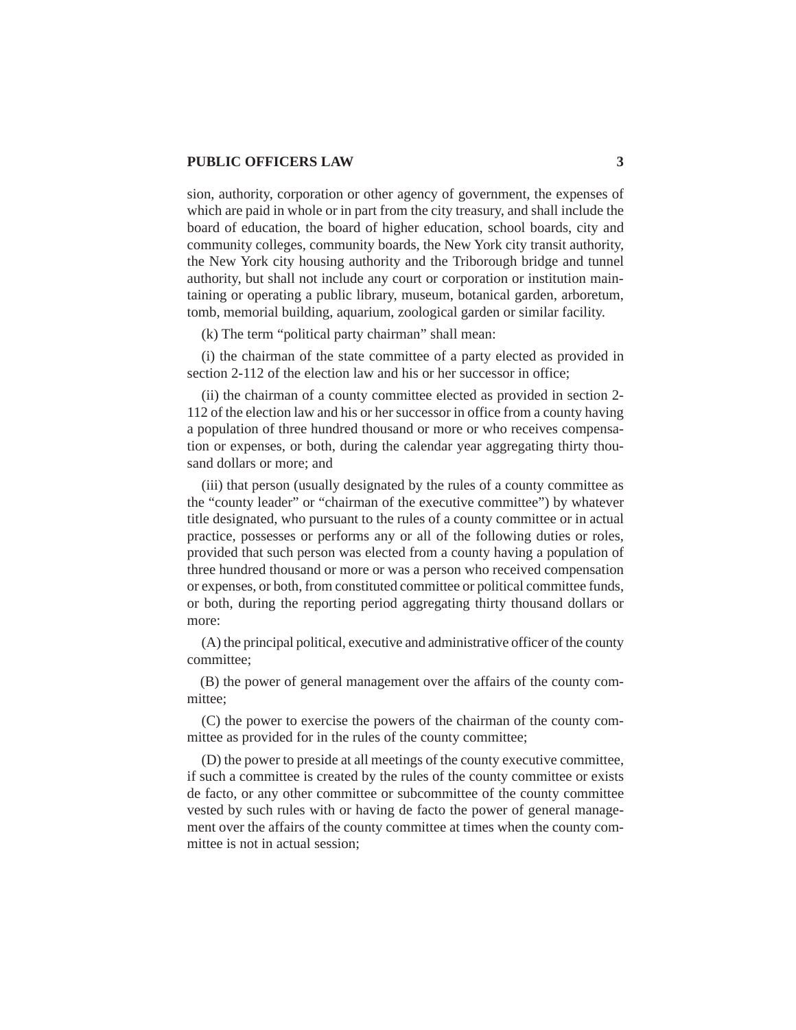sion, authority, corporation or other agency of government, the expenses of which are paid in whole or in part from the city treasury, and shall include the board of education, the board of higher education, school boards, city and community colleges, community boards, the New York city transit authority, the New York city housing authority and the Triborough bridge and tunnel authority, but shall not include any court or corporation or institution maintaining or operating a public library, museum, botanical garden, arboretum, tomb, memorial building, aquarium, zoological garden or similar facility.

(k) The term "political party chairman" shall mean:

(i) the chairman of the state committee of a party elected as provided in section 2-112 of the election law and his or her successor in office;

(ii) the chairman of a county committee elected as provided in section 2-112 of the election law and his or her successor in office from a county having a population of three hundred thousand or more or who receives compensation or expenses, or both, during the calendar year aggregating thirty thousand dollars or more; and

(iii) that person (usually designated by the rules of a county committee as the "county leader" or "chairman of the executive committee") by whatever title designated, who pursuant to the rules of a county committee or in actual practice, possesses or performs any or all of the following duties or roles, provided that such person was elected from a county having a population of three hundred thousand or more or was a person who received compensation or expenses, or both, from constituted committee or political committee funds, or both, during the reporting period aggregating thirty thousand dollars or more:

(A) the principal political, executive and administrative officer of the county committee;

(B) the power of general management over the affairs of the county committee;

(C) the power to exercise the powers of the chairman of the county committee as provided for in the rules of the county committee;

(D) the power to preside at all meetings of the county executive committee, if such a committee is created by the rules of the county committee or exists de facto, or any other committee or subcommittee of the county committee vested by such rules with or having de facto the power of general management over the affairs of the county committee at times when the county committee is not in actual session;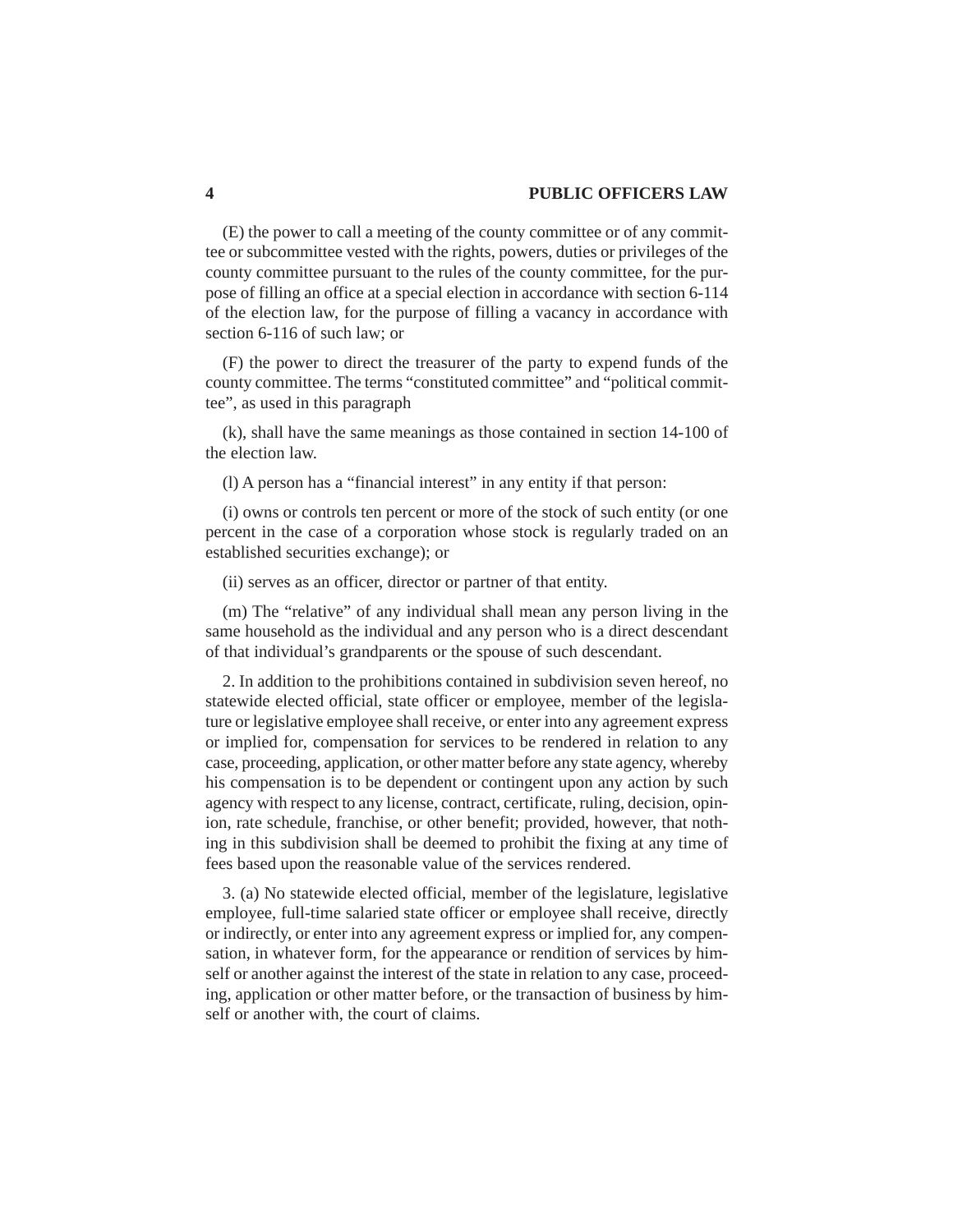(E) the power to call a meeting of the county committee or of any committee or subcommittee vested with the rights, powers, duties or privileges of the county committee pursuant to the rules of the county committee, for the purpose of filling an office at a special election in accordance with section 6-114 of the election law, for the purpose of filling a vacancy in accordance with section 6-116 of such law; or

(F) the power to direct the treasurer of the party to expend funds of the county committee. The terms "constituted committee" and "political committee", as used in this paragraph

(k), shall have the same meanings as those contained in section 14-100 of the election law.

(l) A person has a "financial interest" in any entity if that person:

(i) owns or controls ten percent or more of the stock of such entity (or one percent in the case of a corporation whose stock is regularly traded on an established securities exchange); or

(ii) serves as an officer, director or partner of that entity.

(m) The "relative" of any individual shall mean any person living in the same household as the individual and any person who is a direct descendant of that individual's grandparents or the spouse of such descendant.

2. In addition to the prohibitions contained in subdivision seven hereof, no statewide elected official, state officer or employee, member of the legislature or legislative employee shall receive, or enter into any agreement express or implied for, compensation for services to be rendered in relation to any case, proceeding, application, or other matter before any state agency, whereby his compensation is to be dependent or contingent upon any action by such agency with respect to any license, contract, certificate, ruling, decision, opinion, rate schedule, franchise, or other benefit; provided, however, that nothing in this subdivision shall be deemed to prohibit the fixing at any time of fees based upon the reasonable value of the services rendered.

3. (a) No statewide elected official, member of the legislature, legislative employee, full-time salaried state officer or employee shall receive, directly or indirectly, or enter into any agreement express or implied for, any compensation, in whatever form, for the appearance or rendition of services by himself or another against the interest of the state in relation to any case, proceeding, application or other matter before, or the transaction of business by himself or another with, the court of claims.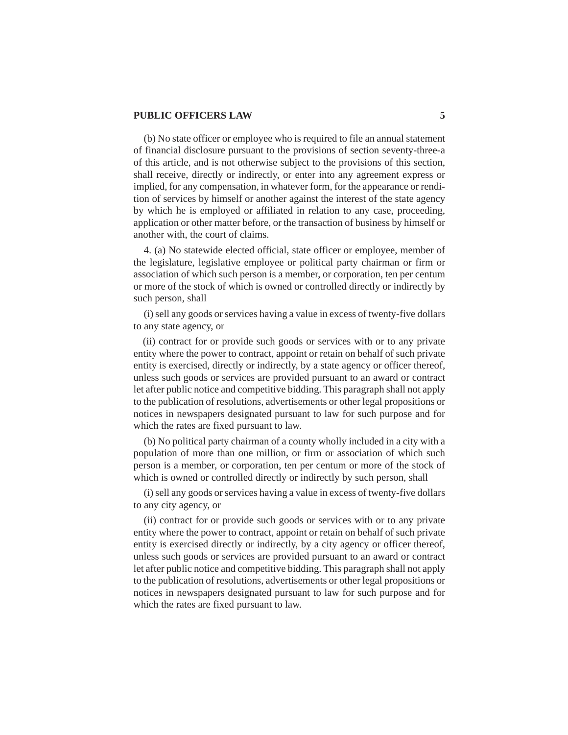(b) No state officer or employee who is required to file an annual statement of financial disclosure pursuant to the provisions of section seventy-three-a of this article, and is not otherwise subject to the provisions of this section, shall receive, directly or indirectly, or enter into any agreement express or implied, for any compensation, in whatever form, for the appearance or rendition of services by himself or another against the interest of the state agency by which he is employed or affiliated in relation to any case, proceeding, application or other matter before, or the transaction of business by himself or another with, the court of claims.

4. (a) No statewide elected official, state officer or employee, member of the legislature, legislative employee or political party chairman or firm or association of which such person is a member, or corporation, ten per centum or more of the stock of which is owned or controlled directly or indirectly by such person, shall

(i) sell any goods or services having a value in excess of twenty-five dollars to any state agency, or

(ii) contract for or provide such goods or services with or to any private entity where the power to contract, appoint or retain on behalf of such private entity is exercised, directly or indirectly, by a state agency or officer thereof, unless such goods or services are provided pursuant to an award or contract let after public notice and competitive bidding. This paragraph shall not apply to the publication of resolutions, advertisements or other legal propositions or notices in newspapers designated pursuant to law for such purpose and for which the rates are fixed pursuant to law.

(b) No political party chairman of a county wholly included in a city with a population of more than one million, or firm or association of which such person is a member, or corporation, ten per centum or more of the stock of which is owned or controlled directly or indirectly by such person, shall

(i) sell any goods or services having a value in excess of twenty-five dollars to any city agency, or

(ii) contract for or provide such goods or services with or to any private entity where the power to contract, appoint or retain on behalf of such private entity is exercised directly or indirectly, by a city agency or officer thereof, unless such goods or services are provided pursuant to an award or contract let after public notice and competitive bidding. This paragraph shall not apply to the publication of resolutions, advertisements or other legal propositions or notices in newspapers designated pursuant to law for such purpose and for which the rates are fixed pursuant to law.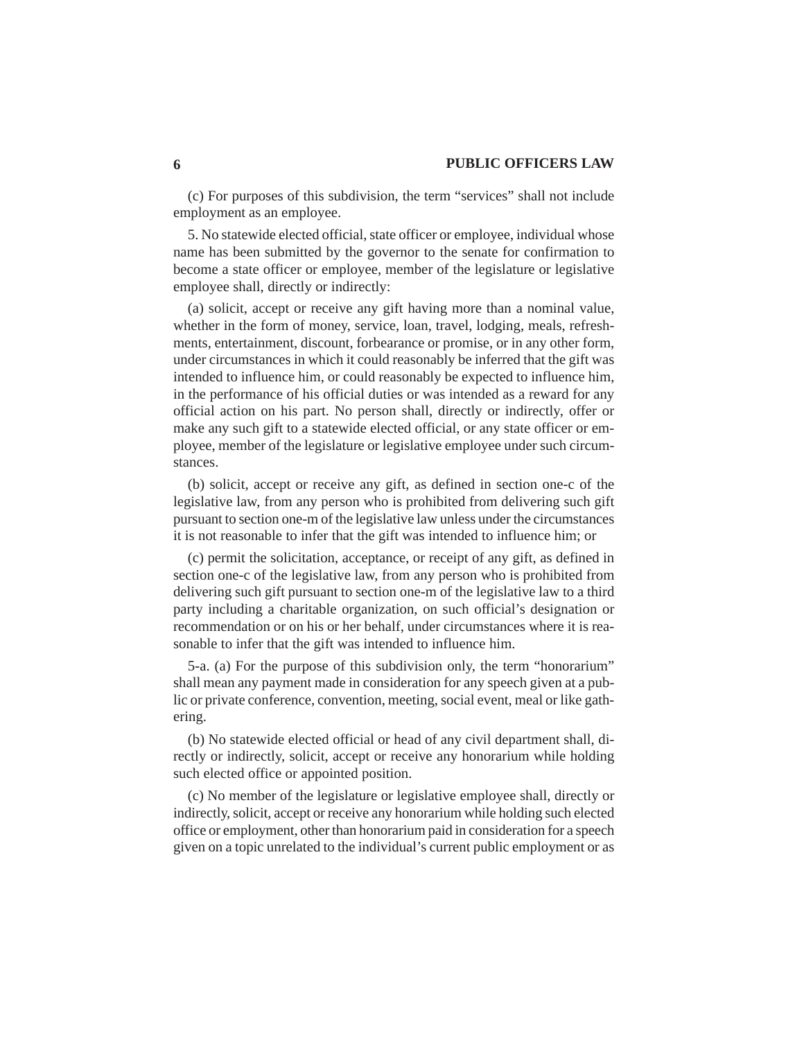(c) For purposes of this subdivision, the term “services” shall not include employment as an employee.

5. No statewide elected official, state officer or employee, individual whose name has been submitted by the governor to the senate for confirmation to become a state officer or employee, member of the legislature or legislative employee shall, directly or indirectly:

(a) solicit, accept or receive any gift having more than a nominal value, whether in the form of money, service, loan, travel, lodging, meals, refreshments, entertainment, discount, forbearance or promise, or in any other form, under circumstances in which it could reasonably be inferred that the gift was intended to influence him, or could reasonably be expected to influence him, in the performance of his official duties or was intended as a reward for any official action on his part. No person shall, directly or indirectly, offer or make any such gift to a statewide elected official, or any state officer or employee, member of the legislature or legislative employee under such circumstances.

(b) solicit, accept or receive any gift, as defined in section one-c of the legislative law, from any person who is prohibited from delivering such gift pursuant to section one-m of the legislative law unless under the circumstances it is not reasonable to infer that the gift was intended to influence him; or

(c) permit the solicitation, acceptance, or receipt of any gift, as defined in section one-c of the legislative law, from any person who is prohibited from delivering such gift pursuant to section one-m of the legislative law to a third party including a charitable organization, on such official’s designation or recommendation or on his or her behalf, under circumstances where it is reasonable to infer that the gift was intended to influence him.

5-a. (a) For the purpose of this subdivision only, the term “honorarium” shall mean any payment made in consideration for any speech given at a public or private conference, convention, meeting, social event, meal or like gathering.

(b) No statewide elected official or head of any civil department shall, directly or indirectly, solicit, accept or receive any honorarium while holding such elected office or appointed position.

(c) No member of the legislature or legislative employee shall, directly or indirectly, solicit, accept or receive any honorarium while holding such elected office or employment, other than honorarium paid in consideration for a speech given on a topic unrelated to the individual’s current public employment or as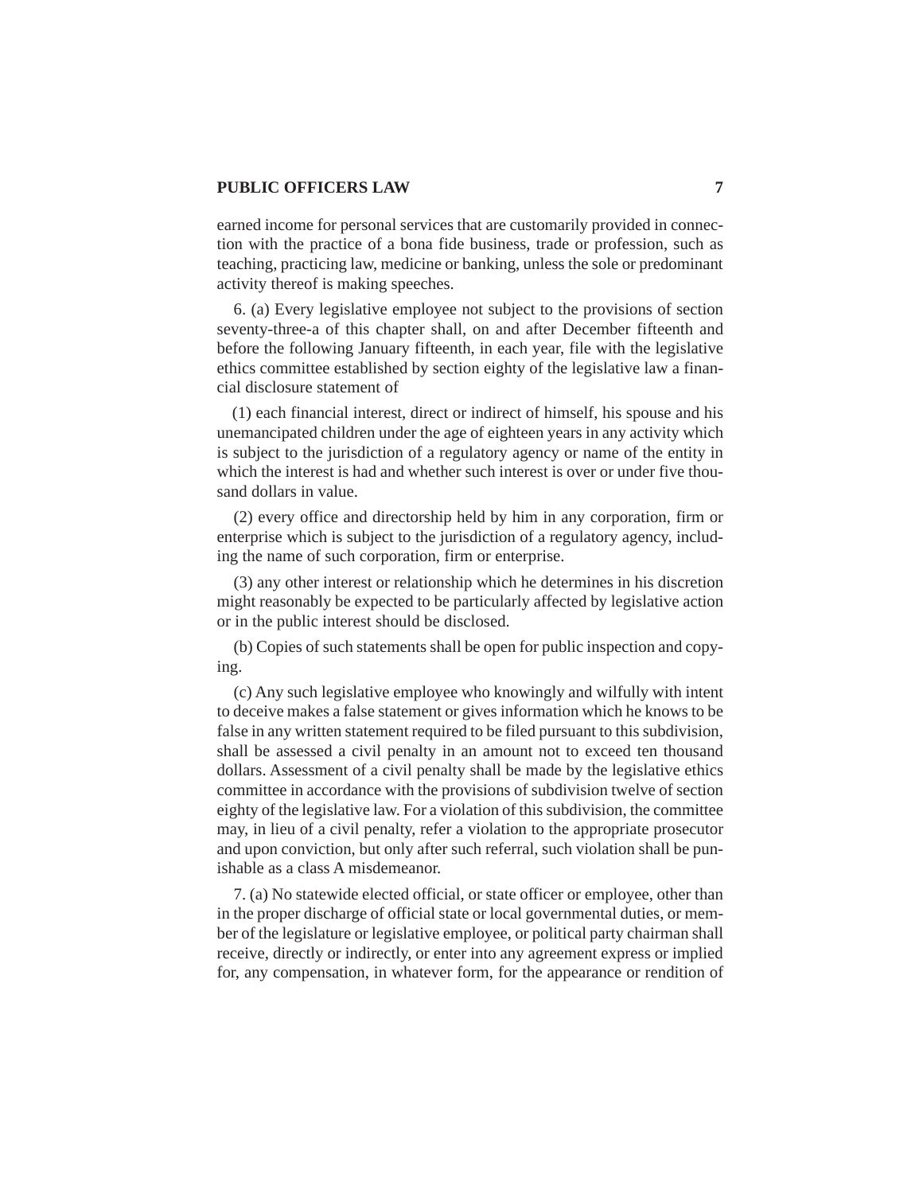earned income for personal services that are customarily provided in connection with the practice of a bona fide business, trade or profession, such as teaching, practicing law, medicine or banking, unless the sole or predominant activity thereof is making speeches.

6. (a) Every legislative employee not subject to the provisions of section seventy-three-a of this chapter shall, on and after December fifteenth and before the following January fifteenth, in each year, file with the legislative ethics committee established by section eighty of the legislative law a financial disclosure statement of

(1) each financial interest, direct or indirect of himself, his spouse and his unemancipated children under the age of eighteen years in any activity which is subject to the jurisdiction of a regulatory agency or name of the entity in which the interest is had and whether such interest is over or under five thousand dollars in value.

(2) every office and directorship held by him in any corporation, firm or enterprise which is subject to the jurisdiction of a regulatory agency, including the name of such corporation, firm or enterprise.

(3) any other interest or relationship which he determines in his discretion might reasonably be expected to be particularly affected by legislative action or in the public interest should be disclosed.

(b) Copies of such statements shall be open for public inspection and copying.

(c) Any such legislative employee who knowingly and wilfully with intent to deceive makes a false statement or gives information which he knows to be false in any written statement required to be filed pursuant to this subdivision, shall be assessed a civil penalty in an amount not to exceed ten thousand dollars. Assessment of a civil penalty shall be made by the legislative ethics committee in accordance with the provisions of subdivision twelve of section eighty of the legislative law. For a violation of this subdivision, the committee may, in lieu of a civil penalty, refer a violation to the appropriate prosecutor and upon conviction, but only after such referral, such violation shall be punishable as a class A misdemeanor.

7. (a) No statewide elected official, or state officer or employee, other than in the proper discharge of official state or local governmental duties, or member of the legislature or legislative employee, or political party chairman shall receive, directly or indirectly, or enter into any agreement express or implied for, any compensation, in whatever form, for the appearance or rendition of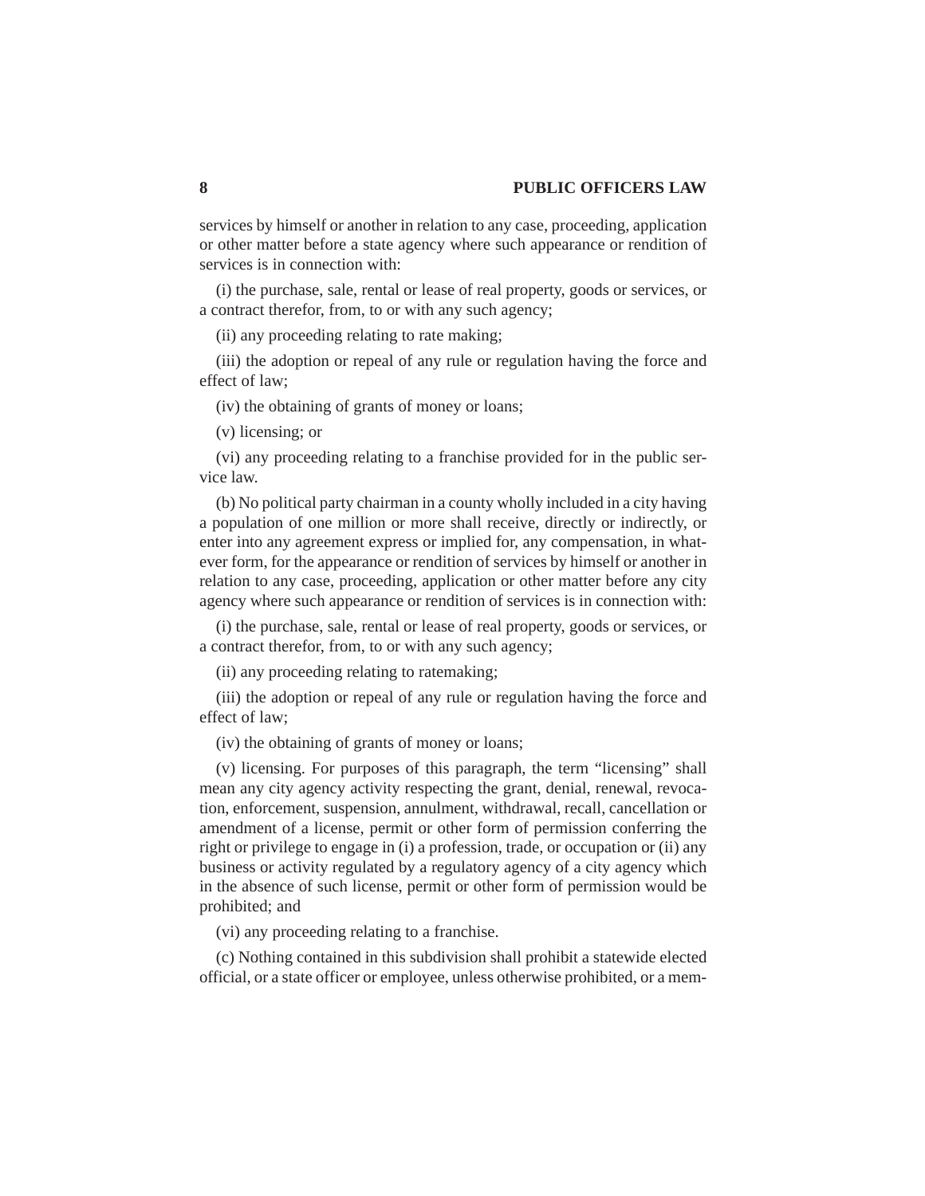services by himself or another in relation to any case, proceeding, application or other matter before a state agency where such appearance or rendition of services is in connection with:

(i) the purchase, sale, rental or lease of real property, goods or services, or a contract therefor, from, to or with any such agency;

(ii) any proceeding relating to rate making;

(iii) the adoption or repeal of any rule or regulation having the force and effect of law;

(iv) the obtaining of grants of money or loans;

(v) licensing; or

(vi) any proceeding relating to a franchise provided for in the public service law.

(b) No political party chairman in a county wholly included in a city having a population of one million or more shall receive, directly or indirectly, or enter into any agreement express or implied for, any compensation, in whatever form, for the appearance or rendition of services by himself or another in relation to any case, proceeding, application or other matter before any city agency where such appearance or rendition of services is in connection with:

(i) the purchase, sale, rental or lease of real property, goods or services, or a contract therefor, from, to or with any such agency;

(ii) any proceeding relating to ratemaking;

(iii) the adoption or repeal of any rule or regulation having the force and effect of law;

(iv) the obtaining of grants of money or loans;

(v) licensing. For purposes of this paragraph, the term "licensing" shall mean any city agency activity respecting the grant, denial, renewal, revocation, enforcement, suspension, annulment, withdrawal, recall, cancellation or amendment of a license, permit or other form of permission conferring the right or privilege to engage in (i) a profession, trade, or occupation or (ii) any business or activity regulated by a regulatory agency of a city agency which in the absence of such license, permit or other form of permission would be prohibited; and

(vi) any proceeding relating to a franchise.

(c) Nothing contained in this subdivision shall prohibit a statewide elected official, or a state officer or employee, unless otherwise prohibited, or a mem-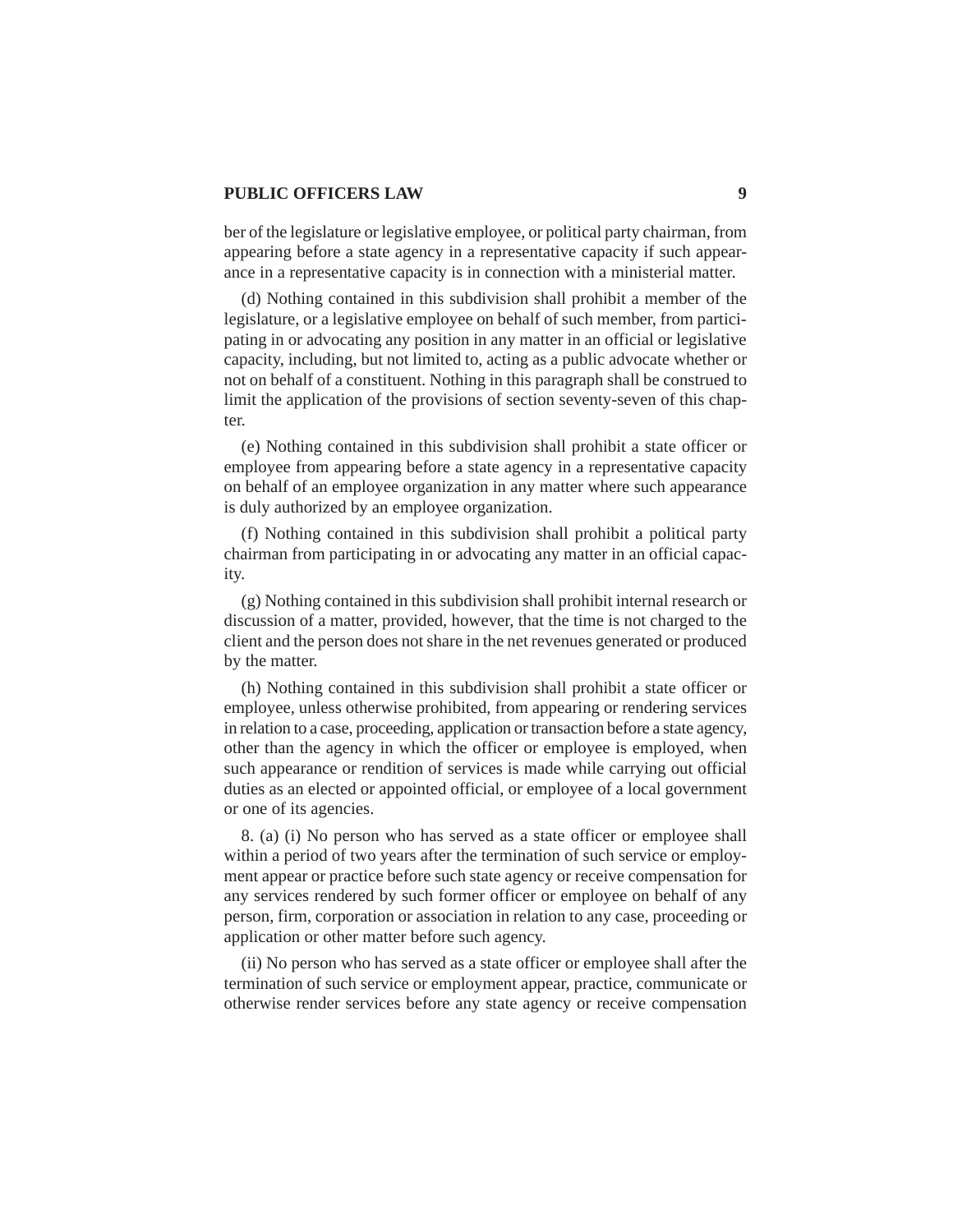ber of the legislature or legislative employee, or political party chairman, from appearing before a state agency in a representative capacity if such appearance in a representative capacity is in connection with a ministerial matter.

(d) Nothing contained in this subdivision shall prohibit a member of the legislature, or a legislative employee on behalf of such member, from participating in or advocating any position in any matter in an official or legislative capacity, including, but not limited to, acting as a public advocate whether or not on behalf of a constituent. Nothing in this paragraph shall be construed to limit the application of the provisions of section seventy-seven of this chapter.

(e) Nothing contained in this subdivision shall prohibit a state officer or employee from appearing before a state agency in a representative capacity on behalf of an employee organization in any matter where such appearance is duly authorized by an employee organization.

(f) Nothing contained in this subdivision shall prohibit a political party chairman from participating in or advocating any matter in an official capacity.

(g) Nothing contained in this subdivision shall prohibit internal research or discussion of a matter, provided, however, that the time is not charged to the client and the person does not share in the net revenues generated or produced by the matter.

(h) Nothing contained in this subdivision shall prohibit a state officer or employee, unless otherwise prohibited, from appearing or rendering services in relation to a case, proceeding, application or transaction before a state agency, other than the agency in which the officer or employee is employed, when such appearance or rendition of services is made while carrying out official duties as an elected or appointed official, or employee of a local government or one of its agencies.

8. (a) (i) No person who has served as a state officer or employee shall within a period of two years after the termination of such service or employment appear or practice before such state agency or receive compensation for any services rendered by such former officer or employee on behalf of any person, firm, corporation or association in relation to any case, proceeding or application or other matter before such agency.

(ii) No person who has served as a state officer or employee shall after the termination of such service or employment appear, practice, communicate or otherwise render services before any state agency or receive compensation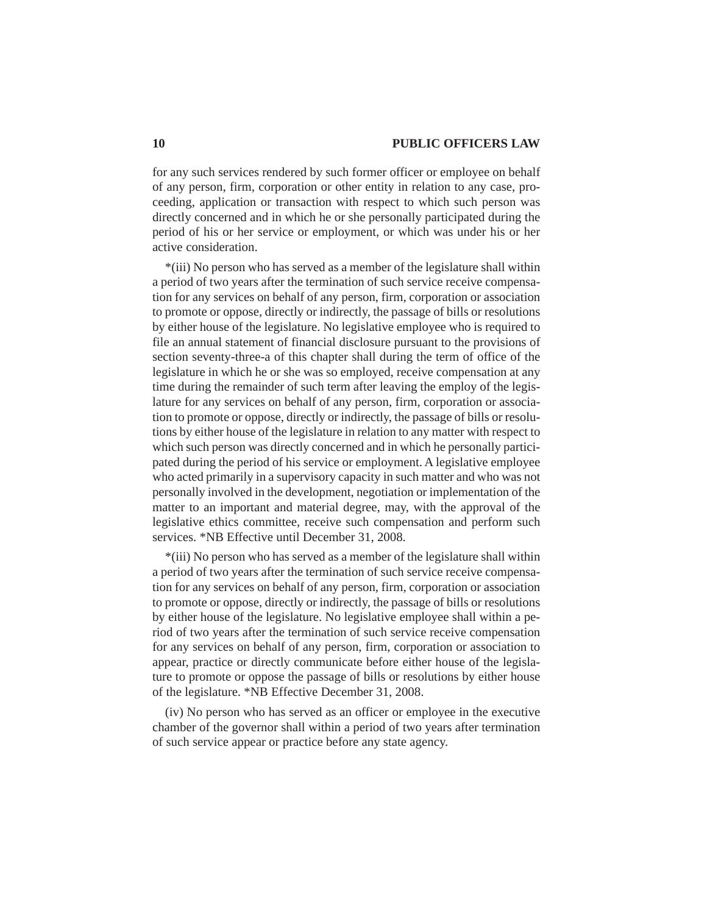for any such services rendered by such former officer or employee on behalf of any person, firm, corporation or other entity in relation to any case, proceeding, application or transaction with respect to which such person was directly concerned and in which he or she personally participated during the period of his or her service or employment, or which was under his or her active consideration.

*(iii) No person who has served as a member of the legislature shall within a period of two years after the termination of such service receive compensation for any services on behalf of any person, firm, corporation or association to promote or oppose, directly or indirectly, the passage of bills or resolutions by either house of the legislature. No legislative employee who is required to file an annual statement of financial disclosure pursuant to the provisions of section seventy-three-a of this chapter shall during the term of office of the legislature in which he or she was so employed, receive compensation at any time during the remainder of such term after leaving the employ of the legislature for any services on behalf of any person, firm, corporation or association to promote or oppose, directly or indirectly, the passage of bills or resolutions by either house of the legislature in relation to any matter with respect to which such person was directly concerned and in which he personally participated during the period of his service or employment. A legislative employee who acted primarily in a supervisory capacity in such matter and who was not personally involved in the development, negotiation or implementation of the matter to an important and material degree, may, with the approval of the legislative ethics committee, receive such compensation and perform such services. *NB Effective until December 31, 2008.

*(iii) No person who has served as a member of the legislature shall within a period of two years after the termination of such service receive compensation for any services on behalf of any person, firm, corporation or association to promote or oppose, directly or indirectly, the passage of bills or resolutions by either house of the legislature. No legislative employee shall within a period of two years after the termination of such service receive compensation for any services on behalf of any person, firm, corporation or association to appear, practice or directly communicate before either house of the legislature to promote or oppose the passage of bills or resolutions by either house of the legislature. *NB Effective December 31, 2008.

(iv) No person who has served as an officer or employee in the executive chamber of the governor shall within a period of two years after termination of such service appear or practice before any state agency.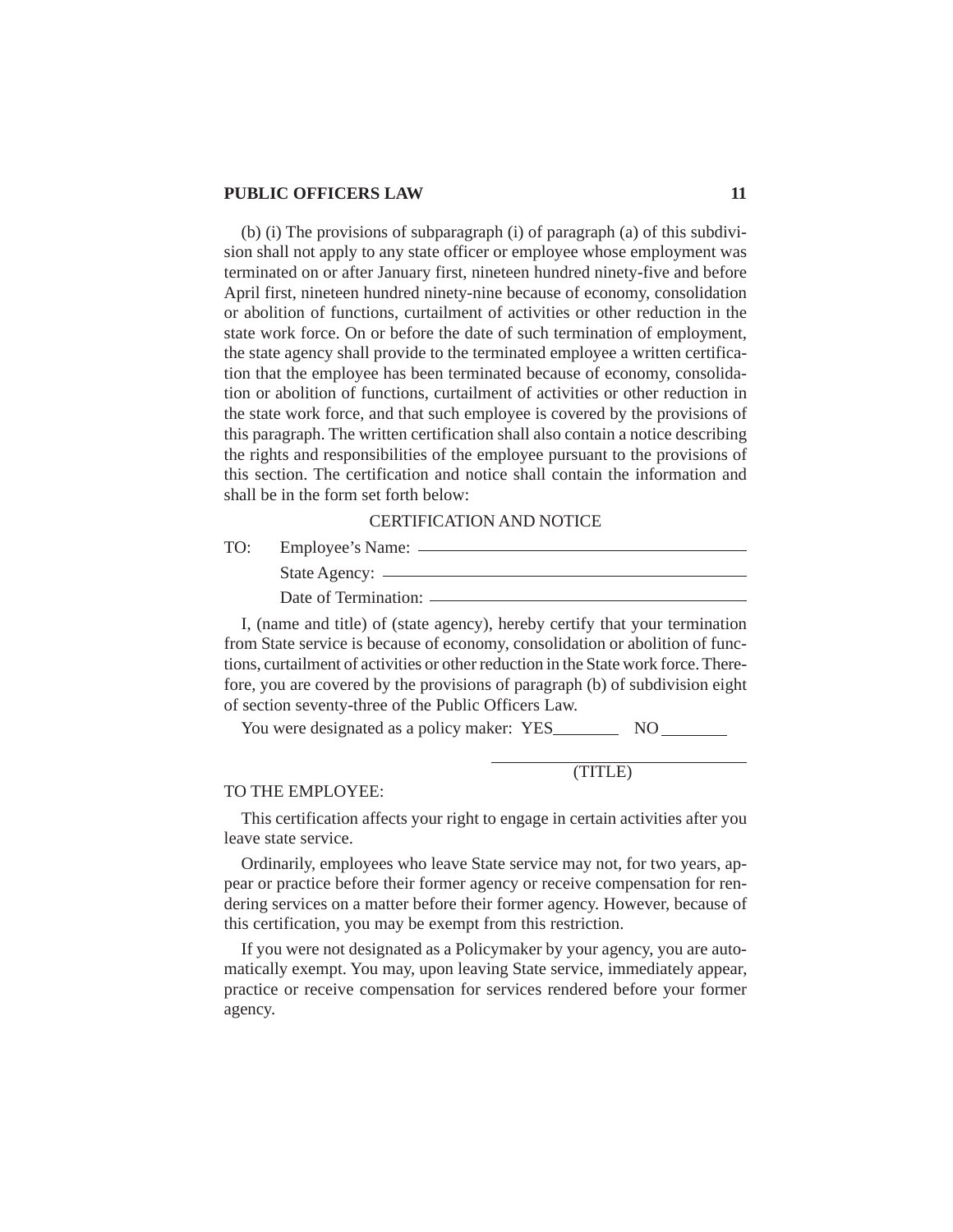(b) (i) The provisions of subparagraph (i) of paragraph (a) of this subdivision shall not apply to any state officer or employee whose employment was terminated on or after January first, nineteen hundred ninety-five and before April first, nineteen hundred ninety-nine because of economy, consolidation or abolition of functions, curtailment of activities or other reduction in the state work force. On or before the date of such termination of employment, the state agency shall provide to the terminated employee a written certification that the employee has been terminated because of economy, consolidation or abolition of functions, curtailment of activities or other reduction in the state work force, and that such employee is covered by the provisions of this paragraph. The written certification shall also contain a notice describing the rights and responsibilities of the employee pursuant to the provisions of this section. The certification and notice shall contain the information and shall be in the form set forth below:

CERTIFICATION AND NOTICE

TO: Employee's Name: \_\_\_\_\_\_\_\_\_\_\_\_\_\_\_\_\_\_\_\_\_\_\_\_

State Agency: \_\_\_\_\_\_\_\_\_\_\_\_\_\_\_\_\_\_\_\_\_\_\_\_

Date of Termination: \_\_\_\_\_\_\_\_\_\_\_\_\_\_\_\_\_\_\_\_\_\_\_\_

I, (name and title) of (state agency), hereby certify that your termination from State service is because of economy, consolidation or abolition of functions, curtailment of activities or other reduction in the State work force. Therefore, you are covered by the provisions of paragraph (b) of subdivision eight of section seventy-three of the Public Officers Law.

You were designated as a policy maker: YES\_\_\_\_\_\_\_\_ NO \_\_\_\_\_\_\_\_

\_\_\_\_\_\_\_\_\_\_\_\_\_\_\_\_\_\_\_\_\_\_\_\_
(TITLE)

TO THE EMPLOYEE:

This certification affects your right to engage in certain activities after you leave state service.

Ordinarily, employees who leave State service may not, for two years, appear or practice before their former agency or receive compensation for rendering services on a matter before their former agency. However, because of this certification, you may be exempt from this restriction.

If you were not designated as a Policymaker by your agency, you are automatically exempt. You may, upon leaving State service, immediately appear, practice or receive compensation for services rendered before your former agency.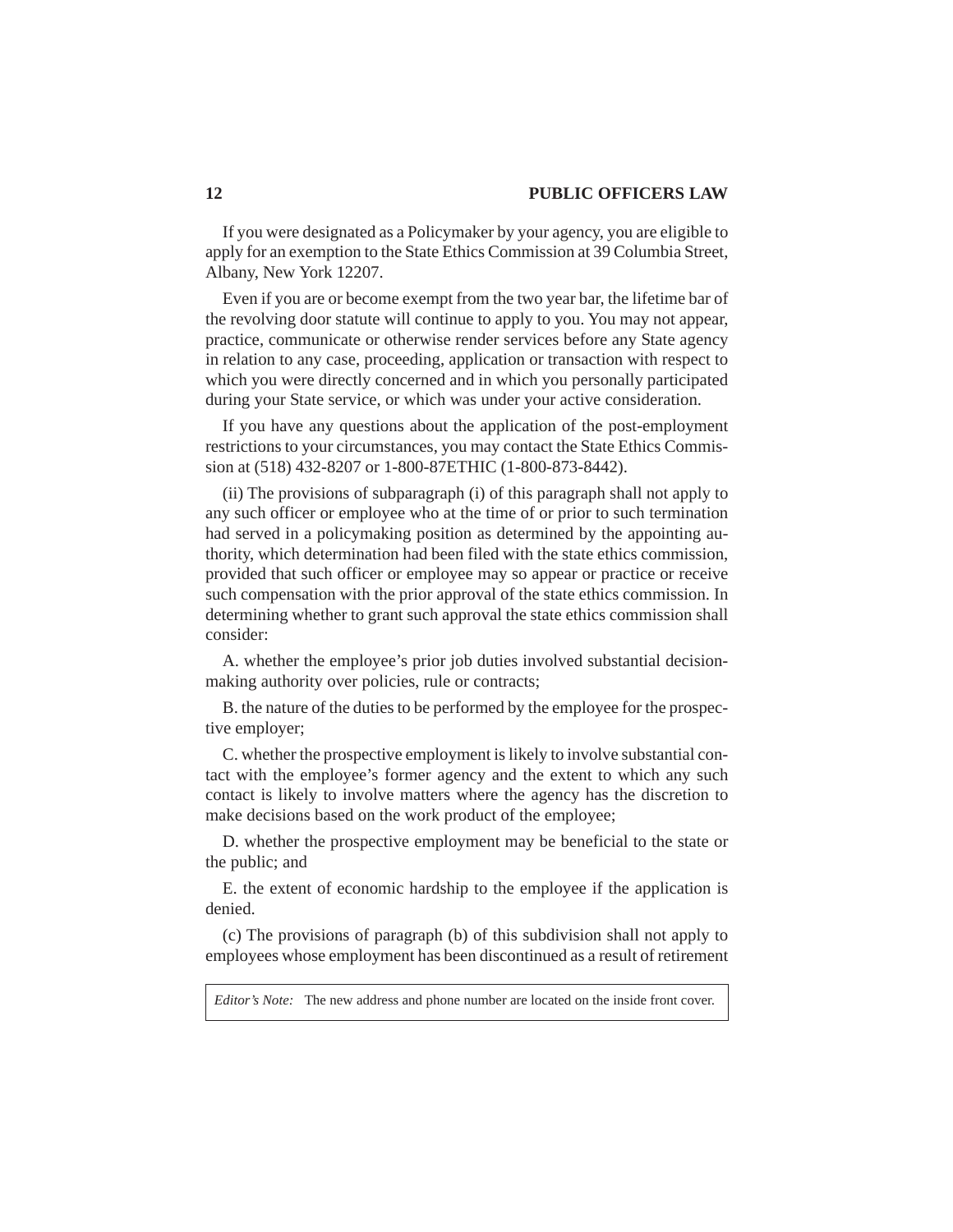If you were designated as a Policymaker by your agency, you are eligible to apply for an exemption to the State Ethics Commission at 39 Columbia Street, Albany, New York 12207.

Even if you are or become exempt from the two year bar, the lifetime bar of the revolving door statute will continue to apply to you. You may not appear, practice, communicate or otherwise render services before any State agency in relation to any case, proceeding, application or transaction with respect to which you were directly concerned and in which you personally participated during your State service, or which was under your active consideration.

If you have any questions about the application of the post-employment restrictions to your circumstances, you may contact the State Ethics Commission at (518) 432-8207 or 1-800-87ETHIC (1-800-873-8442).

(ii) The provisions of subparagraph (i) of this paragraph shall not apply to any such officer or employee who at the time of or prior to such termination had served in a policymaking position as determined by the appointing authority, which determination had been filed with the state ethics commission, provided that such officer or employee may so appear or practice or receive such compensation with the prior approval of the state ethics commission. In determining whether to grant such approval the state ethics commission shall consider:

A. whether the employee's prior job duties involved substantial decision-making authority over policies, rule or contracts;

B. the nature of the duties to be performed by the employee for the prospective employer;

C. whether the prospective employment is likely to involve substantial contact with the employee's former agency and the extent to which any such contact is likely to involve matters where the agency has the discretion to make decisions based on the work product of the employee;

D. whether the prospective employment may be beneficial to the state or the public; and

E. the extent of economic hardship to the employee if the application is denied.

(c) The provisions of paragraph (b) of this subdivision shall not apply to employees whose employment has been discontinued as a result of retirement

*Editor's Note:* The new address and phone number are located on the inside front cover.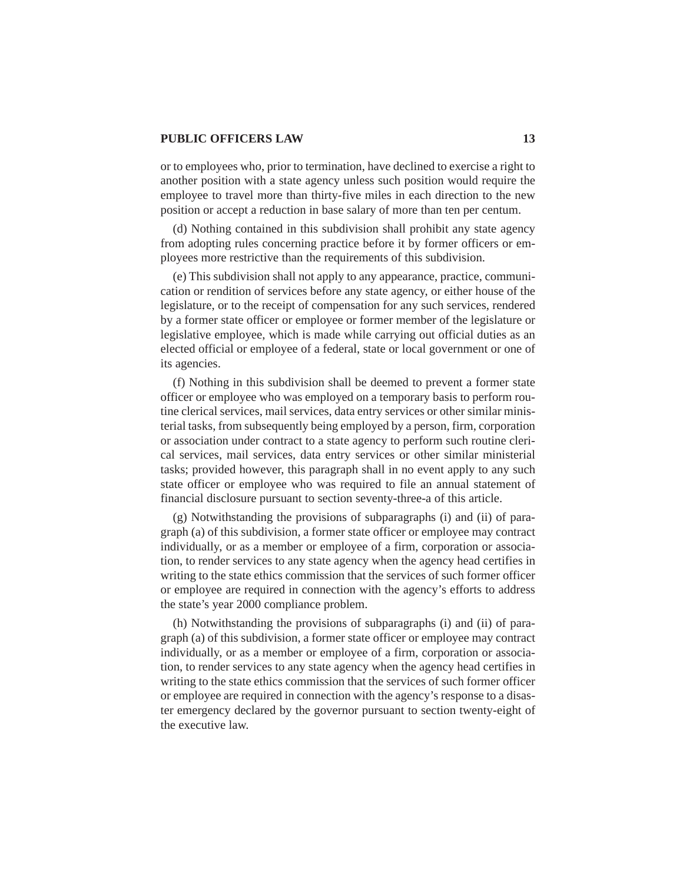or to employees who, prior to termination, have declined to exercise a right to another position with a state agency unless such position would require the employee to travel more than thirty-five miles in each direction to the new position or accept a reduction in base salary of more than ten per centum.

(d) Nothing contained in this subdivision shall prohibit any state agency from adopting rules concerning practice before it by former officers or employees more restrictive than the requirements of this subdivision.

(e) This subdivision shall not apply to any appearance, practice, communication or rendition of services before any state agency, or either house of the legislature, or to the receipt of compensation for any such services, rendered by a former state officer or employee or former member of the legislature or legislative employee, which is made while carrying out official duties as an elected official or employee of a federal, state or local government or one of its agencies.

(f) Nothing in this subdivision shall be deemed to prevent a former state officer or employee who was employed on a temporary basis to perform routine clerical services, mail services, data entry services or other similar ministerial tasks, from subsequently being employed by a person, firm, corporation or association under contract to a state agency to perform such routine clerical services, mail services, data entry services or other similar ministerial tasks; provided however, this paragraph shall in no event apply to any such state officer or employee who was required to file an annual statement of financial disclosure pursuant to section seventy-three-a of this article.

(g) Notwithstanding the provisions of subparagraphs (i) and (ii) of paragraph (a) of this subdivision, a former state officer or employee may contract individually, or as a member or employee of a firm, corporation or association, to render services to any state agency when the agency head certifies in writing to the state ethics commission that the services of such former officer or employee are required in connection with the agency's efforts to address the state's year 2000 compliance problem.

(h) Notwithstanding the provisions of subparagraphs (i) and (ii) of paragraph (a) of this subdivision, a former state officer or employee may contract individually, or as a member or employee of a firm, corporation or association, to render services to any state agency when the agency head certifies in writing to the state ethics commission that the services of such former officer or employee are required in connection with the agency's response to a disaster emergency declared by the governor pursuant to section twenty-eight of the executive law.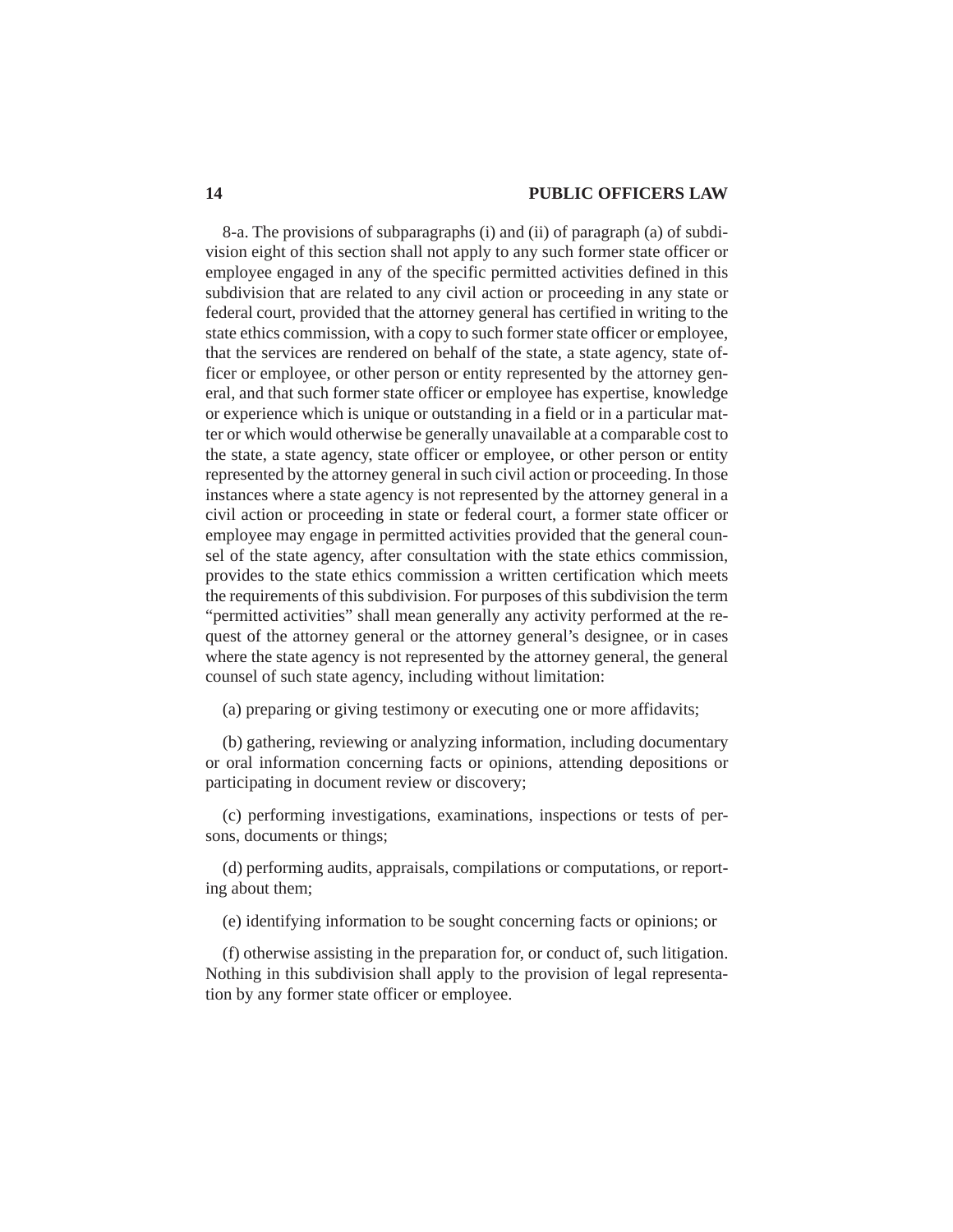8-a. The provisions of subparagraphs (i) and (ii) of paragraph (a) of subdivision eight of this section shall not apply to any such former state officer or employee engaged in any of the specific permitted activities defined in this subdivision that are related to any civil action or proceeding in any state or federal court, provided that the attorney general has certified in writing to the state ethics commission, with a copy to such former state officer or employee, that the services are rendered on behalf of the state, a state agency, state officer or employee, or other person or entity represented by the attorney general, and that such former state officer or employee has expertise, knowledge or experience which is unique or outstanding in a field or in a particular matter or which would otherwise be generally unavailable at a comparable cost to the state, a state agency, state officer or employee, or other person or entity represented by the attorney general in such civil action or proceeding. In those instances where a state agency is not represented by the attorney general in a civil action or proceeding in state or federal court, a former state officer or employee may engage in permitted activities provided that the general counsel of the state agency, after consultation with the state ethics commission, provides to the state ethics commission a written certification which meets the requirements of this subdivision. For purposes of this subdivision the term "permitted activities" shall mean generally any activity performed at the request of the attorney general or the attorney general's designee, or in cases where the state agency is not represented by the attorney general, the general counsel of such state agency, including without limitation:

(a) preparing or giving testimony or executing one or more affidavits;

(b) gathering, reviewing or analyzing information, including documentary or oral information concerning facts or opinions, attending depositions or participating in document review or discovery;

(c) performing investigations, examinations, inspections or tests of persons, documents or things;

(d) performing audits, appraisals, compilations or computations, or reporting about them;

(e) identifying information to be sought concerning facts or opinions; or

(f) otherwise assisting in the preparation for, or conduct of, such litigation. Nothing in this subdivision shall apply to the provision of legal representation by any former state officer or employee.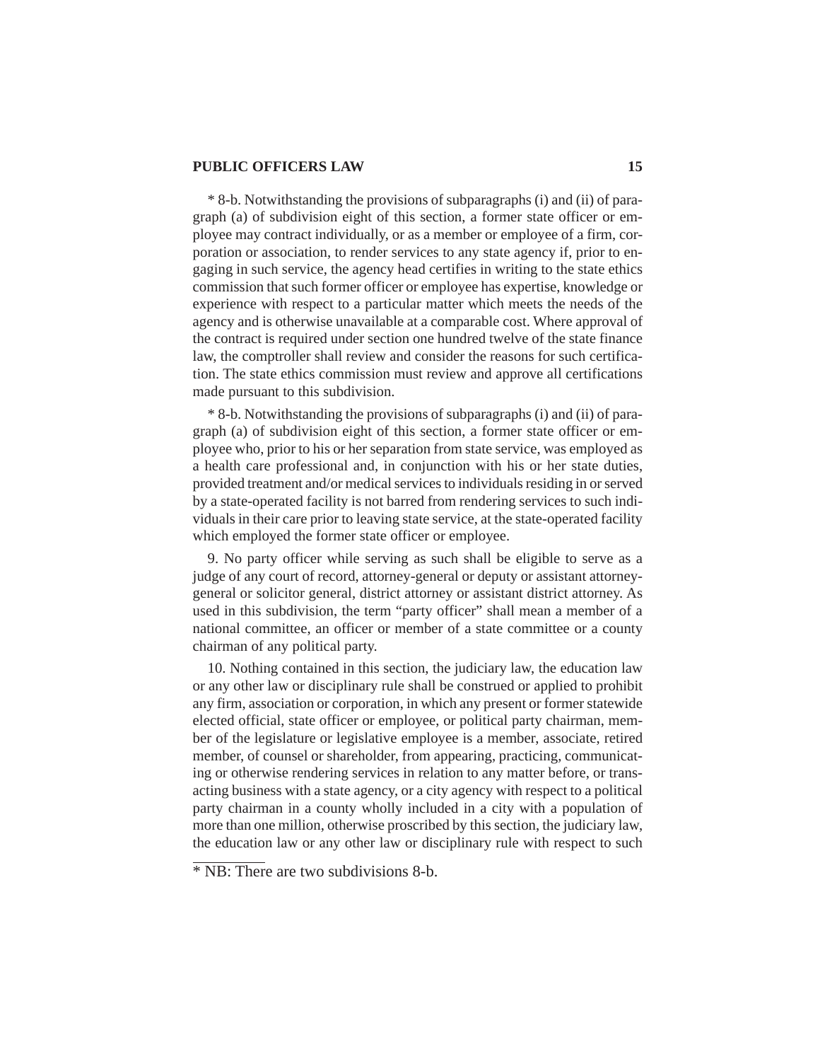* 8-b. Notwithstanding the provisions of subparagraphs (i) and (ii) of paragraph (a) of subdivision eight of this section, a former state officer or employee may contract individually, or as a member or employee of a firm, corporation or association, to render services to any state agency if, prior to engaging in such service, the agency head certifies in writing to the state ethics commission that such former officer or employee has expertise, knowledge or experience with respect to a particular matter which meets the needs of the agency and is otherwise unavailable at a comparable cost. Where approval of the contract is required under section one hundred twelve of the state finance law, the comptroller shall review and consider the reasons for such certification. The state ethics commission must review and approve all certifications made pursuant to this subdivision.

* 8-b. Notwithstanding the provisions of subparagraphs (i) and (ii) of paragraph (a) of subdivision eight of this section, a former state officer or employee who, prior to his or her separation from state service, was employed as a health care professional and, in conjunction with his or her state duties, provided treatment and/or medical services to individuals residing in or served by a state-operated facility is not barred from rendering services to such individuals in their care prior to leaving state service, at the state-operated facility which employed the former state officer or employee.

9. No party officer while serving as such shall be eligible to serve as a judge of any court of record, attorney-general or deputy or assistant attorney-general or solicitor general, district attorney or assistant district attorney. As used in this subdivision, the term "party officer" shall mean a member of a national committee, an officer or member of a state committee or a county chairman of any political party.

10. Nothing contained in this section, the judiciary law, the education law or any other law or disciplinary rule shall be construed or applied to prohibit any firm, association or corporation, in which any present or former statewide elected official, state officer or employee, or political party chairman, member of the legislature or legislative employee is a member, associate, retired member, of counsel or shareholder, from appearing, practicing, communicating or otherwise rendering services in relation to any matter before, or transacting business with a state agency, or a city agency with respect to a political party chairman in a county wholly included in a city with a population of more than one million, otherwise proscribed by this section, the judiciary law, the education law or any other law or disciplinary rule with respect to such

* NB: There are two subdivisions 8-b.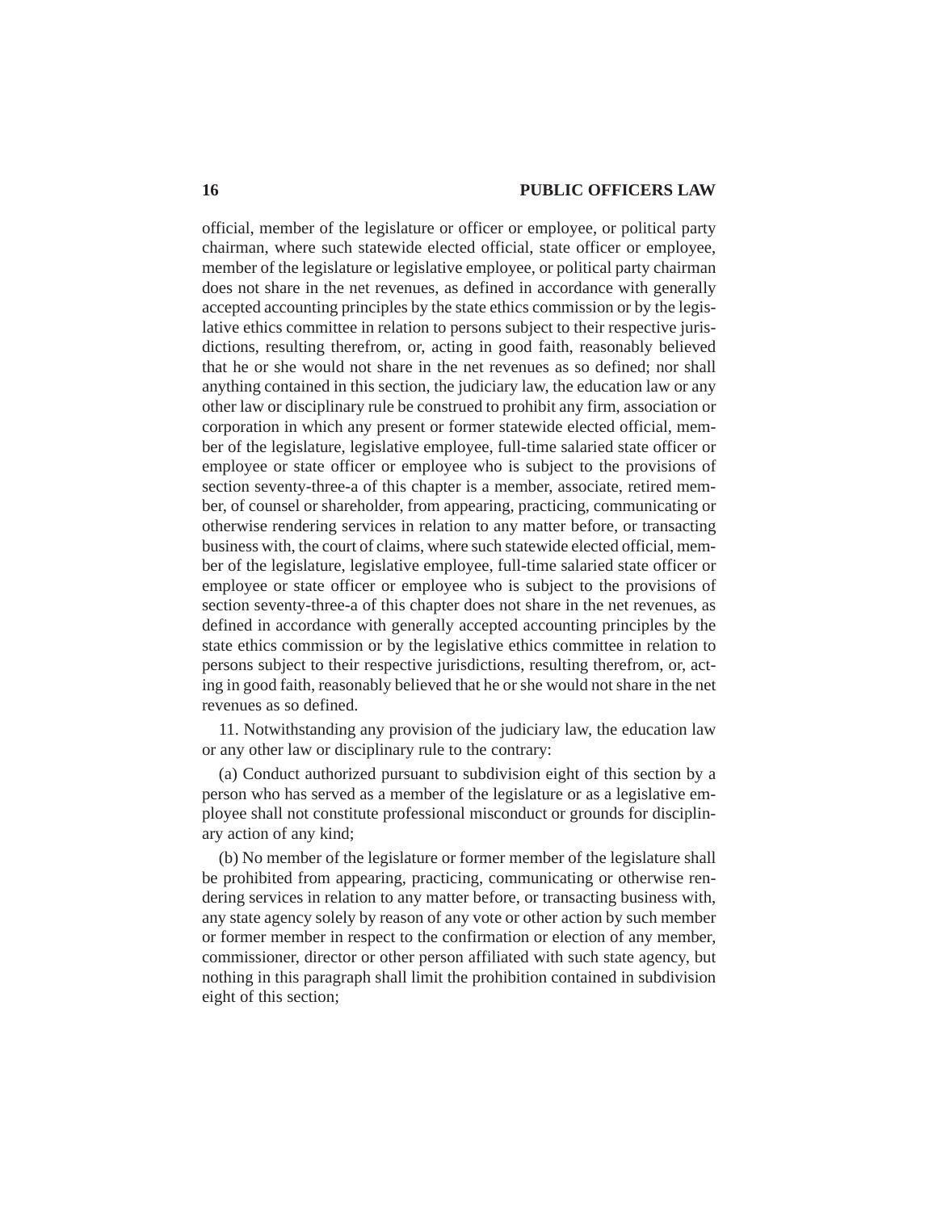official, member of the legislature or officer or employee, or political party chairman, where such statewide elected official, state officer or employee, member of the legislature or legislative employee, or political party chairman does not share in the net revenues, as defined in accordance with generally accepted accounting principles by the state ethics commission or by the legislative ethics committee in relation to persons subject to their respective jurisdictions, resulting therefrom, or, acting in good faith, reasonably believed that he or she would not share in the net revenues as so defined; nor shall anything contained in this section, the judiciary law, the education law or any other law or disciplinary rule be construed to prohibit any firm, association or corporation in which any present or former statewide elected official, member of the legislature, legislative employee, full-time salaried state officer or employee or state officer or employee who is subject to the provisions of section seventy-three-a of this chapter is a member, associate, retired member, of counsel or shareholder, from appearing, practicing, communicating or otherwise rendering services in relation to any matter before, or transacting business with, the court of claims, where such statewide elected official, member of the legislature, legislative employee, full-time salaried state officer or employee or state officer or employee who is subject to the provisions of section seventy-three-a of this chapter does not share in the net revenues, as defined in accordance with generally accepted accounting principles by the state ethics commission or by the legislative ethics committee in relation to persons subject to their respective jurisdictions, resulting therefrom, or, acting in good faith, reasonably believed that he or she would not share in the net revenues as so defined.

11. Notwithstanding any provision of the judiciary law, the education law or any other law or disciplinary rule to the contrary:

(a) Conduct authorized pursuant to subdivision eight of this section by a person who has served as a member of the legislature or as a legislative employee shall not constitute professional misconduct or grounds for disciplinary action of any kind;

(b) No member of the legislature or former member of the legislature shall be prohibited from appearing, practicing, communicating or otherwise rendering services in relation to any matter before, or transacting business with, any state agency solely by reason of any vote or other action by such member or former member in respect to the confirmation or election of any member, commissioner, director or other person affiliated with such state agency, but nothing in this paragraph shall limit the prohibition contained in subdivision eight of this section;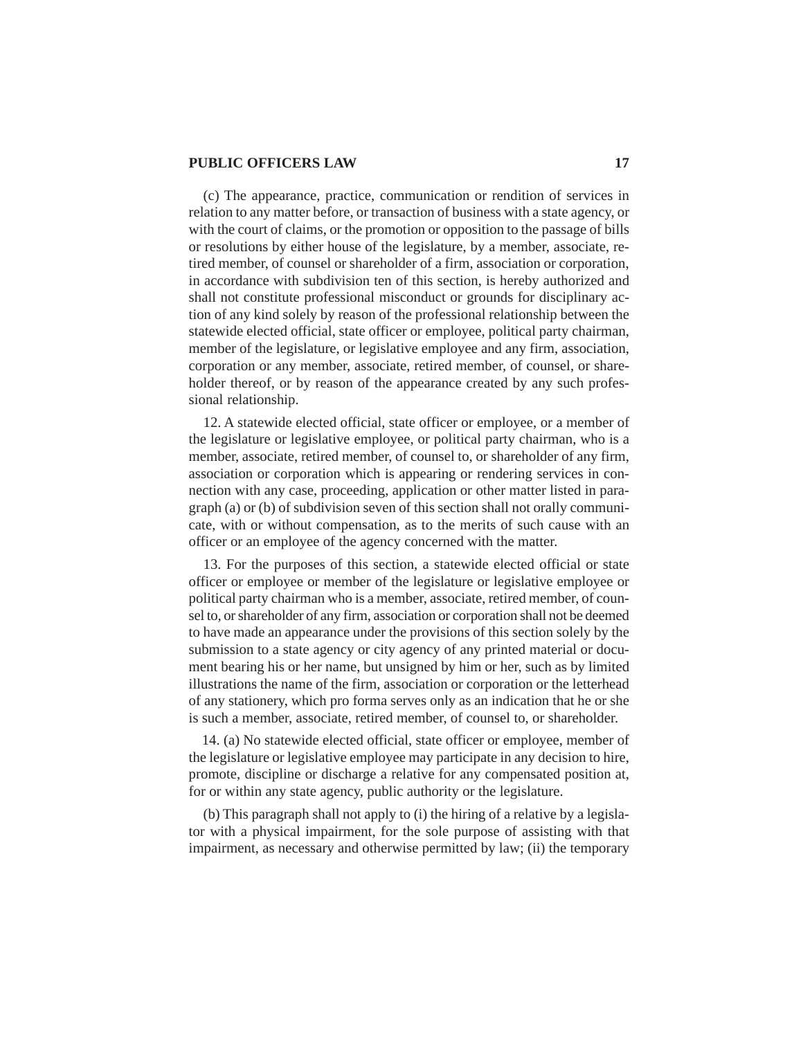(c) The appearance, practice, communication or rendition of services in relation to any matter before, or transaction of business with a state agency, or with the court of claims, or the promotion or opposition to the passage of bills or resolutions by either house of the legislature, by a member, associate, retired member, of counsel or shareholder of a firm, association or corporation, in accordance with subdivision ten of this section, is hereby authorized and shall not constitute professional misconduct or grounds for disciplinary action of any kind solely by reason of the professional relationship between the statewide elected official, state officer or employee, political party chairman, member of the legislature, or legislative employee and any firm, association, corporation or any member, associate, retired member, of counsel, or shareholder thereof, or by reason of the appearance created by any such professional relationship.

12. A statewide elected official, state officer or employee, or a member of the legislature or legislative employee, or political party chairman, who is a member, associate, retired member, of counsel to, or shareholder of any firm, association or corporation which is appearing or rendering services in connection with any case, proceeding, application or other matter listed in paragraph (a) or (b) of subdivision seven of this section shall not orally communicate, with or without compensation, as to the merits of such cause with an officer or an employee of the agency concerned with the matter.

13. For the purposes of this section, a statewide elected official or state officer or employee or member of the legislature or legislative employee or political party chairman who is a member, associate, retired member, of counsel to, or shareholder of any firm, association or corporation shall not be deemed to have made an appearance under the provisions of this section solely by the submission to a state agency or city agency of any printed material or document bearing his or her name, but unsigned by him or her, such as by limited illustrations the name of the firm, association or corporation or the letterhead of any stationery, which pro forma serves only as an indication that he or she is such a member, associate, retired member, of counsel to, or shareholder.

14. (a) No statewide elected official, state officer or employee, member of the legislature or legislative employee may participate in any decision to hire, promote, discipline or discharge a relative for any compensated position at, for or within any state agency, public authority or the legislature.

(b) This paragraph shall not apply to (i) the hiring of a relative by a legislator with a physical impairment, for the sole purpose of assisting with that impairment, as necessary and otherwise permitted by law; (ii) the temporary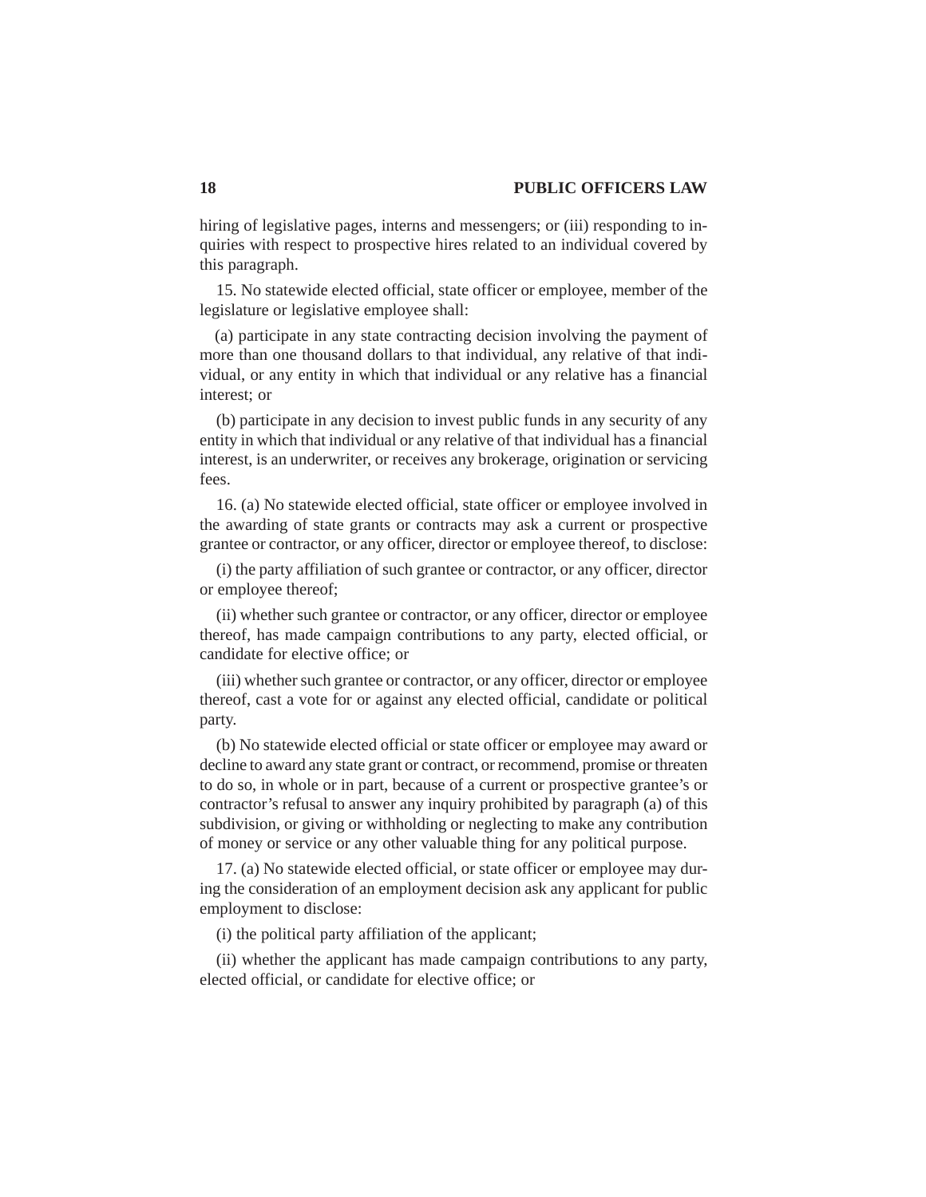hiring of legislative pages, interns and messengers; or (iii) responding to inquiries with respect to prospective hires related to an individual covered by this paragraph.

15. No statewide elected official, state officer or employee, member of the legislature or legislative employee shall:

(a) participate in any state contracting decision involving the payment of more than one thousand dollars to that individual, any relative of that individual, or any entity in which that individual or any relative has a financial interest; or

(b) participate in any decision to invest public funds in any security of any entity in which that individual or any relative of that individual has a financial interest, is an underwriter, or receives any brokerage, origination or servicing fees.

16. (a) No statewide elected official, state officer or employee involved in the awarding of state grants or contracts may ask a current or prospective grantee or contractor, or any officer, director or employee thereof, to disclose:

(i) the party affiliation of such grantee or contractor, or any officer, director or employee thereof;

(ii) whether such grantee or contractor, or any officer, director or employee thereof, has made campaign contributions to any party, elected official, or candidate for elective office; or

(iii) whether such grantee or contractor, or any officer, director or employee thereof, cast a vote for or against any elected official, candidate or political party.

(b) No statewide elected official or state officer or employee may award or decline to award any state grant or contract, or recommend, promise or threaten to do so, in whole or in part, because of a current or prospective grantee's or contractor's refusal to answer any inquiry prohibited by paragraph (a) of this subdivision, or giving or withholding or neglecting to make any contribution of money or service or any other valuable thing for any political purpose.

17. (a) No statewide elected official, or state officer or employee may during the consideration of an employment decision ask any applicant for public employment to disclose:

(i) the political party affiliation of the applicant;

(ii) whether the applicant has made campaign contributions to any party, elected official, or candidate for elective office; or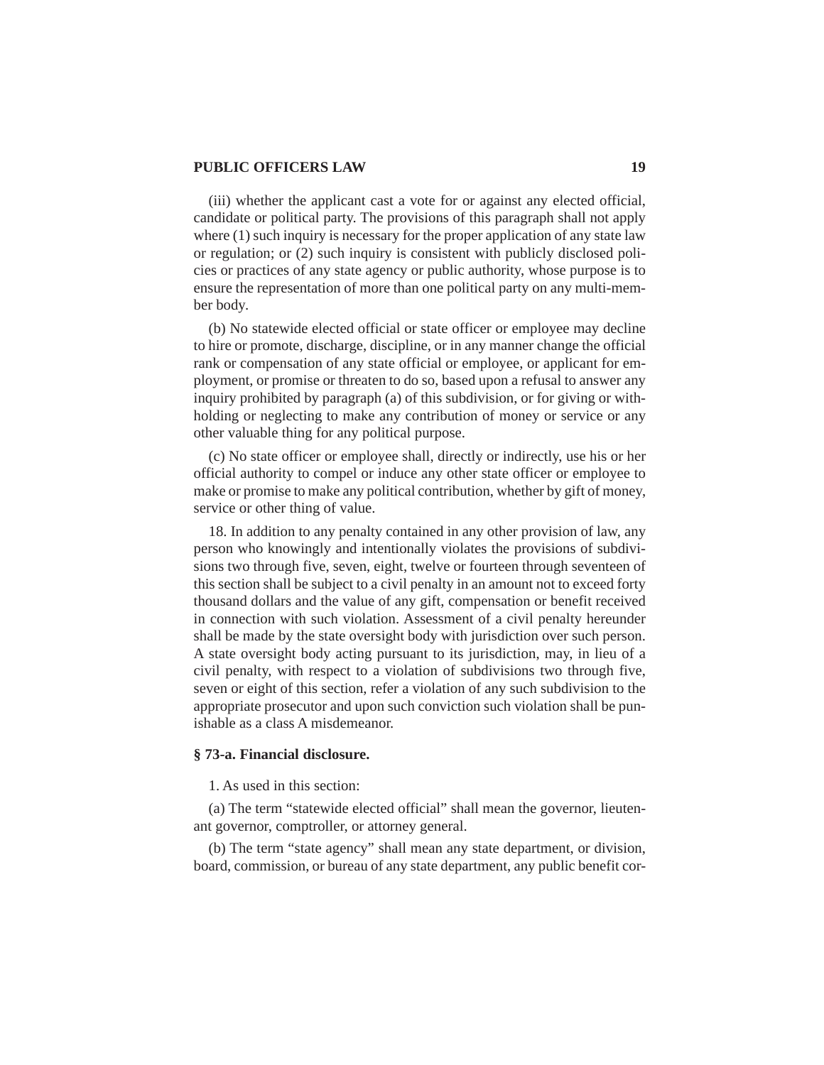(iii) whether the applicant cast a vote for or against any elected official, candidate or political party. The provisions of this paragraph shall not apply where (1) such inquiry is necessary for the proper application of any state law or regulation; or (2) such inquiry is consistent with publicly disclosed policies or practices of any state agency or public authority, whose purpose is to ensure the representation of more than one political party on any multi-member body.

(b) No statewide elected official or state officer or employee may decline to hire or promote, discharge, discipline, or in any manner change the official rank or compensation of any state official or employee, or applicant for employment, or promise or threaten to do so, based upon a refusal to answer any inquiry prohibited by paragraph (a) of this subdivision, or for giving or withholding or neglecting to make any contribution of money or service or any other valuable thing for any political purpose.

(c) No state officer or employee shall, directly or indirectly, use his or her official authority to compel or induce any other state officer or employee to make or promise to make any political contribution, whether by gift of money, service or other thing of value.

18. In addition to any penalty contained in any other provision of law, any person who knowingly and intentionally violates the provisions of subdivisions two through five, seven, eight, twelve or fourteen through seventeen of this section shall be subject to a civil penalty in an amount not to exceed forty thousand dollars and the value of any gift, compensation or benefit received in connection with such violation. Assessment of a civil penalty hereunder shall be made by the state oversight body with jurisdiction over such person. A state oversight body acting pursuant to its jurisdiction, may, in lieu of a civil penalty, with respect to a violation of subdivisions two through five, seven or eight of this section, refer a violation of any such subdivision to the appropriate prosecutor and upon such conviction such violation shall be punishable as a class A misdemeanor.

### § 73-a. Financial disclosure.

1. As used in this section:

(a) The term "statewide elected official" shall mean the governor, lieutenant governor, comptroller, or attorney general.

(b) The term "state agency" shall mean any state department, or division, board, commission, or bureau of any state department, any public benefit cor-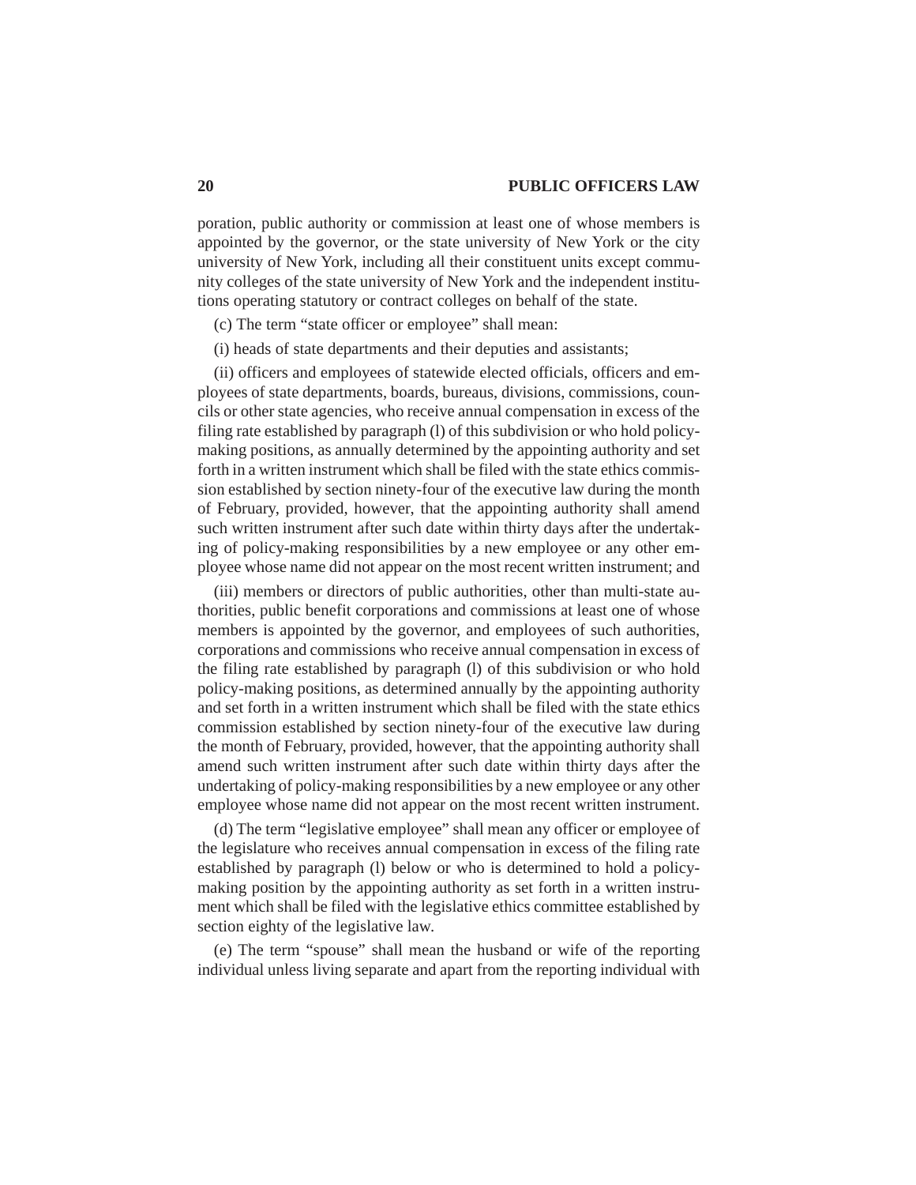poration, public authority or commission at least one of whose members is appointed by the governor, or the state university of New York or the city university of New York, including all their constituent units except community colleges of the state university of New York and the independent institutions operating statutory or contract colleges on behalf of the state.

(c) The term "state officer or employee" shall mean:

(i) heads of state departments and their deputies and assistants;

(ii) officers and employees of statewide elected officials, officers and employees of state departments, boards, bureaus, divisions, commissions, councils or other state agencies, who receive annual compensation in excess of the filing rate established by paragraph (l) of this subdivision or who hold policy-making positions, as annually determined by the appointing authority and set forth in a written instrument which shall be filed with the state ethics commission established by section ninety-four of the executive law during the month of February, provided, however, that the appointing authority shall amend such written instrument after such date within thirty days after the undertaking of policy-making responsibilities by a new employee or any other employee whose name did not appear on the most recent written instrument; and

(iii) members or directors of public authorities, other than multi-state authorities, public benefit corporations and commissions at least one of whose members is appointed by the governor, and employees of such authorities, corporations and commissions who receive annual compensation in excess of the filing rate established by paragraph (l) of this subdivision or who hold policy-making positions, as determined annually by the appointing authority and set forth in a written instrument which shall be filed with the state ethics commission established by section ninety-four of the executive law during the month of February, provided, however, that the appointing authority shall amend such written instrument after such date within thirty days after the undertaking of policy-making responsibilities by a new employee or any other employee whose name did not appear on the most recent written instrument.

(d) The term "legislative employee" shall mean any officer or employee of the legislature who receives annual compensation in excess of the filing rate established by paragraph (l) below or who is determined to hold a policy-making position by the appointing authority as set forth in a written instrument which shall be filed with the legislative ethics committee established by section eighty of the legislative law.

(e) The term "spouse" shall mean the husband or wife of the reporting individual unless living separate and apart from the reporting individual with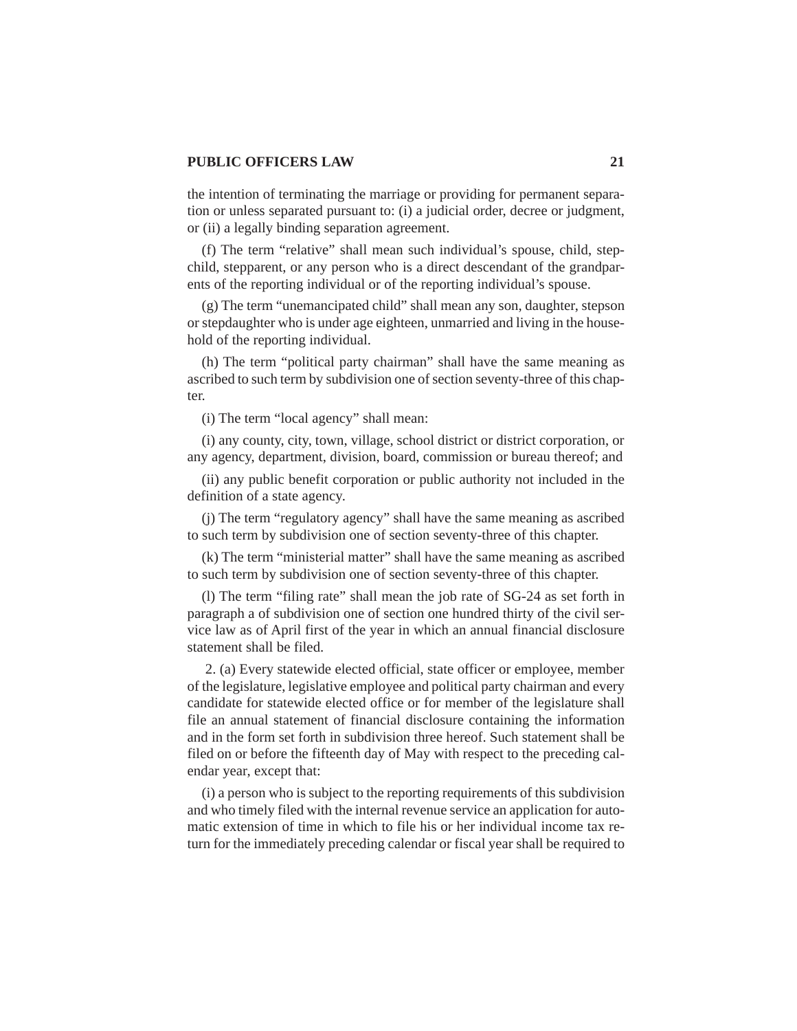the intention of terminating the marriage or providing for permanent separation or unless separated pursuant to: (i) a judicial order, decree or judgment, or (ii) a legally binding separation agreement.

(f) The term "relative" shall mean such individual's spouse, child, stepchild, stepparent, or any person who is a direct descendant of the grandparents of the reporting individual or of the reporting individual's spouse.

(g) The term "unemancipated child" shall mean any son, daughter, stepson or stepdaughter who is under age eighteen, unmarried and living in the household of the reporting individual.

(h) The term "political party chairman" shall have the same meaning as ascribed to such term by subdivision one of section seventy-three of this chapter.

(i) The term "local agency" shall mean:

(i) any county, city, town, village, school district or district corporation, or any agency, department, division, board, commission or bureau thereof; and

(ii) any public benefit corporation or public authority not included in the definition of a state agency.

(j) The term "regulatory agency" shall have the same meaning as ascribed to such term by subdivision one of section seventy-three of this chapter.

(k) The term "ministerial matter" shall have the same meaning as ascribed to such term by subdivision one of section seventy-three of this chapter.

(l) The term "filing rate" shall mean the job rate of SG-24 as set forth in paragraph a of subdivision one of section one hundred thirty of the civil service law as of April first of the year in which an annual financial disclosure statement shall be filed.

2. (a) Every statewide elected official, state officer or employee, member of the legislature, legislative employee and political party chairman and every candidate for statewide elected office or for member of the legislature shall file an annual statement of financial disclosure containing the information and in the form set forth in subdivision three hereof. Such statement shall be filed on or before the fifteenth day of May with respect to the preceding calendar year, except that:

(i) a person who is subject to the reporting requirements of this subdivision and who timely filed with the internal revenue service an application for automatic extension of time in which to file his or her individual income tax return for the immediately preceding calendar or fiscal year shall be required to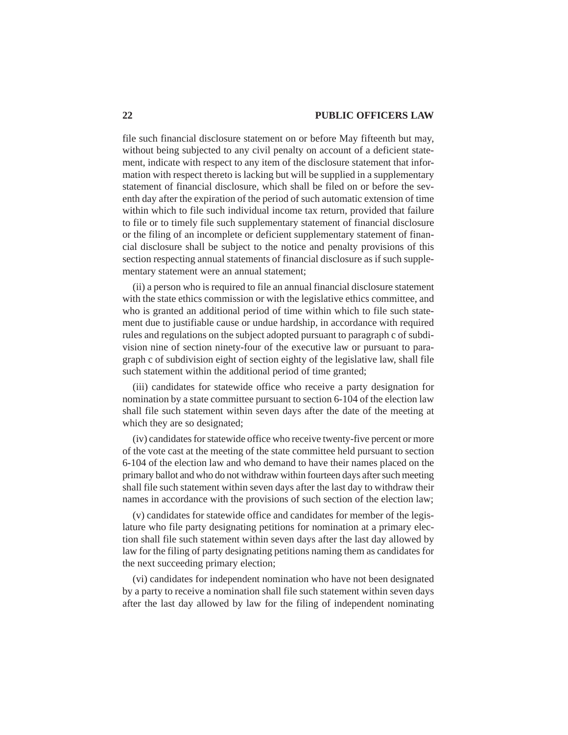file such financial disclosure statement on or before May fifteenth but may, without being subjected to any civil penalty on account of a deficient statement, indicate with respect to any item of the disclosure statement that information with respect thereto is lacking but will be supplied in a supplementary statement of financial disclosure, which shall be filed on or before the seventh day after the expiration of the period of such automatic extension of time within which to file such individual income tax return, provided that failure to file or to timely file such supplementary statement of financial disclosure or the filing of an incomplete or deficient supplementary statement of financial disclosure shall be subject to the notice and penalty provisions of this section respecting annual statements of financial disclosure as if such supplementary statement were an annual statement;

(ii) a person who is required to file an annual financial disclosure statement with the state ethics commission or with the legislative ethics committee, and who is granted an additional period of time within which to file such statement due to justifiable cause or undue hardship, in accordance with required rules and regulations on the subject adopted pursuant to paragraph c of subdivision nine of section ninety-four of the executive law or pursuant to paragraph c of subdivision eight of section eighty of the legislative law, shall file such statement within the additional period of time granted;

(iii) candidates for statewide office who receive a party designation for nomination by a state committee pursuant to section 6-104 of the election law shall file such statement within seven days after the date of the meeting at which they are so designated;

(iv) candidates for statewide office who receive twenty-five percent or more of the vote cast at the meeting of the state committee held pursuant to section 6-104 of the election law and who demand to have their names placed on the primary ballot and who do not withdraw within fourteen days after such meeting shall file such statement within seven days after the last day to withdraw their names in accordance with the provisions of such section of the election law;

(v) candidates for statewide office and candidates for member of the legislature who file party designating petitions for nomination at a primary election shall file such statement within seven days after the last day allowed by law for the filing of party designating petitions naming them as candidates for the next succeeding primary election;

(vi) candidates for independent nomination who have not been designated by a party to receive a nomination shall file such statement within seven days after the last day allowed by law for the filing of independent nominating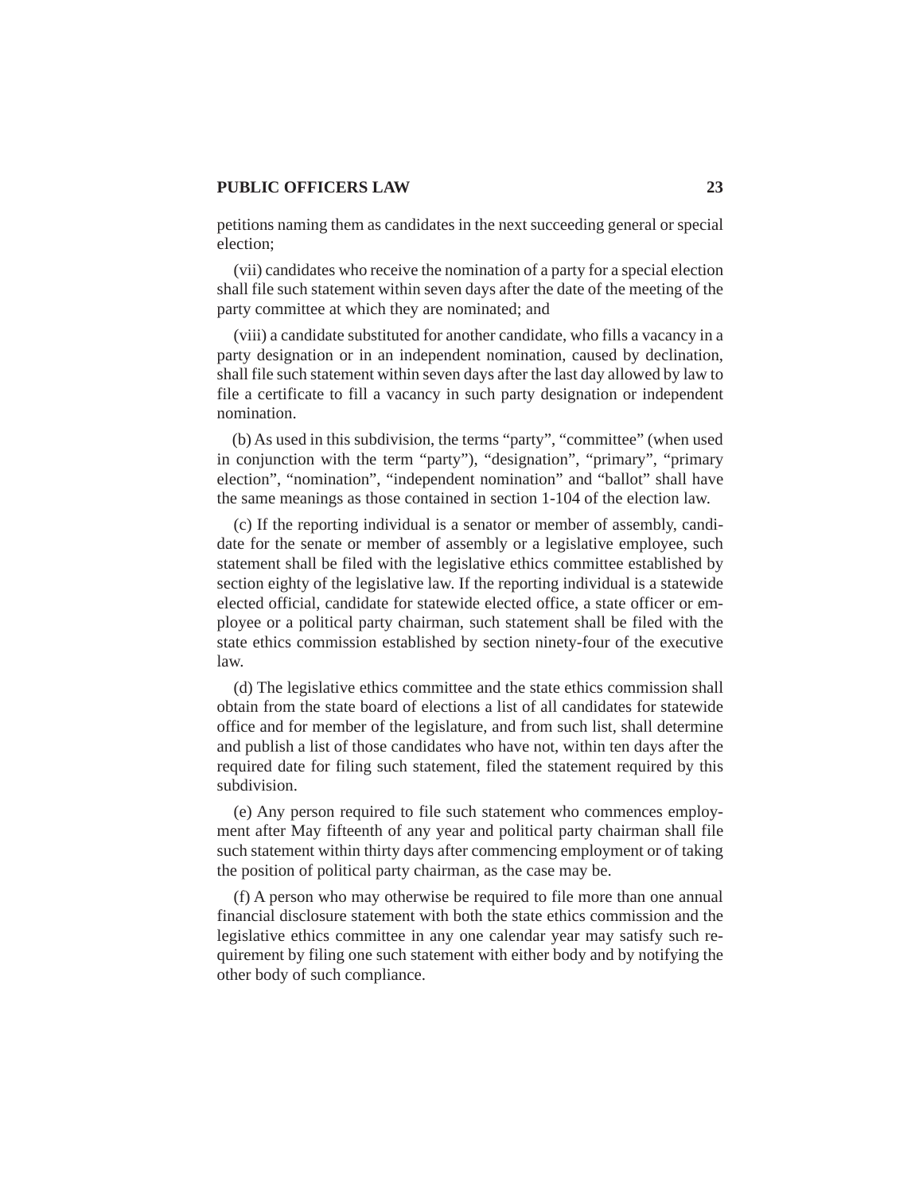petitions naming them as candidates in the next succeeding general or special election;

(vii) candidates who receive the nomination of a party for a special election shall file such statement within seven days after the date of the meeting of the party committee at which they are nominated; and

(viii) a candidate substituted for another candidate, who fills a vacancy in a party designation or in an independent nomination, caused by declination, shall file such statement within seven days after the last day allowed by law to file a certificate to fill a vacancy in such party designation or independent nomination.

(b) As used in this subdivision, the terms "party", "committee" (when used in conjunction with the term "party"), "designation", "primary", "primary election", "nomination", "independent nomination" and "ballot" shall have the same meanings as those contained in section 1-104 of the election law.

(c) If the reporting individual is a senator or member of assembly, candidate for the senate or member of assembly or a legislative employee, such statement shall be filed with the legislative ethics committee established by section eighty of the legislative law. If the reporting individual is a statewide elected official, candidate for statewide elected office, a state officer or employee or a political party chairman, such statement shall be filed with the state ethics commission established by section ninety-four of the executive law.

(d) The legislative ethics committee and the state ethics commission shall obtain from the state board of elections a list of all candidates for statewide office and for member of the legislature, and from such list, shall determine and publish a list of those candidates who have not, within ten days after the required date for filing such statement, filed the statement required by this subdivision.

(e) Any person required to file such statement who commences employment after May fifteenth of any year and political party chairman shall file such statement within thirty days after commencing employment or of taking the position of political party chairman, as the case may be.

(f) A person who may otherwise be required to file more than one annual financial disclosure statement with both the state ethics commission and the legislative ethics committee in any one calendar year may satisfy such requirement by filing one such statement with either body and by notifying the other body of such compliance.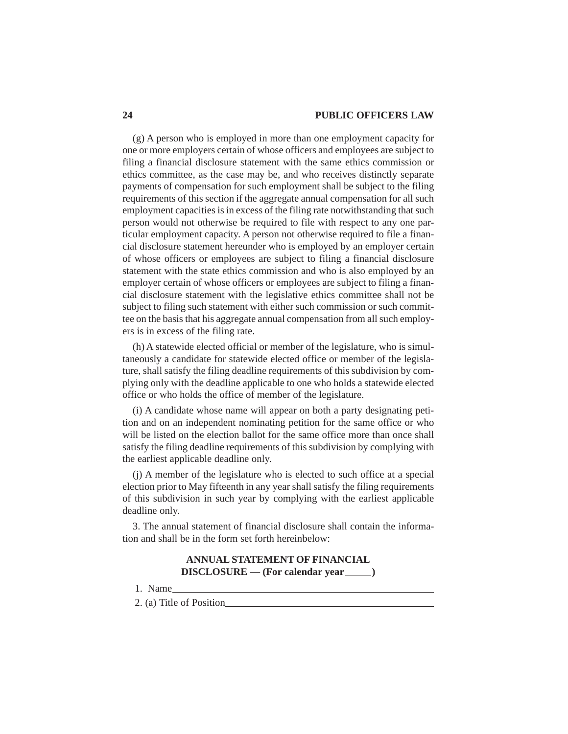(g) A person who is employed in more than one employment capacity for one or more employers certain of whose officers and employees are subject to filing a financial disclosure statement with the same ethics commission or ethics committee, as the case may be, and who receives distinctly separate payments of compensation for such employment shall be subject to the filing requirements of this section if the aggregate annual compensation for all such employment capacities is in excess of the filing rate notwithstanding that such person would not otherwise be required to file with respect to any one particular employment capacity. A person not otherwise required to file a financial disclosure statement hereunder who is employed by an employer certain of whose officers or employees are subject to filing a financial disclosure statement with the state ethics commission and who is also employed by an employer certain of whose officers or employees are subject to filing a financial disclosure statement with the legislative ethics committee shall not be subject to filing such statement with either such commission or such committee on the basis that his aggregate annual compensation from all such employers is in excess of the filing rate.

(h) A statewide elected official or member of the legislature, who is simultaneously a candidate for statewide elected office or member of the legislature, shall satisfy the filing deadline requirements of this subdivision by complying only with the deadline applicable to one who holds a statewide elected office or who holds the office of member of the legislature.

(i) A candidate whose name will appear on both a party designating petition and on an independent nominating petition for the same office or who will be listed on the election ballot for the same office more than once shall satisfy the filing deadline requirements of this subdivision by complying with the earliest applicable deadline only.

(j) A member of the legislature who is elected to such office at a special election prior to May fifteenth in any year shall satisfy the filing requirements of this subdivision in such year by complying with the earliest applicable deadline only.

3. The annual statement of financial disclosure shall contain the information and shall be in the form set forth hereinbelow:

**ANNUAL STATEMENT OF FINANCIAL DISCLOSURE — (For calendar year \_\_\_\_\_)**

1. Name\_\_\_\_\_\_\_\_\_\_\_\_\_\_\_\_\_\_\_\_\_\_\_\_\_\_\_\_\_\_\_\_\_\_\_\_\_\_\_\_\_\_\_\_

2. (a) Title of Position\_\_\_\_\_\_\_\_\_\_\_\_\_\_\_\_\_\_\_\_\_\_\_\_\_\_\_\_\_\_\_\_\_\_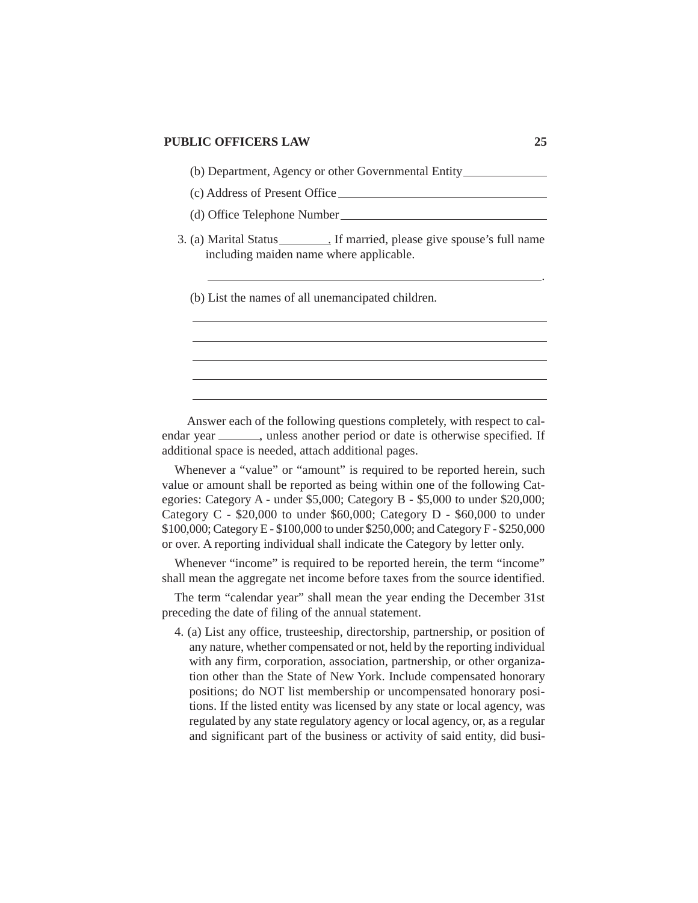(b) Department, Agency or other Governmental Entity\_\_\_\_\_\_\_\_\_\_\_\_\_

(c) Address of Present Office\_\_\_\_\_\_\_\_\_\_\_\_\_\_\_\_\_\_\_\_\_\_\_\_\_\_\_\_\_\_\_\_\_\_

(d) Office Telephone Number\_\_\_\_\_\_\_\_\_\_\_\_\_\_\_\_\_\_\_\_\_\_\_\_\_\_\_\_\_\_\_\_\_\_

3. (a) Marital Status\_\_\_\_\_\_\_\_. If married, please give spouse's full name including maiden name where applicable.

   \_\_\_\_\_\_\_\_\_\_\_\_\_\_\_\_\_\_\_\_\_\_\_\_\_\_\_\_\_\_\_\_\_\_\_\_\_\_\_\_\_\_\_\_\_\_\_\_\_\_\_\_\_\_\_\_\_\_.

   (b) List the names of all unemancipated children.

   \_\_\_\_\_\_\_\_\_\_\_\_\_\_\_\_\_\_\_\_\_\_\_\_\_\_\_\_\_\_\_\_\_\_\_\_\_\_\_\_\_\_\_\_\_\_\_\_\_\_\_\_\_\_\_\_\_\_

   \_\_\_\_\_\_\_\_\_\_\_\_\_\_\_\_\_\_\_\_\_\_\_\_\_\_\_\_\_\_\_\_\_\_\_\_\_\_\_\_\_\_\_\_\_\_\_\_\_\_\_\_\_\_\_\_\_\_

   \_\_\_\_\_\_\_\_\_\_\_\_\_\_\_\_\_\_\_\_\_\_\_\_\_\_\_\_\_\_\_\_\_\_\_\_\_\_\_\_\_\_\_\_\_\_\_\_\_\_\_\_\_\_\_\_\_\_

   \_\_\_\_\_\_\_\_\_\_\_\_\_\_\_\_\_\_\_\_\_\_\_\_\_\_\_\_\_\_\_\_\_\_\_\_\_\_\_\_\_\_\_\_\_\_\_\_\_\_\_\_\_\_\_\_\_\_

   \_\_\_\_\_\_\_\_\_\_\_\_\_\_\_\_\_\_\_\_\_\_\_\_\_\_\_\_\_\_\_\_\_\_\_\_\_\_\_\_\_\_\_\_\_\_\_\_\_\_\_\_\_\_\_\_\_\_

Answer each of the following questions completely, with respect to calendar year \_\_\_\_\_\_\_, unless another period or date is otherwise specified. If additional space is needed, attach additional pages.

Whenever a "value" or "amount" is required to be reported herein, such value or amount shall be reported as being within one of the following Categories: Category A - under $5,000; Category B - $5,000 to under $20,000; Category C - $20,000 to under $60,000; Category D - $60,000 to under $100,000; Category E - $100,000 to under $250,000; and Category F - $250,000 or over. A reporting individual shall indicate the Category by letter only.

Whenever "income" is required to be reported herein, the term "income" shall mean the aggregate net income before taxes from the source identified.

The term "calendar year" shall mean the year ending the December 31st preceding the date of filing of the annual statement.

4. (a) List any office, trusteeship, directorship, partnership, or position of any nature, whether compensated or not, held by the reporting individual with any firm, corporation, association, partnership, or other organization other than the State of New York. Include compensated honorary positions; do NOT list membership or uncompensated honorary positions. If the listed entity was licensed by any state or local agency, was regulated by any state regulatory agency or local agency, or, as a regular and significant part of the business or activity of said entity, did busi-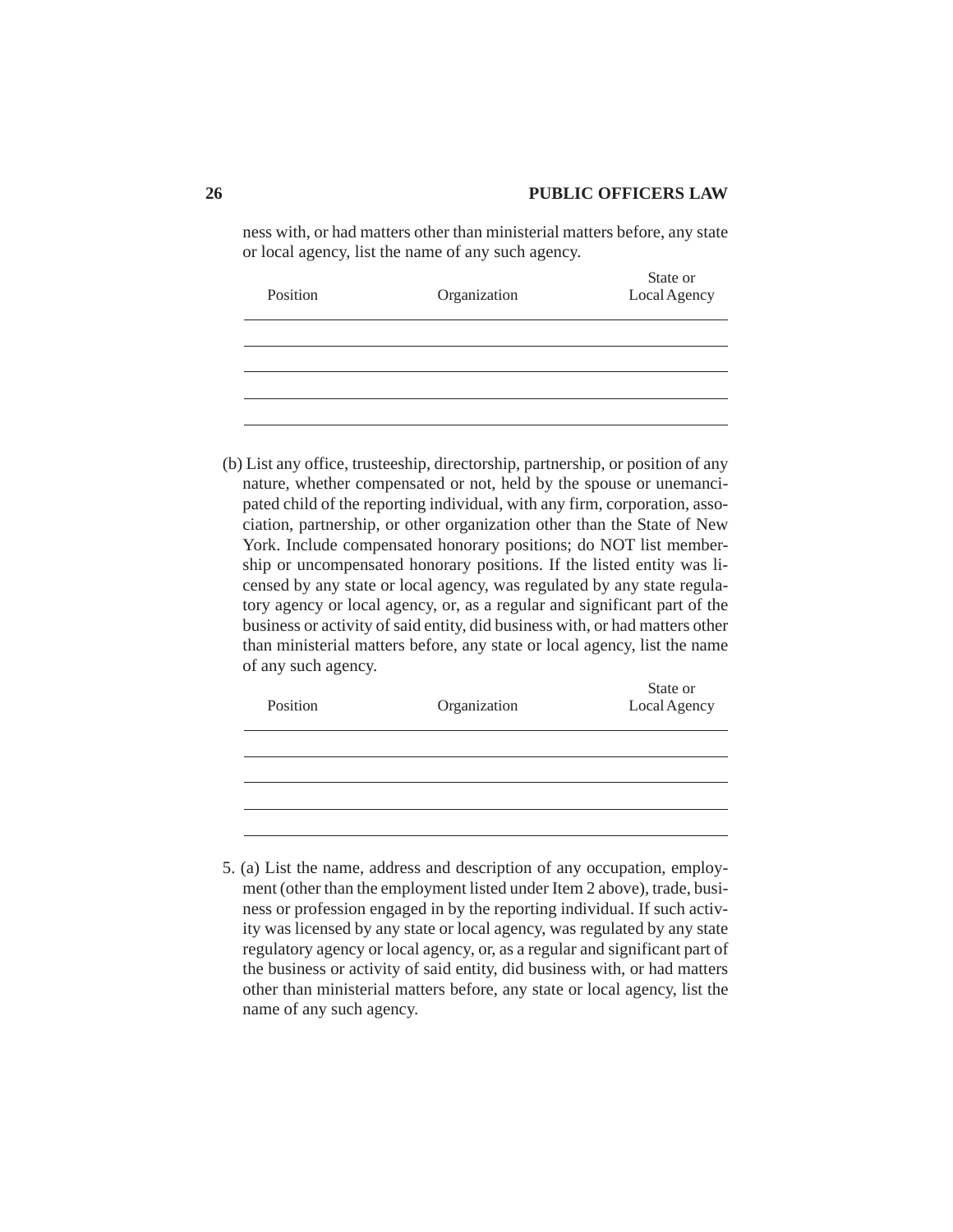ness with, or had matters other than ministerial matters before, any state or local agency, list the name of any such agency.

| Position | Organization | State or Local Agency |
|---|---|---|
| | | |
| | | |
| | | |
| | | |

(b) List any office, trusteeship, directorship, partnership, or position of any nature, whether compensated or not, held by the spouse or unemancipated child of the reporting individual, with any firm, corporation, association, partnership, or other organization other than the State of New York. Include compensated honorary positions; do NOT list membership or uncompensated honorary positions. If the listed entity was licensed by any state or local agency, was regulated by any state regulatory agency or local agency, or, as a regular and significant part of the business or activity of said entity, did business with, or had matters other than ministerial matters before, any state or local agency, list the name of any such agency.

| Position | Organization | State or Local Agency |
|---|---|---|
| | | |
| | | |
| | | |
| | | |

5. (a) List the name, address and description of any occupation, employment (other than the employment listed under Item 2 above), trade, business or profession engaged in by the reporting individual. If such activity was licensed by any state or local agency, was regulated by any state regulatory agency or local agency, or, as a regular and significant part of the business or activity of said entity, did business with, or had matters other than ministerial matters before, any state or local agency, list the name of any such agency.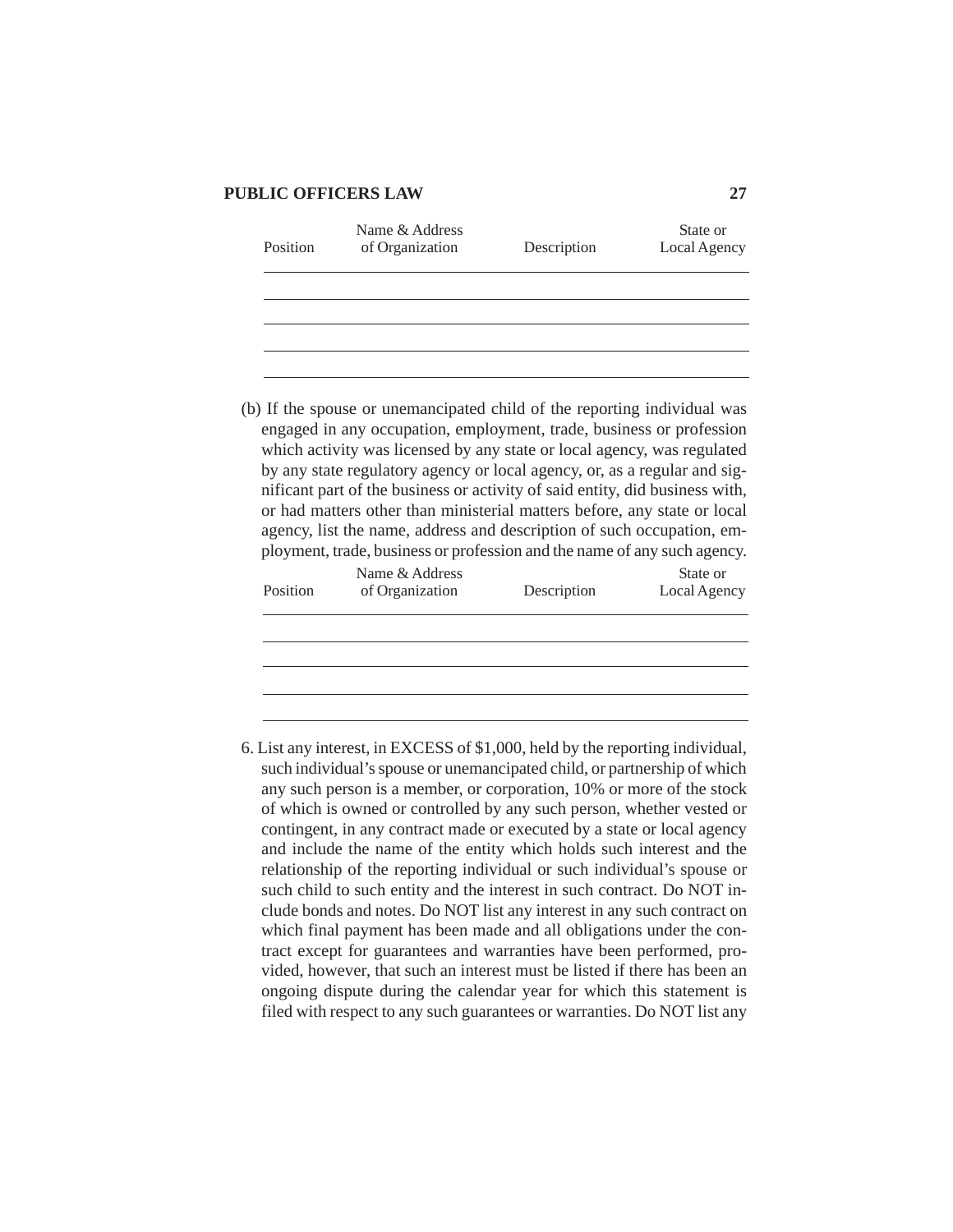| Position | Name & Address of Organization | Description | State or Local Agency |
|---|---|---|---|
| | | | |
| | | | |
| | | | |
| | | | |

(b) If the spouse or unemancipated child of the reporting individual was engaged in any occupation, employment, trade, business or profession which activity was licensed by any state or local agency, was regulated by any state regulatory agency or local agency, or, as a regular and significant part of the business or activity of said entity, did business with, or had matters other than ministerial matters before, any state or local agency, list the name, address and description of such occupation, employment, trade, business or profession and the name of any such agency.

| Position | Name & Address of Organization | Description | State or Local Agency |
|---|---|---|---|
| | | | |
| | | | |
| | | | |
| | | | |

6. List any interest, in EXCESS of $1,000, held by the reporting individual, such individual's spouse or unemancipated child, or partnership of which any such person is a member, or corporation, 10% or more of the stock of which is owned or controlled by any such person, whether vested or contingent, in any contract made or executed by a state or local agency and include the name of the entity which holds such interest and the relationship of the reporting individual or such individual's spouse or such child to such entity and the interest in such contract. Do NOT include bonds and notes. Do NOT list any interest in any such contract on which final payment has been made and all obligations under the contract except for guarantees and warranties have been performed, provided, however, that such an interest must be listed if there has been an ongoing dispute during the calendar year for which this statement is filed with respect to any such guarantees or warranties. Do NOT list any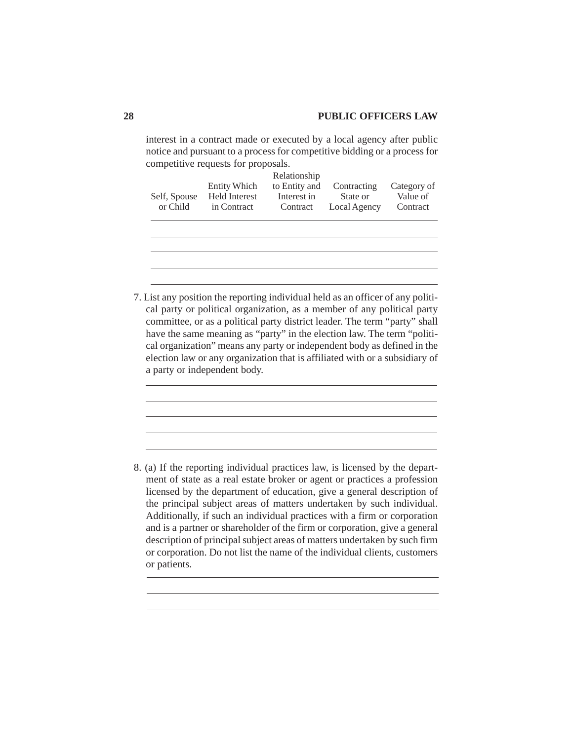interest in a contract made or executed by a local agency after public notice and pursuant to a process for competitive bidding or a process for competitive requests for proposals.

| Self, Spouse or Child | Entity Which Held Interest in Contract | Relationship to Entity and Interest in Contract | Contracting State or Local Agency | Category of Value of Contract |
|---|---|---|---|---|
| | | | | |
| | | | | |
| | | | | |
| | | | | |

7. List any position the reporting individual held as an officer of any political party or political organization, as a member of any political party committee, or as a political party district leader. The term "party" shall have the same meaning as "party" in the election law. The term "political organization" means any party or independent body as defined in the election law or any organization that is affiliated with or a subsidiary of a party or independent body.

8. (a) If the reporting individual practices law, is licensed by the department of state as a real estate broker or agent or practices a profession licensed by the department of education, give a general description of the principal subject areas of matters undertaken by such individual. Additionally, if such an individual practices with a firm or corporation and is a partner or shareholder of the firm or corporation, give a general description of principal subject areas of matters undertaken by such firm or corporation. Do not list the name of the individual clients, customers or patients.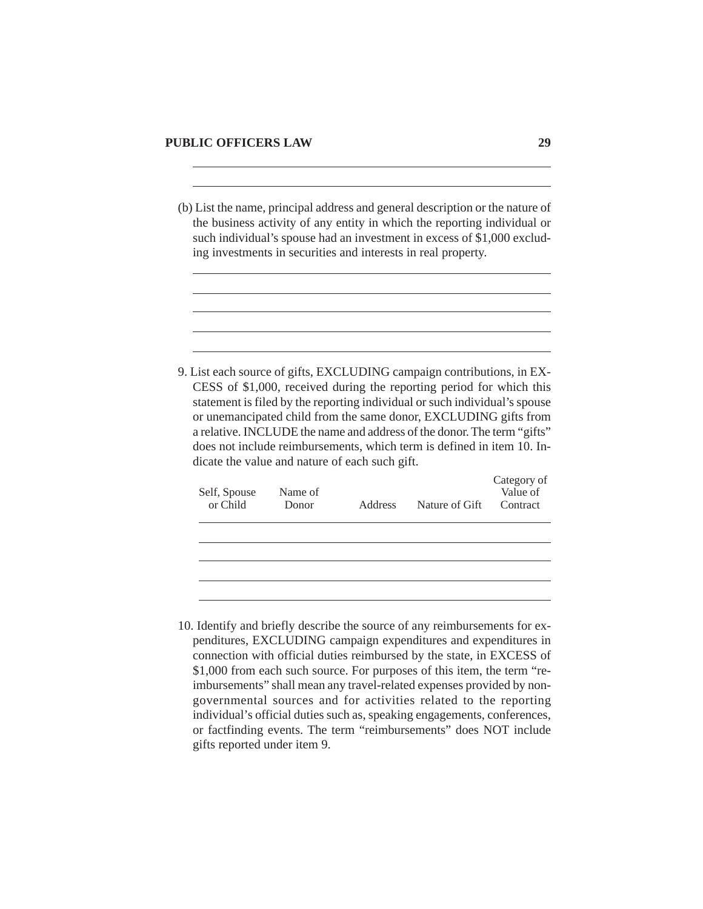(b) List the name, principal address and general description or the nature of the business activity of any entity in which the reporting individual or such individual's spouse had an investment in excess of $1,000 excluding investments in securities and interests in real property.

9. List each source of gifts, EXCLUDING campaign contributions, in EXCESS of $1,000, received during the reporting period for which this statement is filed by the reporting individual or such individual's spouse or unemancipated child from the same donor, EXCLUDING gifts from a relative. INCLUDE the name and address of the donor. The term "gifts" does not include reimbursements, which term is defined in item 10. Indicate the value and nature of each such gift.

| Self, Spouse or Child | Name of Donor | Address | Nature of Gift | Category of Value of Contract |
|---|---|---|---|---|
| | | | | |
| | | | | |
| | | | | |
| | | | | |
| | | | | |

10. Identify and briefly describe the source of any reimbursements for expenditures, EXCLUDING campaign expenditures and expenditures in connection with official duties reimbursed by the state, in EXCESS of $1,000 from each such source. For purposes of this item, the term "reimbursements" shall mean any travel-related expenses provided by nongovernmental sources and for activities related to the reporting individual's official duties such as, speaking engagements, conferences, or factfinding events. The term "reimbursements" does NOT include gifts reported under item 9.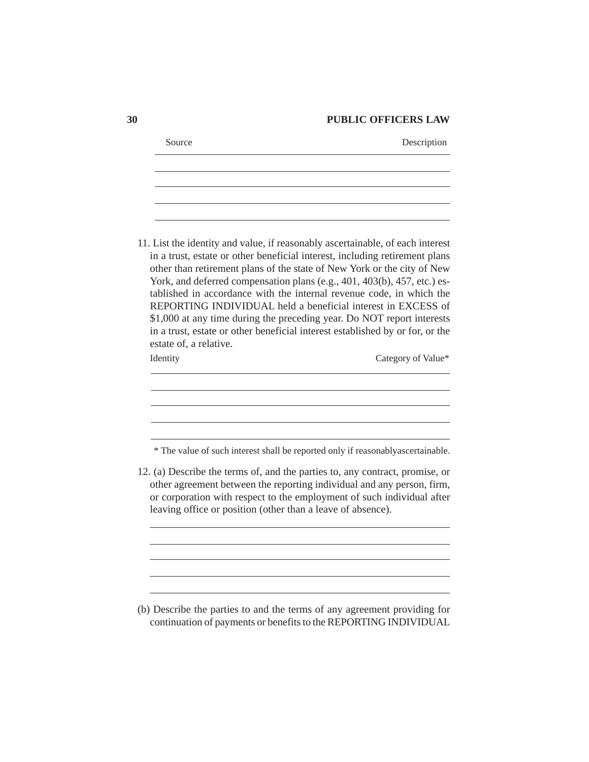| Source | Description |
| --- | --- |
| | |
| | |
| | |
| | |

11. List the identity and value, if reasonably ascertainable, of each interest in a trust, estate or other beneficial interest, including retirement plans other than retirement plans of the state of New York or the city of New York, and deferred compensation plans (e.g., 401, 403(b), 457, etc.) established in accordance with the internal revenue code, in which the REPORTING INDIVIDUAL held a beneficial interest in EXCESS of $1,000 at any time during the preceding year. Do NOT report interests in a trust, estate or other beneficial interest established by or for, or the estate of, a relative.

| Identity | Category of Value* |
| --- | --- |
| | |
| | |
| | |
| | |

\* The value of such interest shall be reported only if reasonablyascertainable.

12. (a) Describe the terms of, and the parties to, any contract, promise, or other agreement between the reporting individual and any person, firm, or corporation with respect to the employment of such individual after leaving office or position (other than a leave of absence).

\_\_\_\_\_\_\_\_\_\_\_\_\_\_\_\_\_\_\_\_\_\_\_\_\_\_\_\_\_\_\_\_\_\_\_\_\_\_\_\_

\_\_\_\_\_\_\_\_\_\_\_\_\_\_\_\_\_\_\_\_\_\_\_\_\_\_\_\_\_\_\_\_\_\_\_\_\_\_\_\_

\_\_\_\_\_\_\_\_\_\_\_\_\_\_\_\_\_\_\_\_\_\_\_\_\_\_\_\_\_\_\_\_\_\_\_\_\_\_\_\_

\_\_\_\_\_\_\_\_\_\_\_\_\_\_\_\_\_\_\_\_\_\_\_\_\_\_\_\_\_\_\_\_\_\_\_\_\_\_\_\_

\_\_\_\_\_\_\_\_\_\_\_\_\_\_\_\_\_\_\_\_\_\_\_\_\_\_\_\_\_\_\_\_\_\_\_\_\_\_\_\_

(b) Describe the parties to and the terms of any agreement providing for continuation of payments or benefits to the REPORTING INDIVIDUAL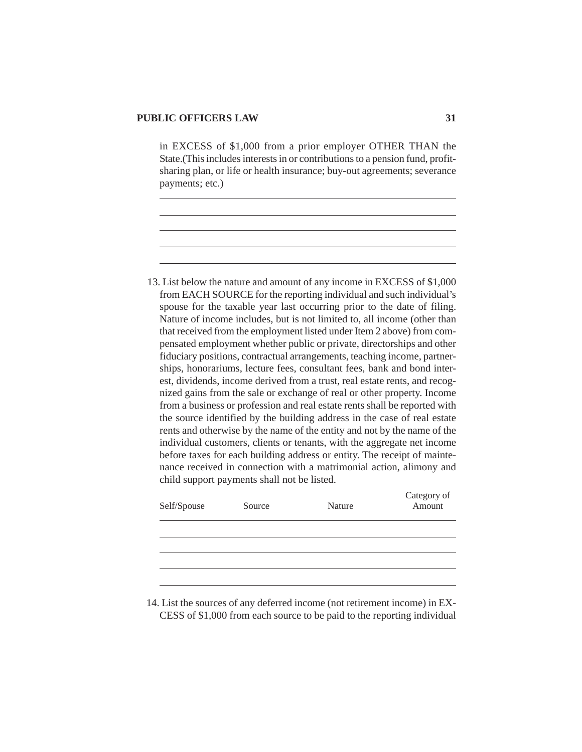in EXCESS of $1,000 from a prior employer OTHER THAN the State.(This includes interests in or contributions to a pension fund, profit-sharing plan, or life or health insurance; buy-out agreements; severance payments; etc.)

______________________________________________________________

______________________________________________________________

______________________________________________________________

______________________________________________________________

______________________________________________________________

13. List below the nature and amount of any income in EXCESS of $1,000 from EACH SOURCE for the reporting individual and such individual's spouse for the taxable year last occurring prior to the date of filing. Nature of income includes, but is not limited to, all income (other than that received from the employment listed under Item 2 above) from compensated employment whether public or private, directorships and other fiduciary positions, contractual arrangements, teaching income, partnerships, honorariums, lecture fees, consultant fees, bank and bond interest, dividends, income derived from a trust, real estate rents, and recognized gains from the sale or exchange of real or other property. Income from a business or profession and real estate rents shall be reported with the source identified by the building address in the case of real estate rents and otherwise by the name of the entity and not by the name of the individual customers, clients or tenants, with the aggregate net income before taxes for each building address or entity. The receipt of maintenance received in connection with a matrimonial action, alimony and child support payments shall not be listed.

| Self/Spouse | Source | Nature | Category of Amount |
|---|---|---|---|
| | | | |
| | | | |
| | | | |
| | | | |
| | | | |

14. List the sources of any deferred income (not retirement income) in EXCESS of $1,000 from each source to be paid to the reporting individual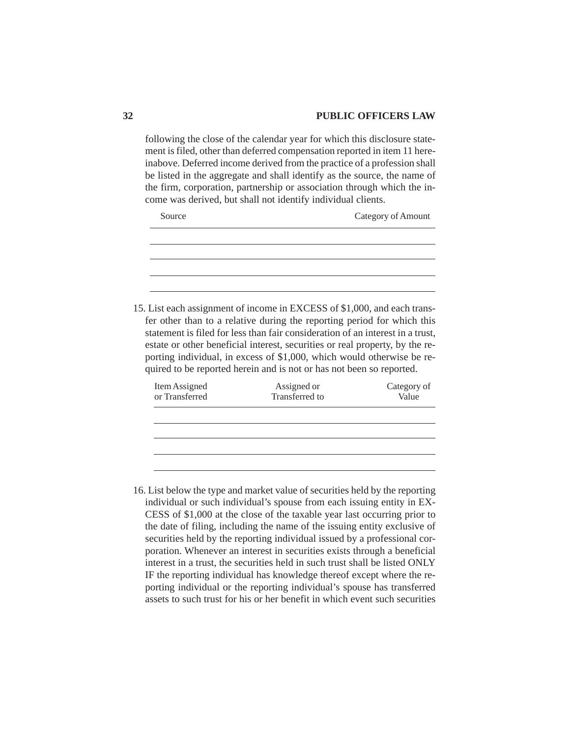following the close of the calendar year for which this disclosure statement is filed, other than deferred compensation reported in item 11 hereinabove. Deferred income derived from the practice of a profession shall be listed in the aggregate and shall identify as the source, the name of the firm, corporation, partnership or association through which the income was derived, but shall not identify individual clients.

| Source | Category of Amount |
|---|---|
| | |
| | |
| | |
| | |

15. List each assignment of income in EXCESS of $1,000, and each transfer other than to a relative during the reporting period for which this statement is filed for less than fair consideration of an interest in a trust, estate or other beneficial interest, securities or real property, by the reporting individual, in excess of $1,000, which would otherwise be required to be reported herein and is not or has not been so reported.

| Item Assigned or Transferred | Assigned or Transferred to | Category of Value |
|---|---|---|
| | | |
| | | |
| | | |
| | | |

16. List below the type and market value of securities held by the reporting individual or such individual's spouse from each issuing entity in EXCESS of $1,000 at the close of the taxable year last occurring prior to the date of filing, including the name of the issuing entity exclusive of securities held by the reporting individual issued by a professional corporation. Whenever an interest in securities exists through a beneficial interest in a trust, the securities held in such trust shall be listed ONLY IF the reporting individual has knowledge thereof except where the reporting individual or the reporting individual's spouse has transferred assets to such trust for his or her benefit in which event such securities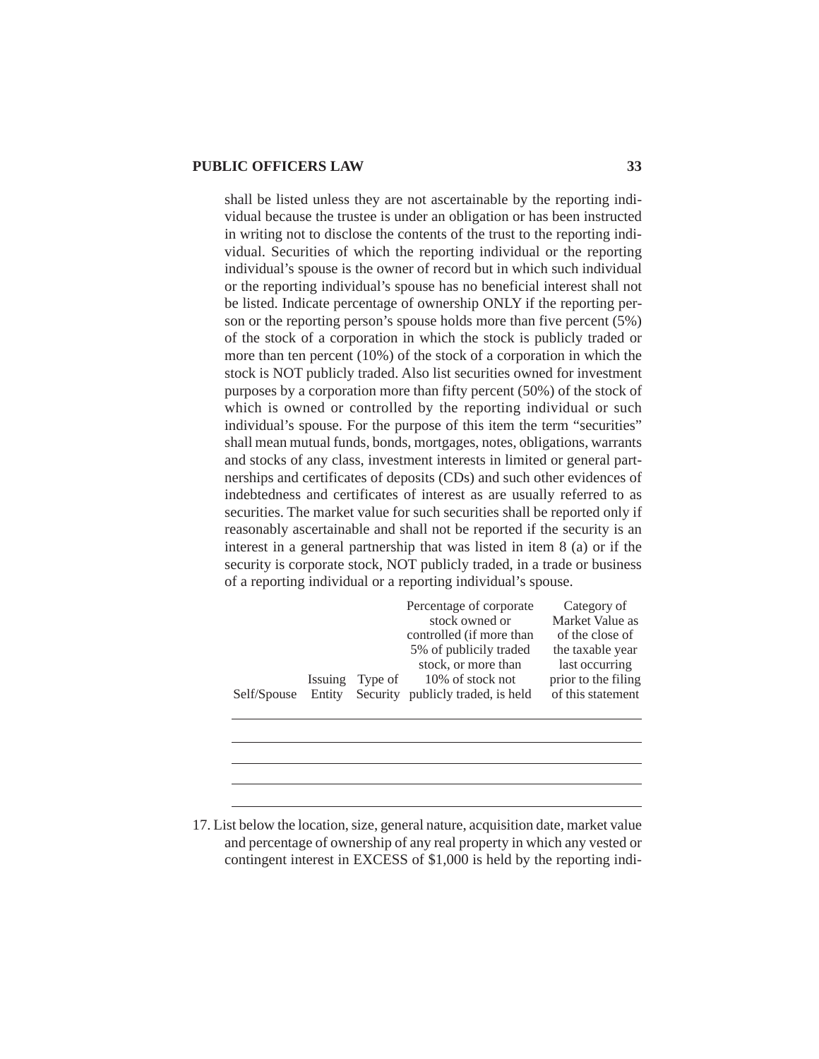shall be listed unless they are not ascertainable by the reporting individual because the trustee is under an obligation or has been instructed in writing not to disclose the contents of the trust to the reporting individual. Securities of which the reporting individual or the reporting individual's spouse is the owner of record but in which such individual or the reporting individual's spouse has no beneficial interest shall not be listed. Indicate percentage of ownership ONLY if the reporting person or the reporting person's spouse holds more than five percent (5%) of the stock of a corporation in which the stock is publicly traded or more than ten percent (10%) of the stock of a corporation in which the stock is NOT publicly traded. Also list securities owned for investment purposes by a corporation more than fifty percent (50%) of the stock of which is owned or controlled by the reporting individual or such individual's spouse. For the purpose of this item the term "securities" shall mean mutual funds, bonds, mortgages, notes, obligations, warrants and stocks of any class, investment interests in limited or general partnerships and certificates of deposits (CDs) and such other evidences of indebtedness and certificates of interest as are usually referred to as securities. The market value for such securities shall be reported only if reasonably ascertainable and shall not be reported if the security is an interest in a general partnership that was listed in item 8 (a) or if the security is corporate stock, NOT publicly traded, in a trade or business of a reporting individual or a reporting individual's spouse.

| Self/Spouse | Issuing Entity | Type of Security | Percentage of corporate stock owned or controlled (if more than 5% of publicly traded stock, or more than 10% of stock not publicly traded, is held | Category of Market Value as of the close of the taxable year last occurring prior to the filing of this statement |
|---|---|---|---|---|
| | | | | |
| | | | | |
| | | | | |
| | | | | |
| | | | | |

17. List below the location, size, general nature, acquisition date, market value and percentage of ownership of any real property in which any vested or contingent interest in EXCESS of $1,000 is held by the reporting indi-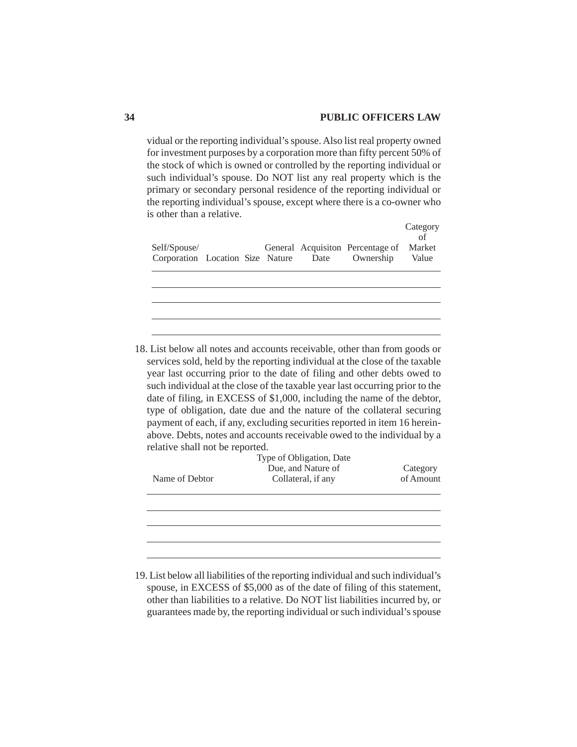vidual or the reporting individual's spouse. Also list real property owned for investment purposes by a corporation more than fifty percent 50% of the stock of which is owned or controlled by the reporting individual or such individual's spouse. Do NOT list any real property which is the primary or secondary personal residence of the reporting individual or the reporting individual's spouse, except where there is a co-owner who is other than a relative.

| Self/Spouse/ Corporation | Location | Size | General Nature | Acquisiton Date | Percentage of Ownership | Category of Market Value |
|---|---|---|---|---|---|---|
| | | | | | | |
| | | | | | | |
| | | | | | | |
| | | | | | | |

18. List below all notes and accounts receivable, other than from goods or services sold, held by the reporting individual at the close of the taxable year last occurring prior to the date of filing and other debts owed to such individual at the close of the taxable year last occurring prior to the date of filing, in EXCESS of $1,000, including the name of the debtor, type of obligation, date due and the nature of the collateral securing payment of each, if any, excluding securities reported in item 16 hereinabove. Debts, notes and accounts receivable owed to the individual by a relative shall not be reported.

| Name of Debtor | Type of Obligation, Date Due, and Nature of Collateral, if any | Category of Amount |
|---|---|---|
| | | |
| | | |
| | | |
| | | |

19. List below all liabilities of the reporting individual and such individual's spouse, in EXCESS of $5,000 as of the date of filing of this statement, other than liabilities to a relative. Do NOT list liabilities incurred by, or guarantees made by, the reporting individual or such individual's spouse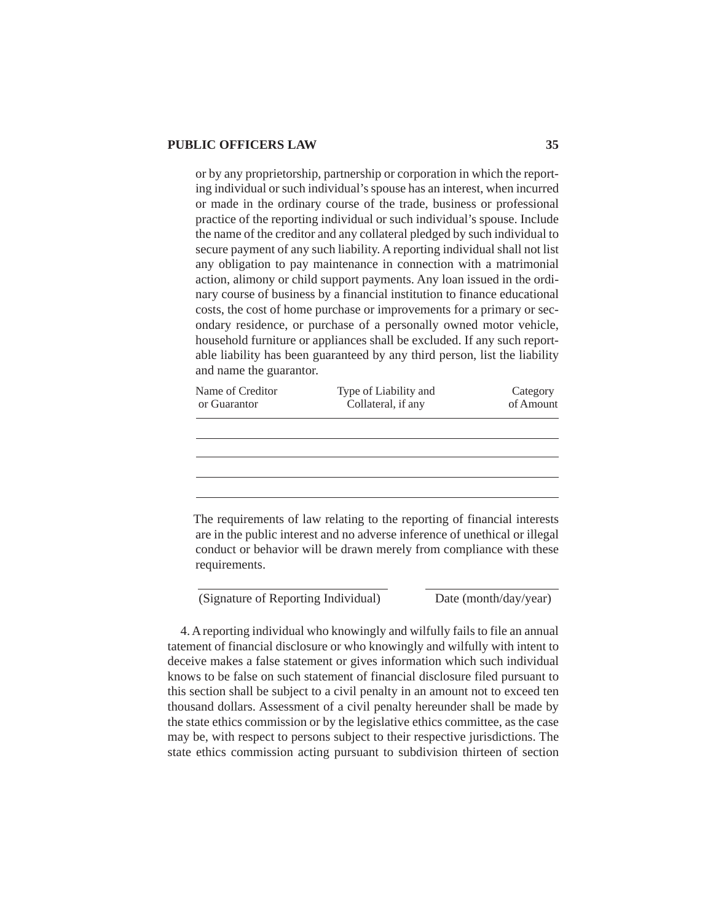or by any proprietorship, partnership or corporation in which the reporting individual or such individual's spouse has an interest, when incurred or made in the ordinary course of the trade, business or professional practice of the reporting individual or such individual's spouse. Include the name of the creditor and any collateral pledged by such individual to secure payment of any such liability. A reporting individual shall not list any obligation to pay maintenance in connection with a matrimonial action, alimony or child support payments. Any loan issued in the ordinary course of business by a financial institution to finance educational costs, the cost of home purchase or improvements for a primary or secondary residence, or purchase of a personally owned motor vehicle, household furniture or appliances shall be excluded. If any such reportable liability has been guaranteed by any third person, list the liability and name the guarantor.

| Name of Creditor or Guarantor | Type of Liability and Collateral, if any | Category of Amount |
|---|---|---|
| | | |
| | | |
| | | |
| | | |

The requirements of law relating to the reporting of financial interests are in the public interest and no adverse inference of unethical or illegal conduct or behavior will be drawn merely from compliance with these requirements.

_______________________________ &nbsp;&nbsp;&nbsp;&nbsp; _______________________

(Signature of Reporting Individual) &nbsp;&nbsp;&nbsp;&nbsp; Date (month/day/year)

4. A reporting individual who knowingly and wilfully fails to file an annual tatement of financial disclosure or who knowingly and wilfully with intent to deceive makes a false statement or gives information which such individual knows to be false on such statement of financial disclosure filed pursuant to this section shall be subject to a civil penalty in an amount not to exceed ten thousand dollars. Assessment of a civil penalty hereunder shall be made by the state ethics commission or by the legislative ethics committee, as the case may be, with respect to persons subject to their respective jurisdictions. The state ethics commission acting pursuant to subdivision thirteen of section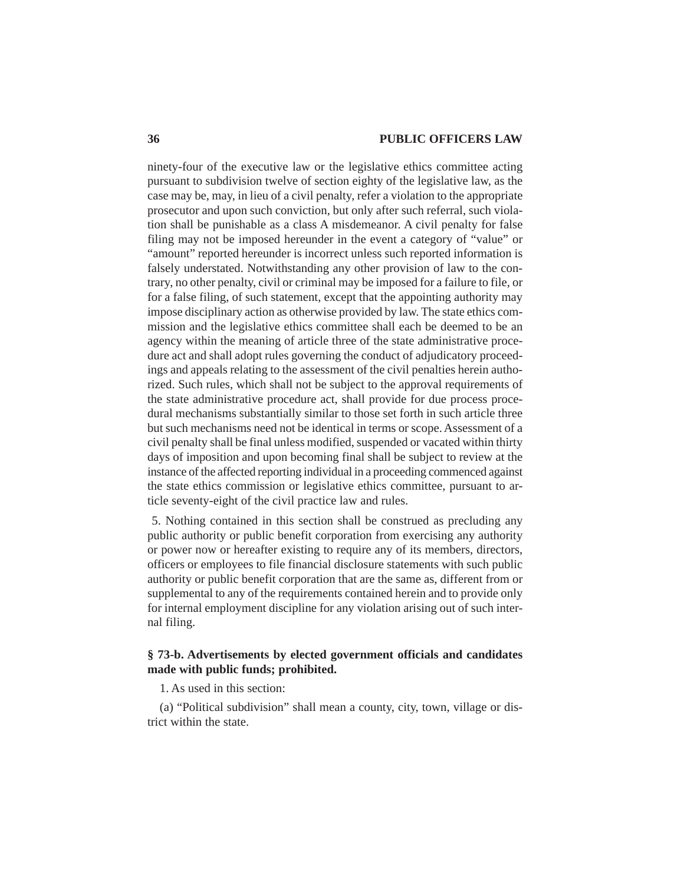ninety-four of the executive law or the legislative ethics committee acting pursuant to subdivision twelve of section eighty of the legislative law, as the case may be, may, in lieu of a civil penalty, refer a violation to the appropriate prosecutor and upon such conviction, but only after such referral, such violation shall be punishable as a class A misdemeanor. A civil penalty for false filing may not be imposed hereunder in the event a category of "value" or "amount" reported hereunder is incorrect unless such reported information is falsely understated. Notwithstanding any other provision of law to the contrary, no other penalty, civil or criminal may be imposed for a failure to file, or for a false filing, of such statement, except that the appointing authority may impose disciplinary action as otherwise provided by law. The state ethics commission and the legislative ethics committee shall each be deemed to be an agency within the meaning of article three of the state administrative procedure act and shall adopt rules governing the conduct of adjudicatory proceedings and appeals relating to the assessment of the civil penalties herein authorized. Such rules, which shall not be subject to the approval requirements of the state administrative procedure act, shall provide for due process procedural mechanisms substantially similar to those set forth in such article three but such mechanisms need not be identical in terms or scope. Assessment of a civil penalty shall be final unless modified, suspended or vacated within thirty days of imposition and upon becoming final shall be subject to review at the instance of the affected reporting individual in a proceeding commenced against the state ethics commission or legislative ethics committee, pursuant to article seventy-eight of the civil practice law and rules.

5. Nothing contained in this section shall be construed as precluding any public authority or public benefit corporation from exercising any authority or power now or hereafter existing to require any of its members, directors, officers or employees to file financial disclosure statements with such public authority or public benefit corporation that are the same as, different from or supplemental to any of the requirements contained herein and to provide only for internal employment discipline for any violation arising out of such internal filing.

### § 73-b. Advertisements by elected government officials and candidates made with public funds; prohibited.

1. As used in this section:

(a) "Political subdivision" shall mean a county, city, town, village or district within the state.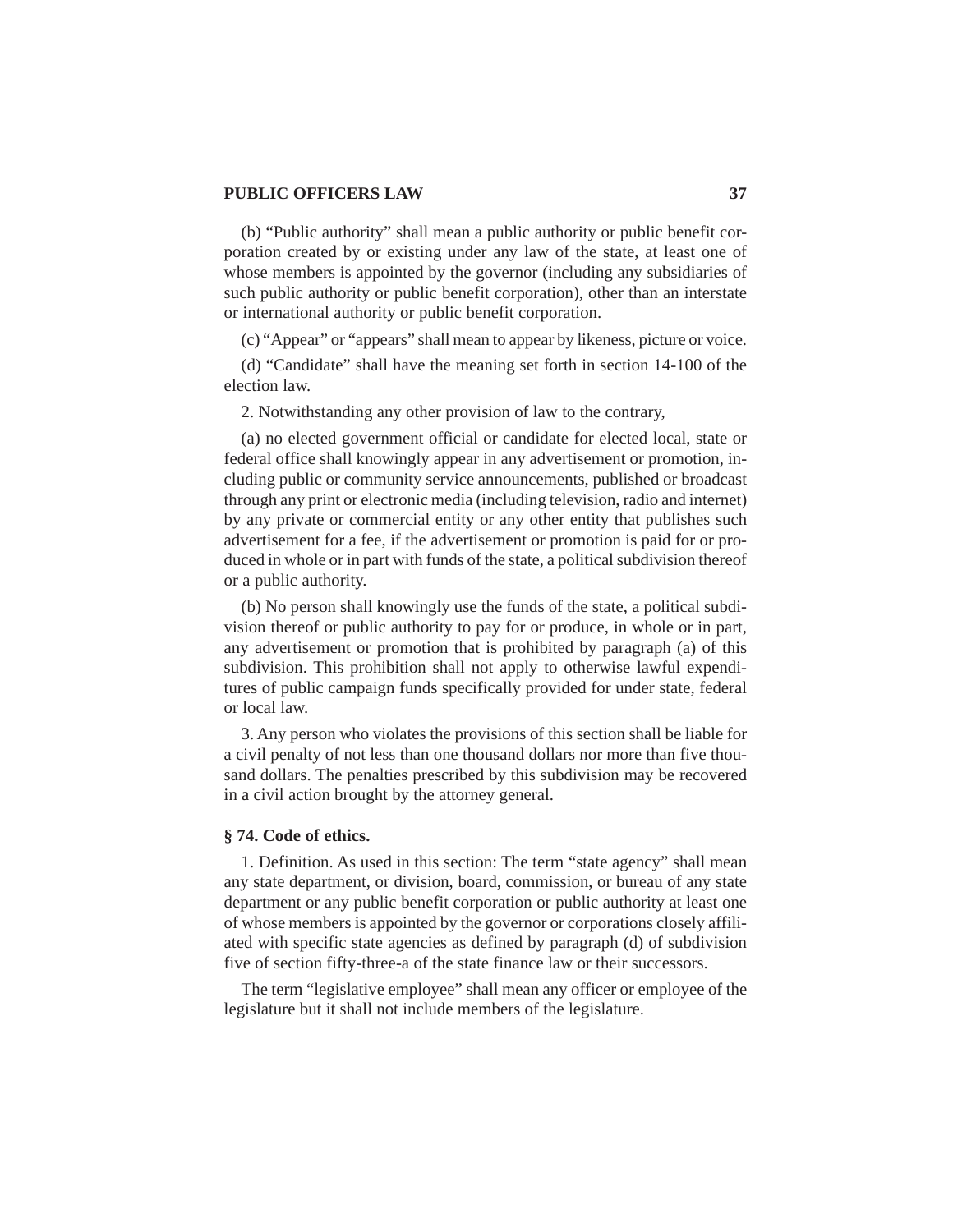(b) "Public authority" shall mean a public authority or public benefit corporation created by or existing under any law of the state, at least one of whose members is appointed by the governor (including any subsidiaries of such public authority or public benefit corporation), other than an interstate or international authority or public benefit corporation.

(c) "Appear" or "appears" shall mean to appear by likeness, picture or voice.

(d) "Candidate" shall have the meaning set forth in section 14-100 of the election law.

2. Notwithstanding any other provision of law to the contrary,

(a) no elected government official or candidate for elected local, state or federal office shall knowingly appear in any advertisement or promotion, including public or community service announcements, published or broadcast through any print or electronic media (including television, radio and internet) by any private or commercial entity or any other entity that publishes such advertisement for a fee, if the advertisement or promotion is paid for or produced in whole or in part with funds of the state, a political subdivision thereof or a public authority.

(b) No person shall knowingly use the funds of the state, a political subdivision thereof or public authority to pay for or produce, in whole or in part, any advertisement or promotion that is prohibited by paragraph (a) of this subdivision. This prohibition shall not apply to otherwise lawful expenditures of public campaign funds specifically provided for under state, federal or local law.

3. Any person who violates the provisions of this section shall be liable for a civil penalty of not less than one thousand dollars nor more than five thousand dollars. The penalties prescribed by this subdivision may be recovered in a civil action brought by the attorney general.

### § 74. Code of ethics.

1. Definition. As used in this section: The term "state agency" shall mean any state department, or division, board, commission, or bureau of any state department or any public benefit corporation or public authority at least one of whose members is appointed by the governor or corporations closely affiliated with specific state agencies as defined by paragraph (d) of subdivision five of section fifty-three-a of the state finance law or their successors.

The term "legislative employee" shall mean any officer or employee of the legislature but it shall not include members of the legislature.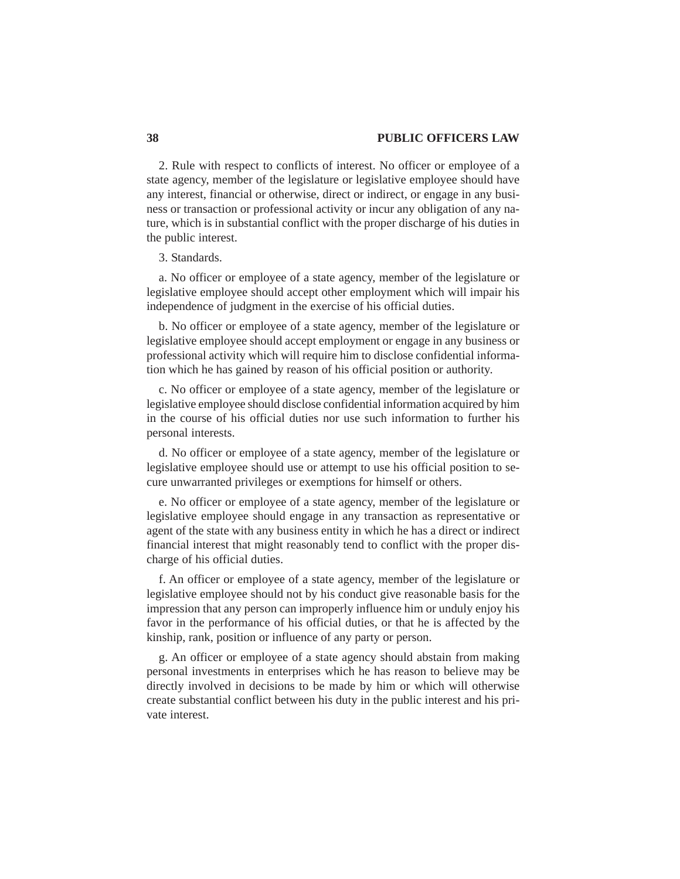2. Rule with respect to conflicts of interest. No officer or employee of a state agency, member of the legislature or legislative employee should have any interest, financial or otherwise, direct or indirect, or engage in any business or transaction or professional activity or incur any obligation of any nature, which is in substantial conflict with the proper discharge of his duties in the public interest.

3. Standards.

a. No officer or employee of a state agency, member of the legislature or legislative employee should accept other employment which will impair his independence of judgment in the exercise of his official duties.

b. No officer or employee of a state agency, member of the legislature or legislative employee should accept employment or engage in any business or professional activity which will require him to disclose confidential information which he has gained by reason of his official position or authority.

c. No officer or employee of a state agency, member of the legislature or legislative employee should disclose confidential information acquired by him in the course of his official duties nor use such information to further his personal interests.

d. No officer or employee of a state agency, member of the legislature or legislative employee should use or attempt to use his official position to secure unwarranted privileges or exemptions for himself or others.

e. No officer or employee of a state agency, member of the legislature or legislative employee should engage in any transaction as representative or agent of the state with any business entity in which he has a direct or indirect financial interest that might reasonably tend to conflict with the proper discharge of his official duties.

f. An officer or employee of a state agency, member of the legislature or legislative employee should not by his conduct give reasonable basis for the impression that any person can improperly influence him or unduly enjoy his favor in the performance of his official duties, or that he is affected by the kinship, rank, position or influence of any party or person.

g. An officer or employee of a state agency should abstain from making personal investments in enterprises which he has reason to believe may be directly involved in decisions to be made by him or which will otherwise create substantial conflict between his duty in the public interest and his private interest.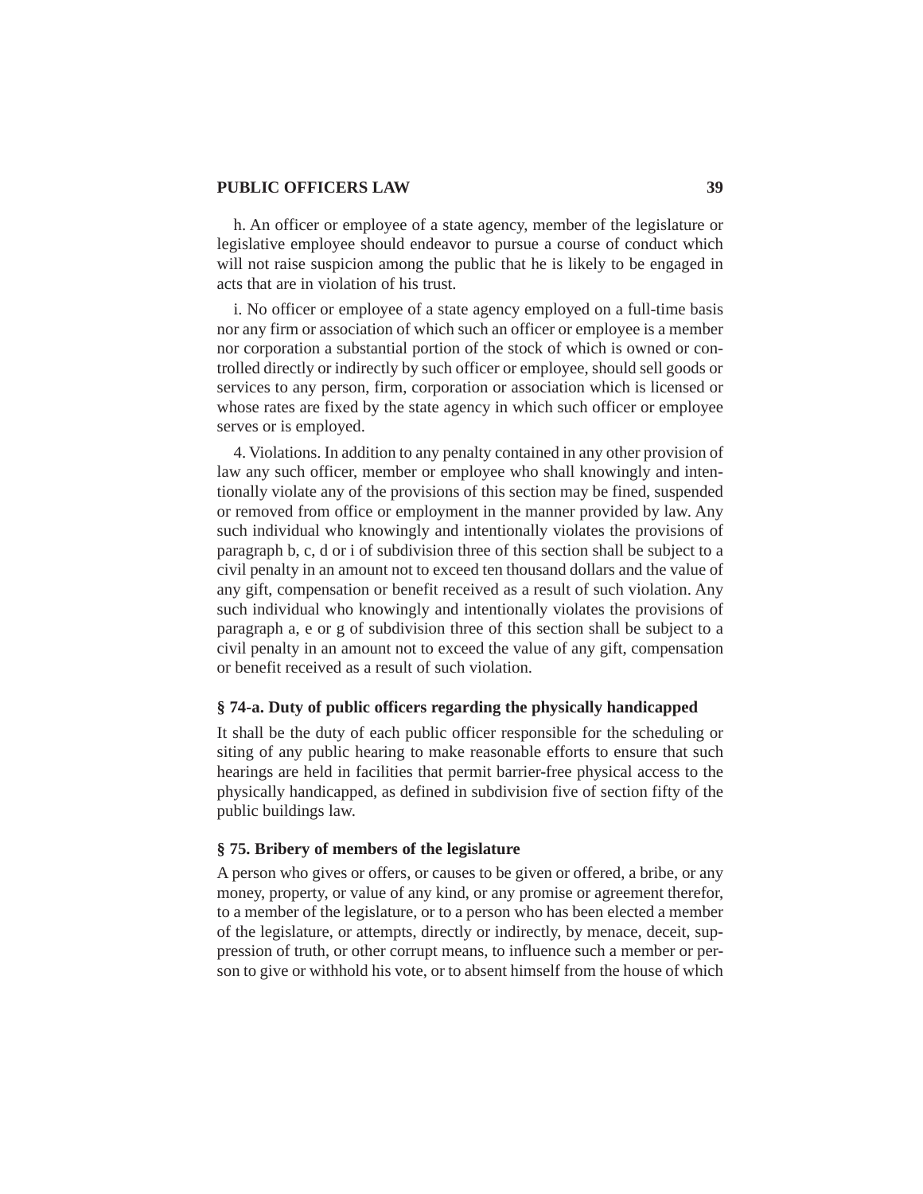h. An officer or employee of a state agency, member of the legislature or legislative employee should endeavor to pursue a course of conduct which will not raise suspicion among the public that he is likely to be engaged in acts that are in violation of his trust.

i. No officer or employee of a state agency employed on a full-time basis nor any firm or association of which such an officer or employee is a member nor corporation a substantial portion of the stock of which is owned or controlled directly or indirectly by such officer or employee, should sell goods or services to any person, firm, corporation or association which is licensed or whose rates are fixed by the state agency in which such officer or employee serves or is employed.

4. Violations. In addition to any penalty contained in any other provision of law any such officer, member or employee who shall knowingly and intentionally violate any of the provisions of this section may be fined, suspended or removed from office or employment in the manner provided by law. Any such individual who knowingly and intentionally violates the provisions of paragraph b, c, d or i of subdivision three of this section shall be subject to a civil penalty in an amount not to exceed ten thousand dollars and the value of any gift, compensation or benefit received as a result of such violation. Any such individual who knowingly and intentionally violates the provisions of paragraph a, e or g of subdivision three of this section shall be subject to a civil penalty in an amount not to exceed the value of any gift, compensation or benefit received as a result of such violation.

## § 74-a. Duty of public officers regarding the physically handicapped

It shall be the duty of each public officer responsible for the scheduling or siting of any public hearing to make reasonable efforts to ensure that such hearings are held in facilities that permit barrier-free physical access to the physically handicapped, as defined in subdivision five of section fifty of the public buildings law.

## § 75. Bribery of members of the legislature

A person who gives or offers, or causes to be given or offered, a bribe, or any money, property, or value of any kind, or any promise or agreement therefor, to a member of the legislature, or to a person who has been elected a member of the legislature, or attempts, directly or indirectly, by menace, deceit, suppression of truth, or other corrupt means, to influence such a member or person to give or withhold his vote, or to absent himself from the house of which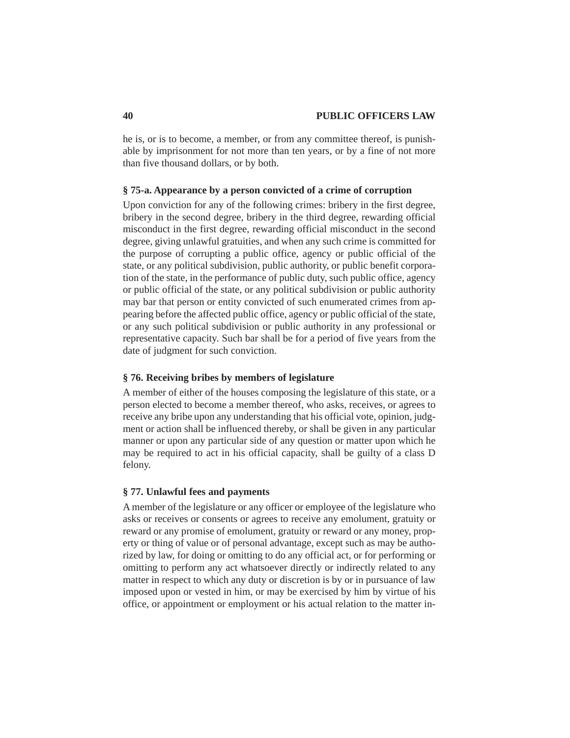he is, or is to become, a member, or from any committee thereof, is punishable by imprisonment for not more than ten years, or by a fine of not more than five thousand dollars, or by both.

### § 75-a. Appearance by a person convicted of a crime of corruption

Upon conviction for any of the following crimes: bribery in the first degree, bribery in the second degree, bribery in the third degree, rewarding official misconduct in the first degree, rewarding official misconduct in the second degree, giving unlawful gratuities, and when any such crime is committed for the purpose of corrupting a public office, agency or public official of the state, or any political subdivision, public authority, or public benefit corporation of the state, in the performance of public duty, such public office, agency or public official of the state, or any political subdivision or public authority may bar that person or entity convicted of such enumerated crimes from appearing before the affected public office, agency or public official of the state, or any such political subdivision or public authority in any professional or representative capacity. Such bar shall be for a period of five years from the date of judgment for such conviction.

### § 76. Receiving bribes by members of legislature

A member of either of the houses composing the legislature of this state, or a person elected to become a member thereof, who asks, receives, or agrees to receive any bribe upon any understanding that his official vote, opinion, judgment or action shall be influenced thereby, or shall be given in any particular manner or upon any particular side of any question or matter upon which he may be required to act in his official capacity, shall be guilty of a class D felony.

### § 77. Unlawful fees and payments

A member of the legislature or any officer or employee of the legislature who asks or receives or consents or agrees to receive any emolument, gratuity or reward or any promise of emolument, gratuity or reward or any money, property or thing of value or of personal advantage, except such as may be authorized by law, for doing or omitting to do any official act, or for performing or omitting to perform any act whatsoever directly or indirectly related to any matter in respect to which any duty or discretion is by or in pursuance of law imposed upon or vested in him, or may be exercised by him by virtue of his office, or appointment or employment or his actual relation to the matter in-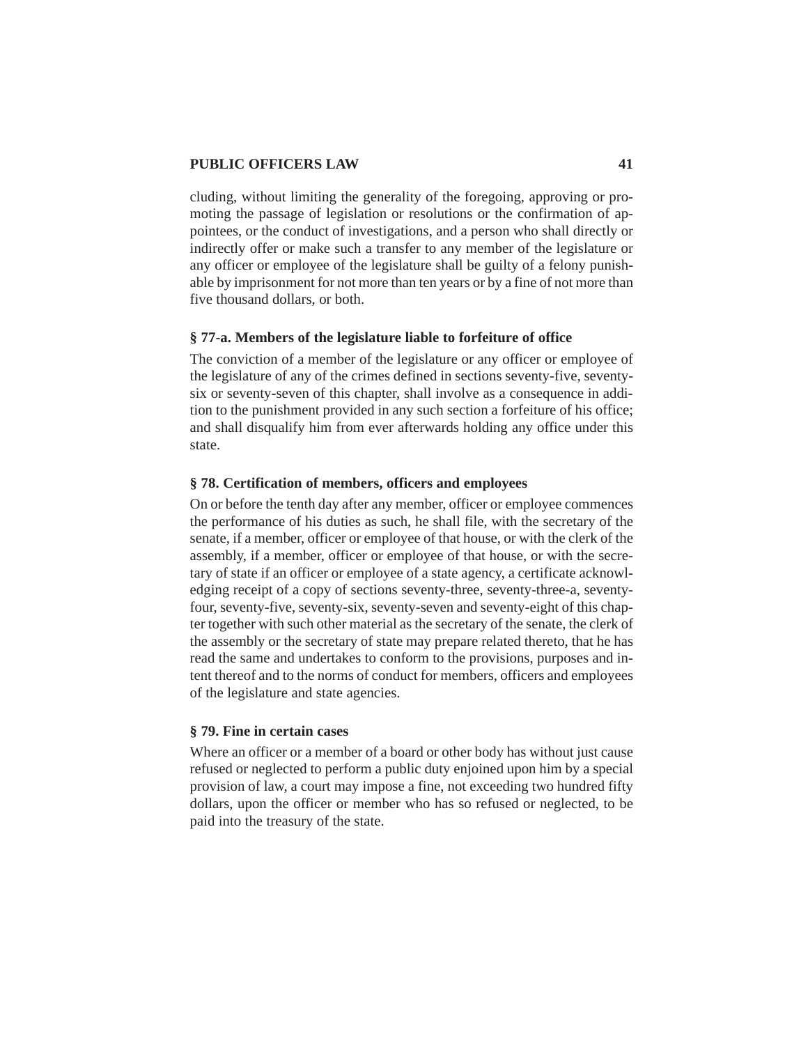cluding, without limiting the generality of the foregoing, approving or promoting the passage of legislation or resolutions or the confirmation of appointees, or the conduct of investigations, and a person who shall directly or indirectly offer or make such a transfer to any member of the legislature or any officer or employee of the legislature shall be guilty of a felony punishable by imprisonment for not more than ten years or by a fine of not more than five thousand dollars, or both.

### § 77-a. Members of the legislature liable to forfeiture of office

The conviction of a member of the legislature or any officer or employee of the legislature of any of the crimes defined in sections seventy-five, seventy-six or seventy-seven of this chapter, shall involve as a consequence in addition to the punishment provided in any such section a forfeiture of his office; and shall disqualify him from ever afterwards holding any office under this state.

### § 78. Certification of members, officers and employees

On or before the tenth day after any member, officer or employee commences the performance of his duties as such, he shall file, with the secretary of the senate, if a member, officer or employee of that house, or with the clerk of the assembly, if a member, officer or employee of that house, or with the secretary of state if an officer or employee of a state agency, a certificate acknowledging receipt of a copy of sections seventy-three, seventy-three-a, seventy-four, seventy-five, seventy-six, seventy-seven and seventy-eight of this chapter together with such other material as the secretary of the senate, the clerk of the assembly or the secretary of state may prepare related thereto, that he has read the same and undertakes to conform to the provisions, purposes and intent thereof and to the norms of conduct for members, officers and employees of the legislature and state agencies.

### § 79. Fine in certain cases

Where an officer or a member of a board or other body has without just cause refused or neglected to perform a public duty enjoined upon him by a special provision of law, a court may impose a fine, not exceeding two hundred fifty dollars, upon the officer or member who has so refused or neglected, to be paid into the treasury of the state.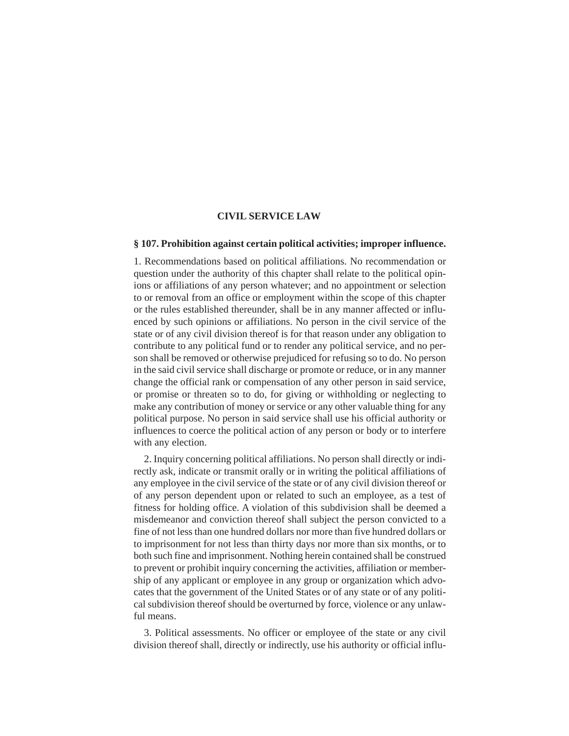# CIVIL SERVICE LAW

## § 107. Prohibition against certain political activities; improper influence.

1. Recommendations based on political affiliations. No recommendation or question under the authority of this chapter shall relate to the political opinions or affiliations of any person whatever; and no appointment or selection to or removal from an office or employment within the scope of this chapter or the rules established thereunder, shall be in any manner affected or influenced by such opinions or affiliations. No person in the civil service of the state or of any civil division thereof is for that reason under any obligation to contribute to any political fund or to render any political service, and no person shall be removed or otherwise prejudiced for refusing so to do. No person in the said civil service shall discharge or promote or reduce, or in any manner change the official rank or compensation of any other person in said service, or promise or threaten so to do, for giving or withholding or neglecting to make any contribution of money or service or any other valuable thing for any political purpose. No person in said service shall use his official authority or influences to coerce the political action of any person or body or to interfere with any election.

2. Inquiry concerning political affiliations. No person shall directly or indirectly ask, indicate or transmit orally or in writing the political affiliations of any employee in the civil service of the state or of any civil division thereof or of any person dependent upon or related to such an employee, as a test of fitness for holding office. A violation of this subdivision shall be deemed a misdemeanor and conviction thereof shall subject the person convicted to a fine of not less than one hundred dollars nor more than five hundred dollars or to imprisonment for not less than thirty days nor more than six months, or to both such fine and imprisonment. Nothing herein contained shall be construed to prevent or prohibit inquiry concerning the activities, affiliation or membership of any applicant or employee in any group or organization which advocates that the government of the United States or of any state or of any political subdivision thereof should be overturned by force, violence or any unlawful means.

3. Political assessments. No officer or employee of the state or any civil division thereof shall, directly or indirectly, use his authority or official influ-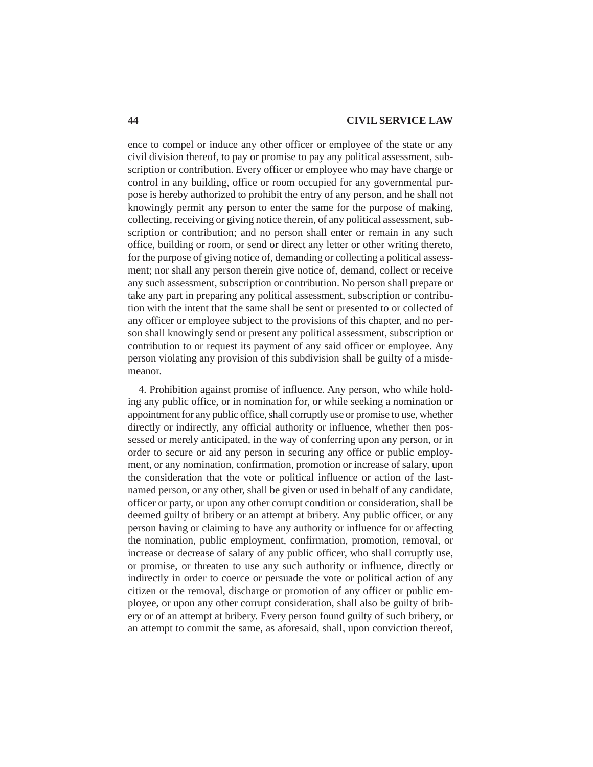ence to compel or induce any other officer or employee of the state or any civil division thereof, to pay or promise to pay any political assessment, subscription or contribution. Every officer or employee who may have charge or control in any building, office or room occupied for any governmental purpose is hereby authorized to prohibit the entry of any person, and he shall not knowingly permit any person to enter the same for the purpose of making, collecting, receiving or giving notice therein, of any political assessment, subscription or contribution; and no person shall enter or remain in any such office, building or room, or send or direct any letter or other writing thereto, for the purpose of giving notice of, demanding or collecting a political assessment; nor shall any person therein give notice of, demand, collect or receive any such assessment, subscription or contribution. No person shall prepare or take any part in preparing any political assessment, subscription or contribution with the intent that the same shall be sent or presented to or collected of any officer or employee subject to the provisions of this chapter, and no person shall knowingly send or present any political assessment, subscription or contribution to or request its payment of any said officer or employee. Any person violating any provision of this subdivision shall be guilty of a misdemeanor.

4. Prohibition against promise of influence. Any person, who while holding any public office, or in nomination for, or while seeking a nomination or appointment for any public office, shall corruptly use or promise to use, whether directly or indirectly, any official authority or influence, whether then possessed or merely anticipated, in the way of conferring upon any person, or in order to secure or aid any person in securing any office or public employment, or any nomination, confirmation, promotion or increase of salary, upon the consideration that the vote or political influence or action of the last-named person, or any other, shall be given or used in behalf of any candidate, officer or party, or upon any other corrupt condition or consideration, shall be deemed guilty of bribery or an attempt at bribery. Any public officer, or any person having or claiming to have any authority or influence for or affecting the nomination, public employment, confirmation, promotion, removal, or increase or decrease of salary of any public officer, who shall corruptly use, or promise, or threaten to use any such authority or influence, directly or indirectly in order to coerce or persuade the vote or political action of any citizen or the removal, discharge or promotion of any officer or public employee, or upon any other corrupt consideration, shall also be guilty of bribery or of an attempt at bribery. Every person found guilty of such bribery, or an attempt to commit the same, as aforesaid, shall, upon conviction thereof,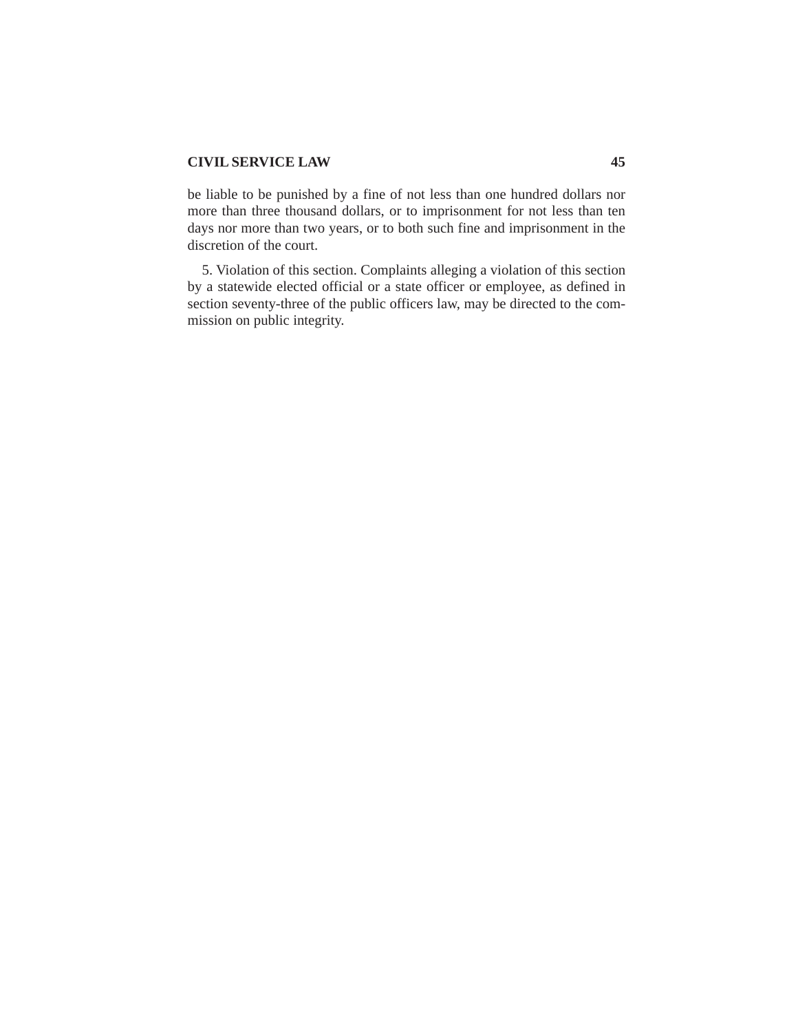be liable to be punished by a fine of not less than one hundred dollars nor more than three thousand dollars, or to imprisonment for not less than ten days nor more than two years, or to both such fine and imprisonment in the discretion of the court.

5. Violation of this section. Complaints alleging a violation of this section by a statewide elected official or a state officer or employee, as defined in section seventy-three of the public officers law, may be directed to the commission on public integrity.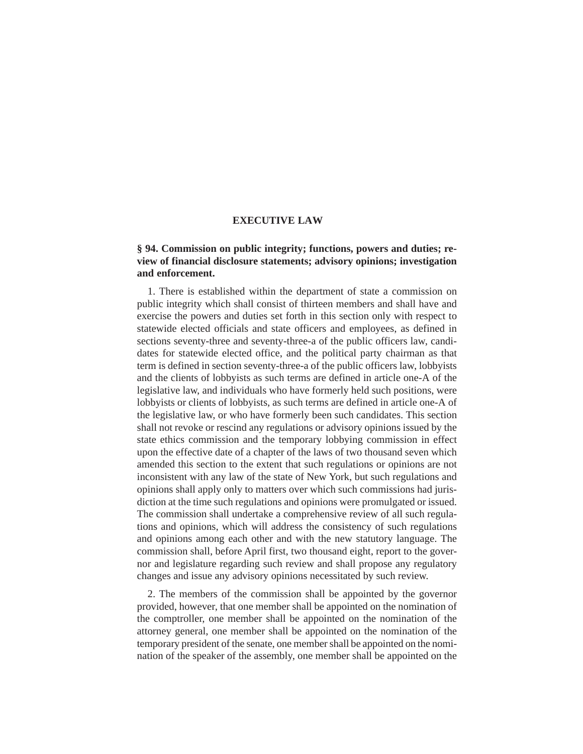# EXECUTIVE LAW

## § 94. Commission on public integrity; functions, powers and duties; review of financial disclosure statements; advisory opinions; investigation and enforcement.

1. There is established within the department of state a commission on public integrity which shall consist of thirteen members and shall have and exercise the powers and duties set forth in this section only with respect to statewide elected officials and state officers and employees, as defined in sections seventy-three and seventy-three-a of the public officers law, candidates for statewide elected office, and the political party chairman as that term is defined in section seventy-three-a of the public officers law, lobbyists and the clients of lobbyists as such terms are defined in article one-A of the legislative law, and individuals who have formerly held such positions, were lobbyists or clients of lobbyists, as such terms are defined in article one-A of the legislative law, or who have formerly been such candidates. This section shall not revoke or rescind any regulations or advisory opinions issued by the state ethics commission and the temporary lobbying commission in effect upon the effective date of a chapter of the laws of two thousand seven which amended this section to the extent that such regulations or opinions are not inconsistent with any law of the state of New York, but such regulations and opinions shall apply only to matters over which such commissions had jurisdiction at the time such regulations and opinions were promulgated or issued. The commission shall undertake a comprehensive review of all such regulations and opinions, which will address the consistency of such regulations and opinions among each other and with the new statutory language. The commission shall, before April first, two thousand eight, report to the governor and legislature regarding such review and shall propose any regulatory changes and issue any advisory opinions necessitated by such review.

2. The members of the commission shall be appointed by the governor provided, however, that one member shall be appointed on the nomination of the comptroller, one member shall be appointed on the nomination of the attorney general, one member shall be appointed on the nomination of the temporary president of the senate, one member shall be appointed on the nomination of the speaker of the assembly, one member shall be appointed on the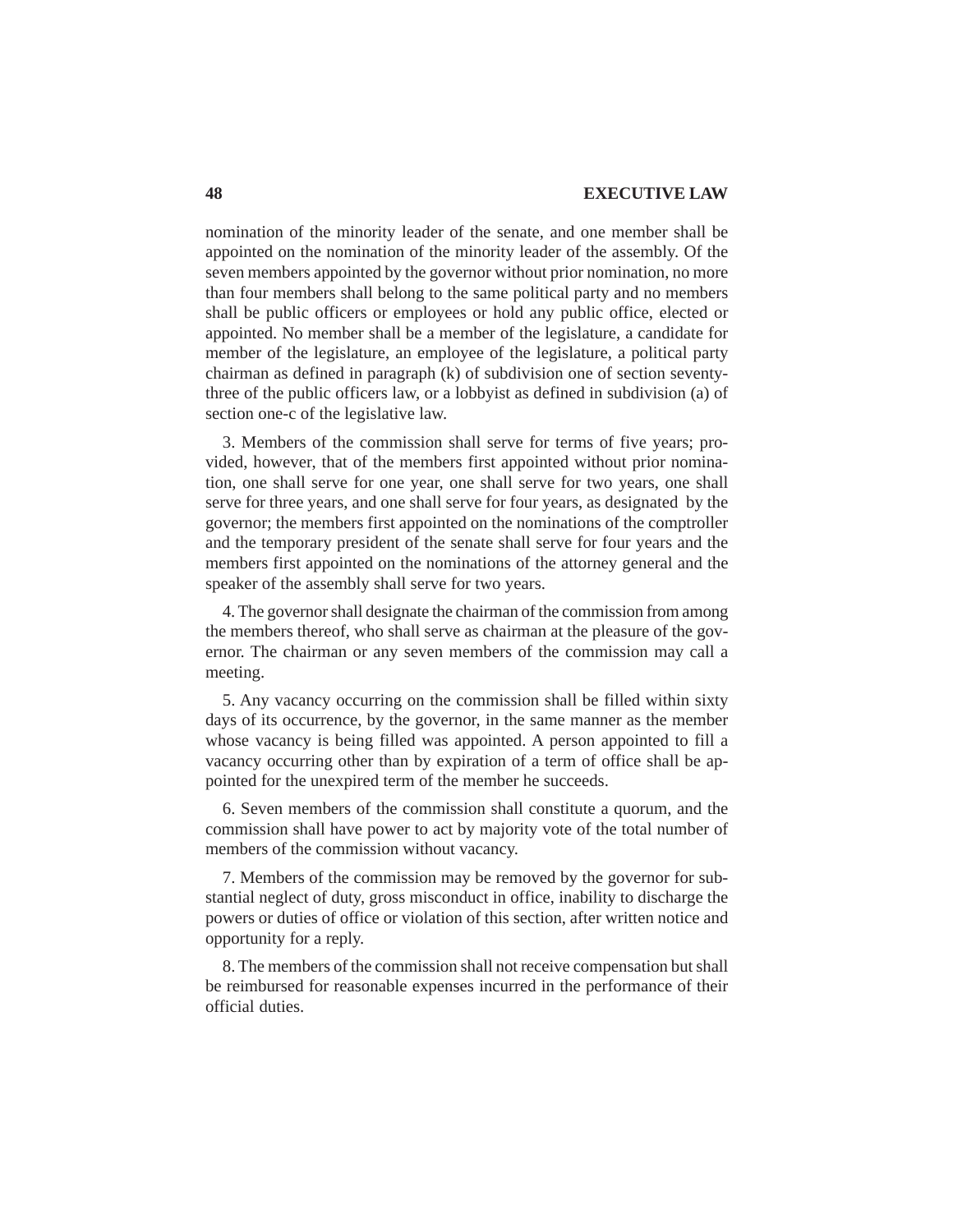nomination of the minority leader of the senate, and one member shall be appointed on the nomination of the minority leader of the assembly. Of the seven members appointed by the governor without prior nomination, no more than four members shall belong to the same political party and no members shall be public officers or employees or hold any public office, elected or appointed. No member shall be a member of the legislature, a candidate for member of the legislature, an employee of the legislature, a political party chairman as defined in paragraph (k) of subdivision one of section seventy-three of the public officers law, or a lobbyist as defined in subdivision (a) of section one-c of the legislative law.

3. Members of the commission shall serve for terms of five years; provided, however, that of the members first appointed without prior nomination, one shall serve for one year, one shall serve for two years, one shall serve for three years, and one shall serve for four years, as designated by the governor; the members first appointed on the nominations of the comptroller and the temporary president of the senate shall serve for four years and the members first appointed on the nominations of the attorney general and the speaker of the assembly shall serve for two years.

4. The governor shall designate the chairman of the commission from among the members thereof, who shall serve as chairman at the pleasure of the governor. The chairman or any seven members of the commission may call a meeting.

5. Any vacancy occurring on the commission shall be filled within sixty days of its occurrence, by the governor, in the same manner as the member whose vacancy is being filled was appointed. A person appointed to fill a vacancy occurring other than by expiration of a term of office shall be appointed for the unexpired term of the member he succeeds.

6. Seven members of the commission shall constitute a quorum, and the commission shall have power to act by majority vote of the total number of members of the commission without vacancy.

7. Members of the commission may be removed by the governor for substantial neglect of duty, gross misconduct in office, inability to discharge the powers or duties of office or violation of this section, after written notice and opportunity for a reply.

8. The members of the commission shall not receive compensation but shall be reimbursed for reasonable expenses incurred in the performance of their official duties.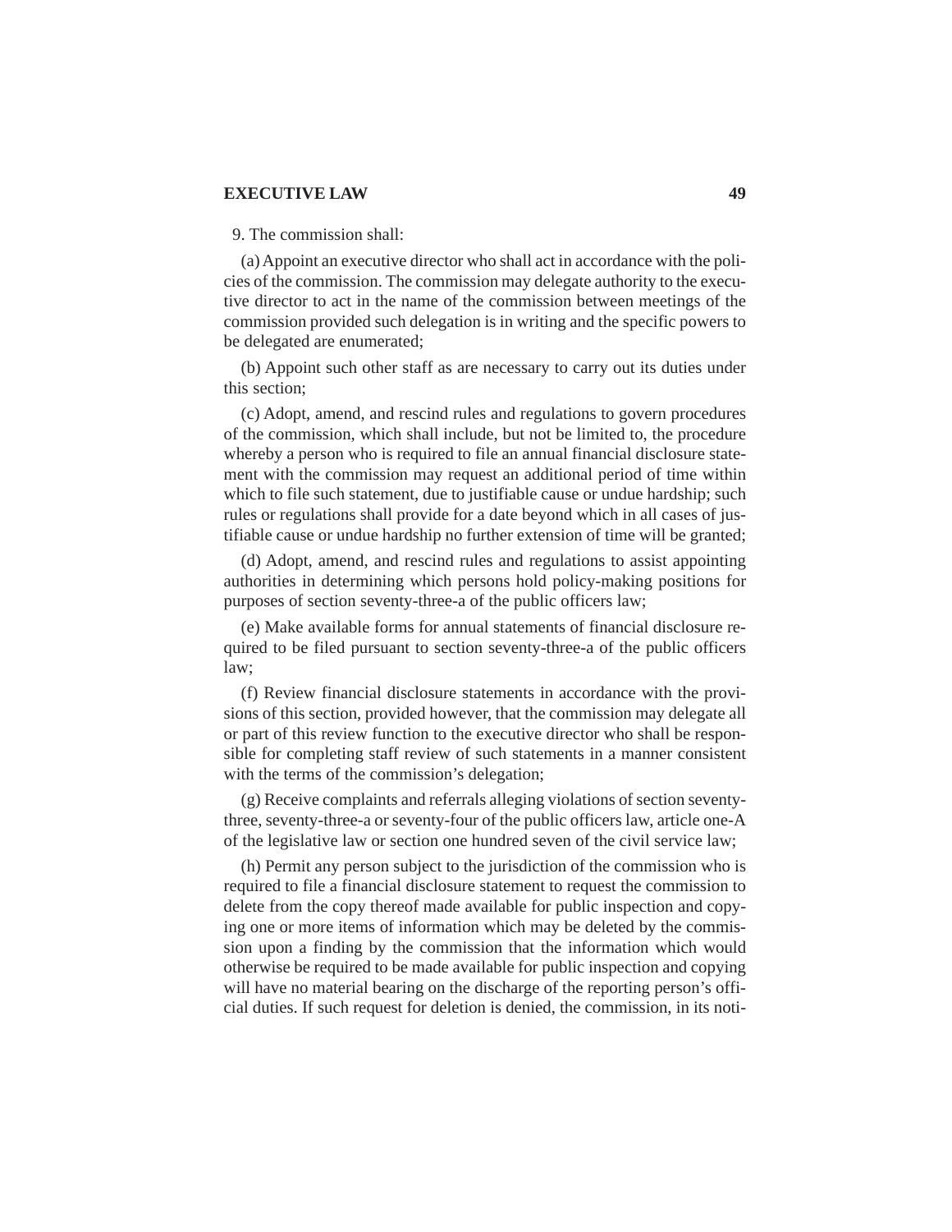9. The commission shall:

(a) Appoint an executive director who shall act in accordance with the policies of the commission. The commission may delegate authority to the executive director to act in the name of the commission between meetings of the commission provided such delegation is in writing and the specific powers to be delegated are enumerated;

(b) Appoint such other staff as are necessary to carry out its duties under this section;

(c) Adopt, amend, and rescind rules and regulations to govern procedures of the commission, which shall include, but not be limited to, the procedure whereby a person who is required to file an annual financial disclosure statement with the commission may request an additional period of time within which to file such statement, due to justifiable cause or undue hardship; such rules or regulations shall provide for a date beyond which in all cases of justifiable cause or undue hardship no further extension of time will be granted;

(d) Adopt, amend, and rescind rules and regulations to assist appointing authorities in determining which persons hold policy-making positions for purposes of section seventy-three-a of the public officers law;

(e) Make available forms for annual statements of financial disclosure required to be filed pursuant to section seventy-three-a of the public officers law;

(f) Review financial disclosure statements in accordance with the provisions of this section, provided however, that the commission may delegate all or part of this review function to the executive director who shall be responsible for completing staff review of such statements in a manner consistent with the terms of the commission's delegation;

(g) Receive complaints and referrals alleging violations of section seventy-three, seventy-three-a or seventy-four of the public officers law, article one-A of the legislative law or section one hundred seven of the civil service law;

(h) Permit any person subject to the jurisdiction of the commission who is required to file a financial disclosure statement to request the commission to delete from the copy thereof made available for public inspection and copying one or more items of information which may be deleted by the commission upon a finding by the commission that the information which would otherwise be required to be made available for public inspection and copying will have no material bearing on the discharge of the reporting person's official duties. If such request for deletion is denied, the commission, in its noti-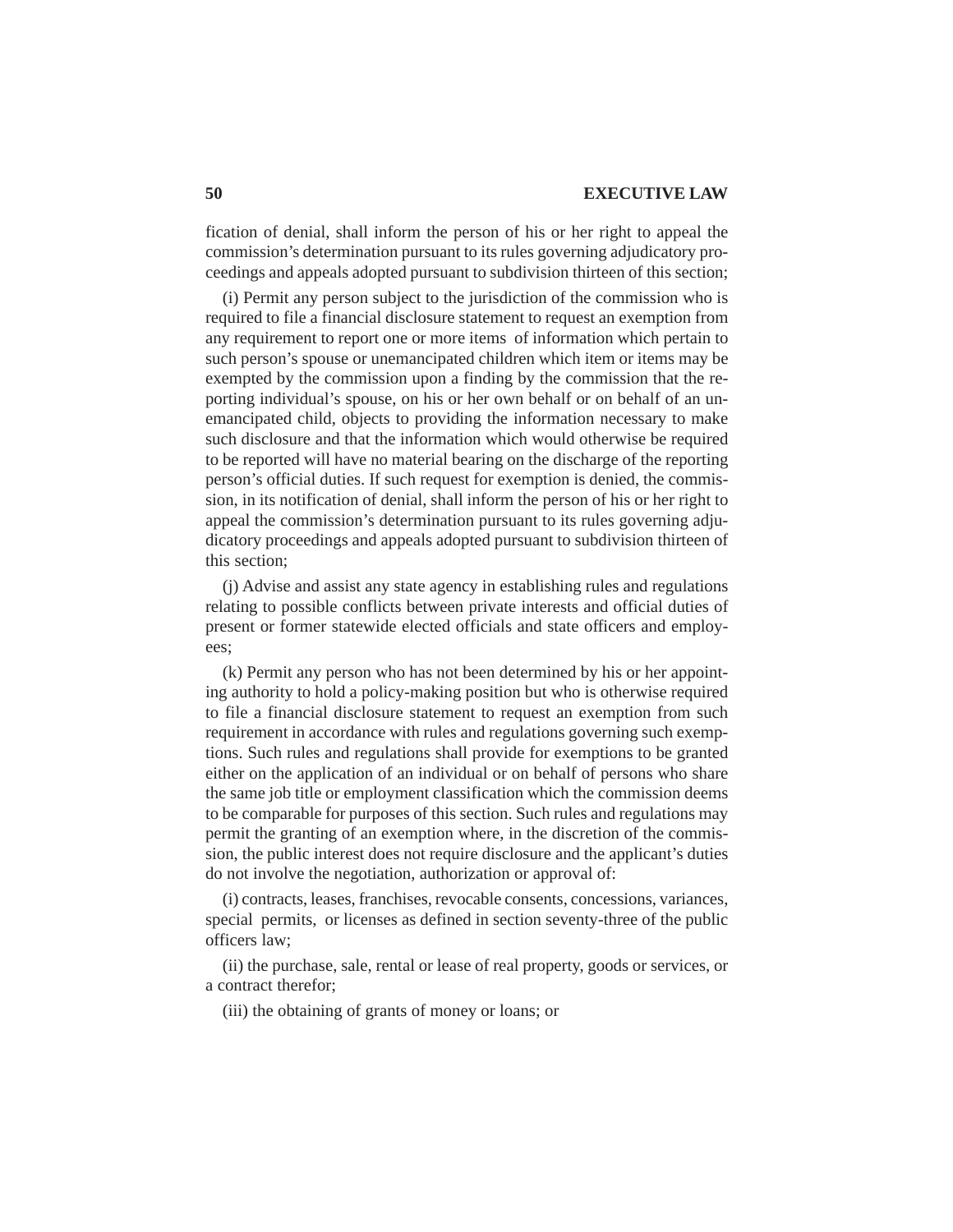fication of denial, shall inform the person of his or her right to appeal the commission's determination pursuant to its rules governing adjudicatory proceedings and appeals adopted pursuant to subdivision thirteen of this section;

(i) Permit any person subject to the jurisdiction of the commission who is required to file a financial disclosure statement to request an exemption from any requirement to report one or more items of information which pertain to such person's spouse or unemancipated children which item or items may be exempted by the commission upon a finding by the commission that the reporting individual's spouse, on his or her own behalf or on behalf of an unemancipated child, objects to providing the information necessary to make such disclosure and that the information which would otherwise be required to be reported will have no material bearing on the discharge of the reporting person's official duties. If such request for exemption is denied, the commission, in its notification of denial, shall inform the person of his or her right to appeal the commission's determination pursuant to its rules governing adjudicatory proceedings and appeals adopted pursuant to subdivision thirteen of this section;

(j) Advise and assist any state agency in establishing rules and regulations relating to possible conflicts between private interests and official duties of present or former statewide elected officials and state officers and employees;

(k) Permit any person who has not been determined by his or her appointing authority to hold a policy-making position but who is otherwise required to file a financial disclosure statement to request an exemption from such requirement in accordance with rules and regulations governing such exemptions. Such rules and regulations shall provide for exemptions to be granted either on the application of an individual or on behalf of persons who share the same job title or employment classification which the commission deems to be comparable for purposes of this section. Such rules and regulations may permit the granting of an exemption where, in the discretion of the commission, the public interest does not require disclosure and the applicant's duties do not involve the negotiation, authorization or approval of:

(i) contracts, leases, franchises, revocable consents, concessions, variances, special permits, or licenses as defined in section seventy-three of the public officers law;

(ii) the purchase, sale, rental or lease of real property, goods or services, or a contract therefor;

(iii) the obtaining of grants of money or loans; or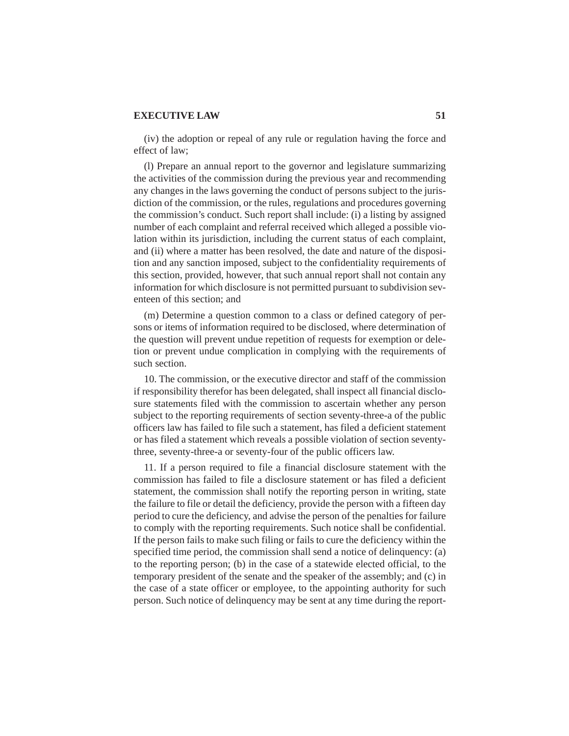(iv) the adoption or repeal of any rule or regulation having the force and effect of law;

(l) Prepare an annual report to the governor and legislature summarizing the activities of the commission during the previous year and recommending any changes in the laws governing the conduct of persons subject to the jurisdiction of the commission, or the rules, regulations and procedures governing the commission's conduct. Such report shall include: (i) a listing by assigned number of each complaint and referral received which alleged a possible violation within its jurisdiction, including the current status of each complaint, and (ii) where a matter has been resolved, the date and nature of the disposition and any sanction imposed, subject to the confidentiality requirements of this section, provided, however, that such annual report shall not contain any information for which disclosure is not permitted pursuant to subdivision seventeen of this section; and

(m) Determine a question common to a class or defined category of persons or items of information required to be disclosed, where determination of the question will prevent undue repetition of requests for exemption or deletion or prevent undue complication in complying with the requirements of such section.

10. The commission, or the executive director and staff of the commission if responsibility therefor has been delegated, shall inspect all financial disclosure statements filed with the commission to ascertain whether any person subject to the reporting requirements of section seventy-three-a of the public officers law has failed to file such a statement, has filed a deficient statement or has filed a statement which reveals a possible violation of section seventy-three, seventy-three-a or seventy-four of the public officers law.

11. If a person required to file a financial disclosure statement with the commission has failed to file a disclosure statement or has filed a deficient statement, the commission shall notify the reporting person in writing, state the failure to file or detail the deficiency, provide the person with a fifteen day period to cure the deficiency, and advise the person of the penalties for failure to comply with the reporting requirements. Such notice shall be confidential. If the person fails to make such filing or fails to cure the deficiency within the specified time period, the commission shall send a notice of delinquency: (a) to the reporting person; (b) in the case of a statewide elected official, to the temporary president of the senate and the speaker of the assembly; and (c) in the case of a state officer or employee, to the appointing authority for such person. Such notice of delinquency may be sent at any time during the report-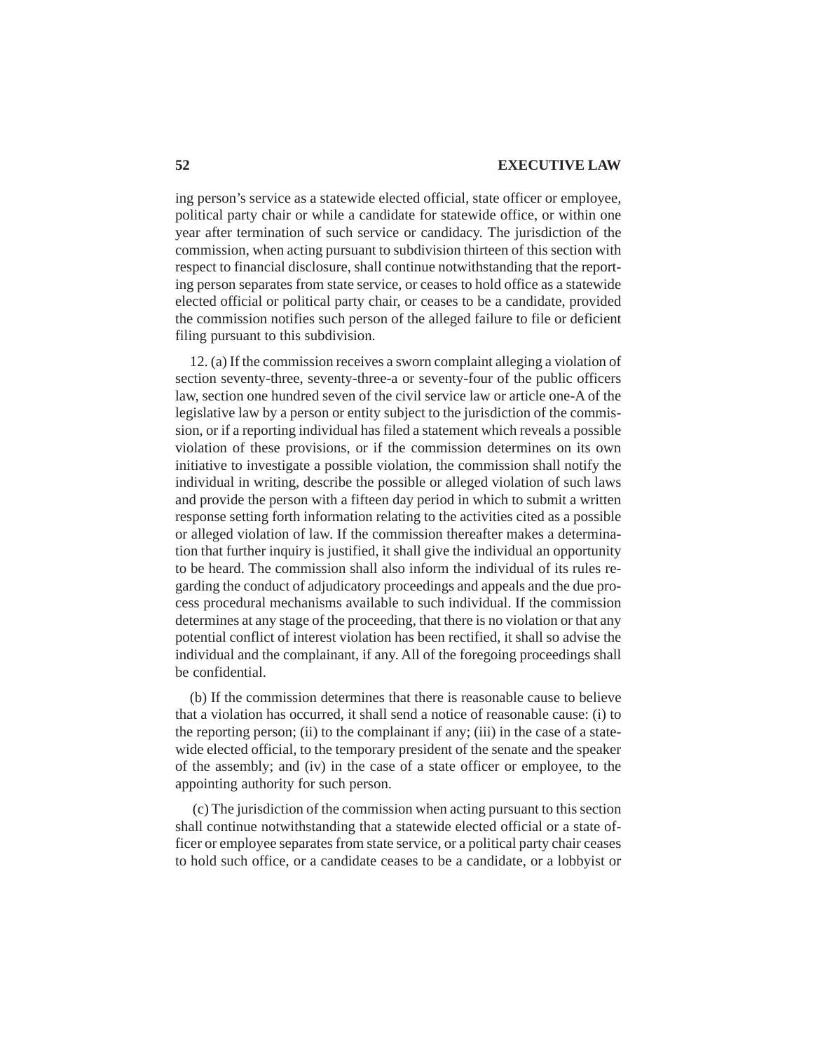ing person's service as a statewide elected official, state officer or employee, political party chair or while a candidate for statewide office, or within one year after termination of such service or candidacy. The jurisdiction of the commission, when acting pursuant to subdivision thirteen of this section with respect to financial disclosure, shall continue notwithstanding that the reporting person separates from state service, or ceases to hold office as a statewide elected official or political party chair, or ceases to be a candidate, provided the commission notifies such person of the alleged failure to file or deficient filing pursuant to this subdivision.

12. (a) If the commission receives a sworn complaint alleging a violation of section seventy-three, seventy-three-a or seventy-four of the public officers law, section one hundred seven of the civil service law or article one-A of the legislative law by a person or entity subject to the jurisdiction of the commission, or if a reporting individual has filed a statement which reveals a possible violation of these provisions, or if the commission determines on its own initiative to investigate a possible violation, the commission shall notify the individual in writing, describe the possible or alleged violation of such laws and provide the person with a fifteen day period in which to submit a written response setting forth information relating to the activities cited as a possible or alleged violation of law. If the commission thereafter makes a determination that further inquiry is justified, it shall give the individual an opportunity to be heard. The commission shall also inform the individual of its rules regarding the conduct of adjudicatory proceedings and appeals and the due process procedural mechanisms available to such individual. If the commission determines at any stage of the proceeding, that there is no violation or that any potential conflict of interest violation has been rectified, it shall so advise the individual and the complainant, if any. All of the foregoing proceedings shall be confidential.

(b) If the commission determines that there is reasonable cause to believe that a violation has occurred, it shall send a notice of reasonable cause: (i) to the reporting person; (ii) to the complainant if any; (iii) in the case of a statewide elected official, to the temporary president of the senate and the speaker of the assembly; and (iv) in the case of a state officer or employee, to the appointing authority for such person.

(c) The jurisdiction of the commission when acting pursuant to this section shall continue notwithstanding that a statewide elected official or a state officer or employee separates from state service, or a political party chair ceases to hold such office, or a candidate ceases to be a candidate, or a lobbyist or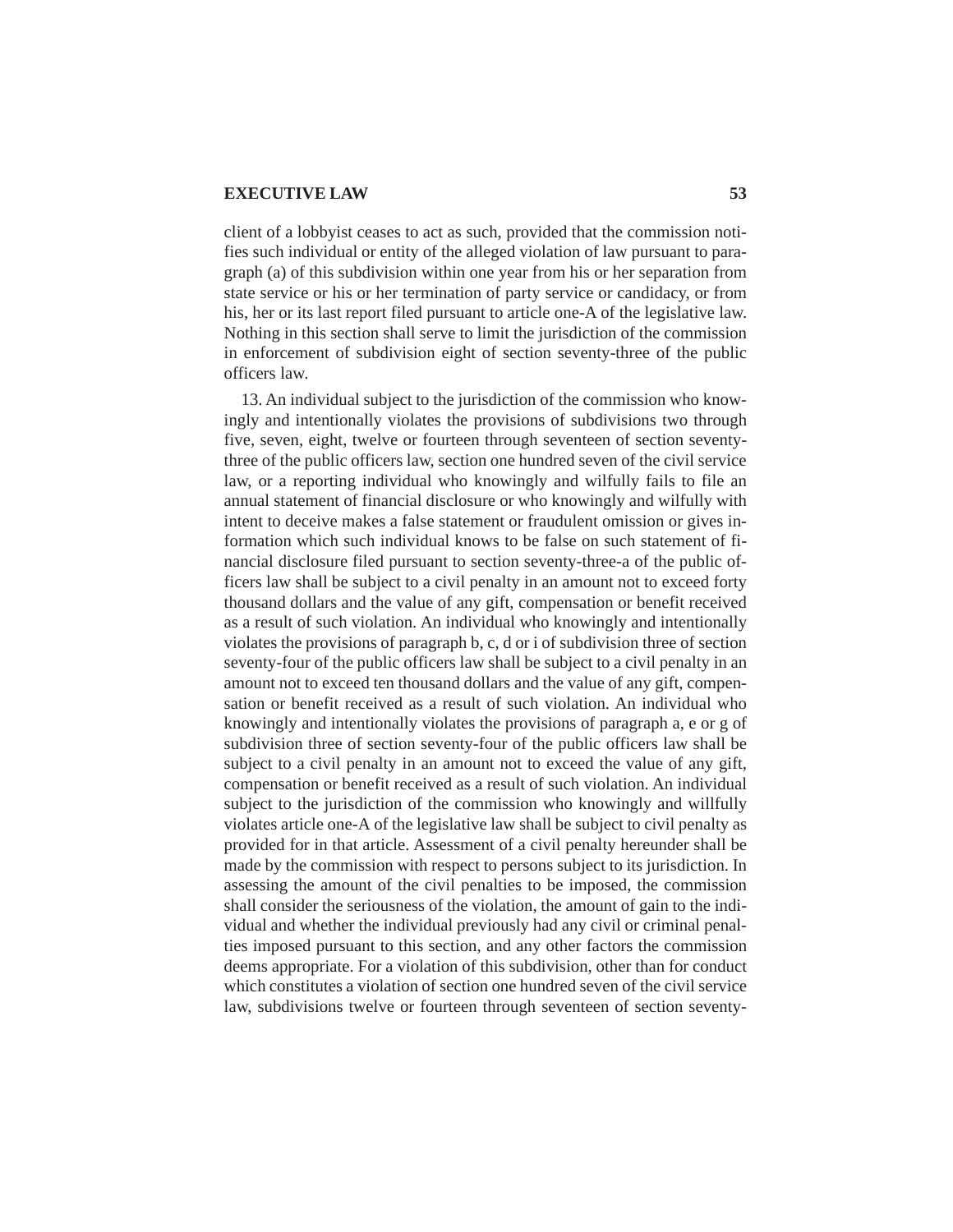client of a lobbyist ceases to act as such, provided that the commission notifies such individual or entity of the alleged violation of law pursuant to paragraph (a) of this subdivision within one year from his or her separation from state service or his or her termination of party service or candidacy, or from his, her or its last report filed pursuant to article one-A of the legislative law. Nothing in this section shall serve to limit the jurisdiction of the commission in enforcement of subdivision eight of section seventy-three of the public officers law.

13. An individual subject to the jurisdiction of the commission who knowingly and intentionally violates the provisions of subdivisions two through five, seven, eight, twelve or fourteen through seventeen of section seventy-three of the public officers law, section one hundred seven of the civil service law, or a reporting individual who knowingly and wilfully fails to file an annual statement of financial disclosure or who knowingly and wilfully with intent to deceive makes a false statement or fraudulent omission or gives information which such individual knows to be false on such statement of financial disclosure filed pursuant to section seventy-three-a of the public officers law shall be subject to a civil penalty in an amount not to exceed forty thousand dollars and the value of any gift, compensation or benefit received as a result of such violation. An individual who knowingly and intentionally violates the provisions of paragraph b, c, d or i of subdivision three of section seventy-four of the public officers law shall be subject to a civil penalty in an amount not to exceed ten thousand dollars and the value of any gift, compensation or benefit received as a result of such violation. An individual who knowingly and intentionally violates the provisions of paragraph a, e or g of subdivision three of section seventy-four of the public officers law shall be subject to a civil penalty in an amount not to exceed the value of any gift, compensation or benefit received as a result of such violation. An individual subject to the jurisdiction of the commission who knowingly and willfully violates article one-A of the legislative law shall be subject to civil penalty as provided for in that article. Assessment of a civil penalty hereunder shall be made by the commission with respect to persons subject to its jurisdiction. In assessing the amount of the civil penalties to be imposed, the commission shall consider the seriousness of the violation, the amount of gain to the individual and whether the individual previously had any civil or criminal penalties imposed pursuant to this section, and any other factors the commission deems appropriate. For a violation of this subdivision, other than for conduct which constitutes a violation of section one hundred seven of the civil service law, subdivisions twelve or fourteen through seventeen of section seventy-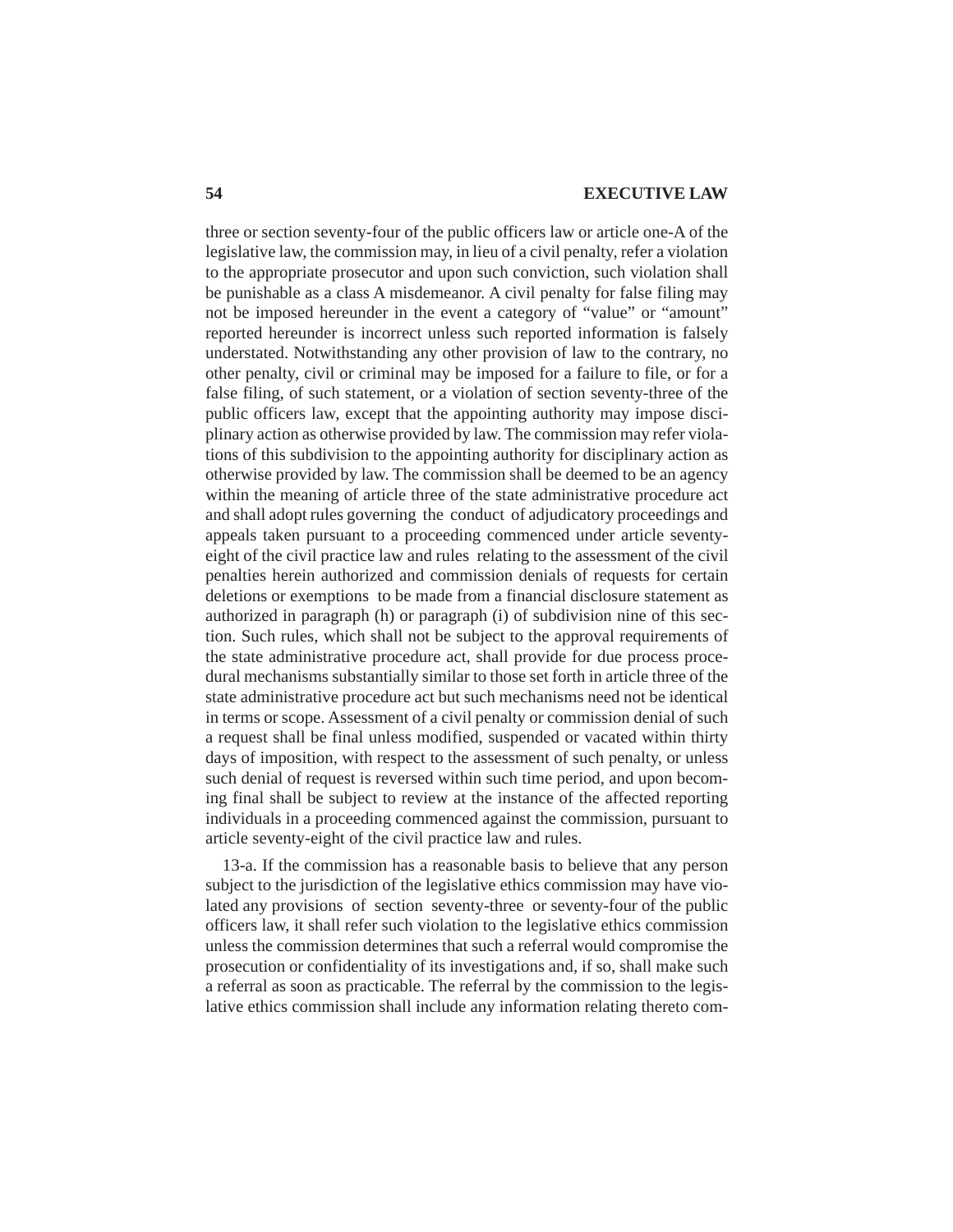three or section seventy-four of the public officers law or article one-A of the legislative law, the commission may, in lieu of a civil penalty, refer a violation to the appropriate prosecutor and upon such conviction, such violation shall be punishable as a class A misdemeanor. A civil penalty for false filing may not be imposed hereunder in the event a category of "value" or "amount" reported hereunder is incorrect unless such reported information is falsely understated. Notwithstanding any other provision of law to the contrary, no other penalty, civil or criminal may be imposed for a failure to file, or for a false filing, of such statement, or a violation of section seventy-three of the public officers law, except that the appointing authority may impose disciplinary action as otherwise provided by law. The commission may refer violations of this subdivision to the appointing authority for disciplinary action as otherwise provided by law. The commission shall be deemed to be an agency within the meaning of article three of the state administrative procedure act and shall adopt rules governing the conduct of adjudicatory proceedings and appeals taken pursuant to a proceeding commenced under article seventy-eight of the civil practice law and rules relating to the assessment of the civil penalties herein authorized and commission denials of requests for certain deletions or exemptions to be made from a financial disclosure statement as authorized in paragraph (h) or paragraph (i) of subdivision nine of this section. Such rules, which shall not be subject to the approval requirements of the state administrative procedure act, shall provide for due process procedural mechanisms substantially similar to those set forth in article three of the state administrative procedure act but such mechanisms need not be identical in terms or scope. Assessment of a civil penalty or commission denial of such a request shall be final unless modified, suspended or vacated within thirty days of imposition, with respect to the assessment of such penalty, or unless such denial of request is reversed within such time period, and upon becoming final shall be subject to review at the instance of the affected reporting individuals in a proceeding commenced against the commission, pursuant to article seventy-eight of the civil practice law and rules.

13-a. If the commission has a reasonable basis to believe that any person subject to the jurisdiction of the legislative ethics commission may have violated any provisions of section seventy-three or seventy-four of the public officers law, it shall refer such violation to the legislative ethics commission unless the commission determines that such a referral would compromise the prosecution or confidentiality of its investigations and, if so, shall make such a referral as soon as practicable. The referral by the commission to the legislative ethics commission shall include any information relating thereto com-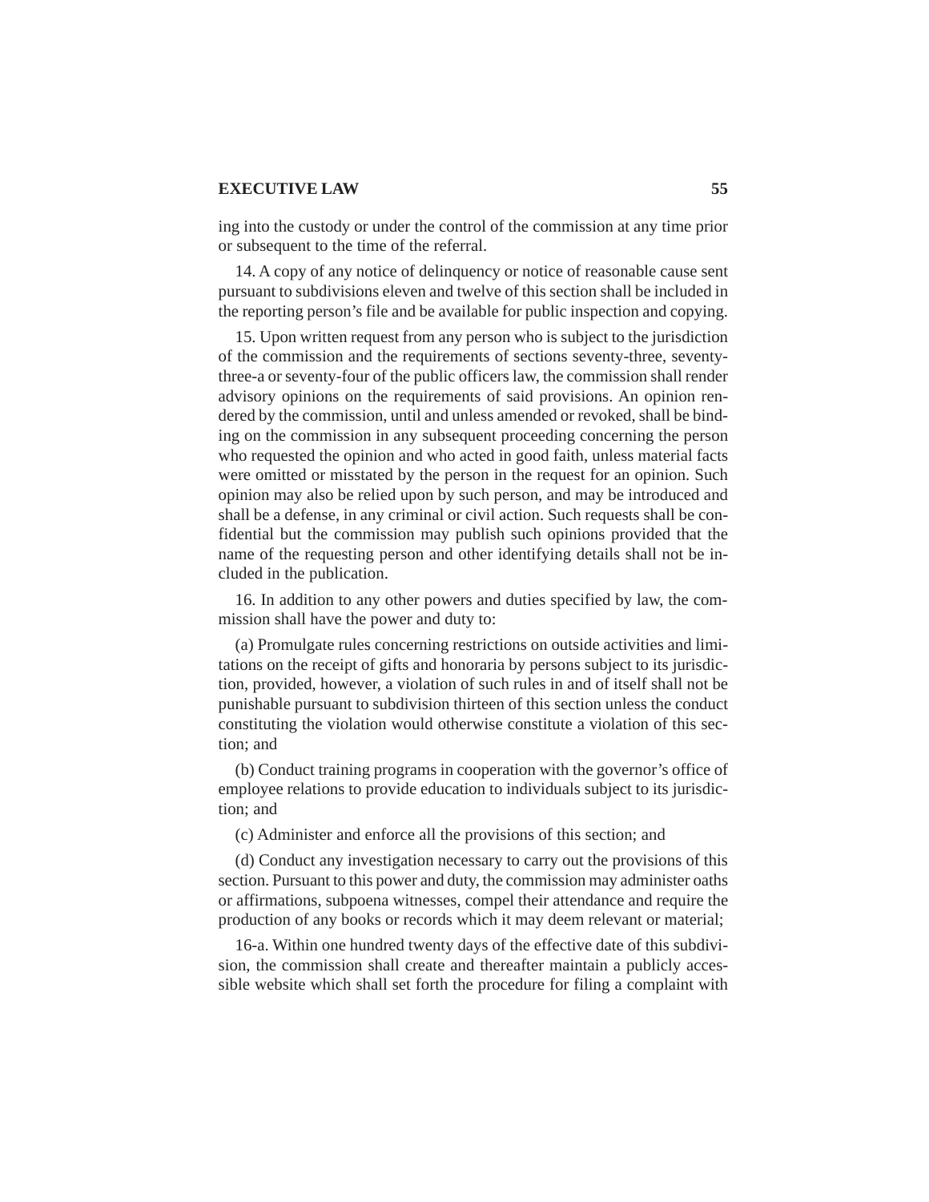ing into the custody or under the control of the commission at any time prior or subsequent to the time of the referral.

14. A copy of any notice of delinquency or notice of reasonable cause sent pursuant to subdivisions eleven and twelve of this section shall be included in the reporting person's file and be available for public inspection and copying.

15. Upon written request from any person who is subject to the jurisdiction of the commission and the requirements of sections seventy-three, seventy-three-a or seventy-four of the public officers law, the commission shall render advisory opinions on the requirements of said provisions. An opinion rendered by the commission, until and unless amended or revoked, shall be binding on the commission in any subsequent proceeding concerning the person who requested the opinion and who acted in good faith, unless material facts were omitted or misstated by the person in the request for an opinion. Such opinion may also be relied upon by such person, and may be introduced and shall be a defense, in any criminal or civil action. Such requests shall be confidential but the commission may publish such opinions provided that the name of the requesting person and other identifying details shall not be included in the publication.

16. In addition to any other powers and duties specified by law, the commission shall have the power and duty to:

(a) Promulgate rules concerning restrictions on outside activities and limitations on the receipt of gifts and honoraria by persons subject to its jurisdiction, provided, however, a violation of such rules in and of itself shall not be punishable pursuant to subdivision thirteen of this section unless the conduct constituting the violation would otherwise constitute a violation of this section; and

(b) Conduct training programs in cooperation with the governor's office of employee relations to provide education to individuals subject to its jurisdiction; and

(c) Administer and enforce all the provisions of this section; and

(d) Conduct any investigation necessary to carry out the provisions of this section. Pursuant to this power and duty, the commission may administer oaths or affirmations, subpoena witnesses, compel their attendance and require the production of any books or records which it may deem relevant or material;

16-a. Within one hundred twenty days of the effective date of this subdivision, the commission shall create and thereafter maintain a publicly accessible website which shall set forth the procedure for filing a complaint with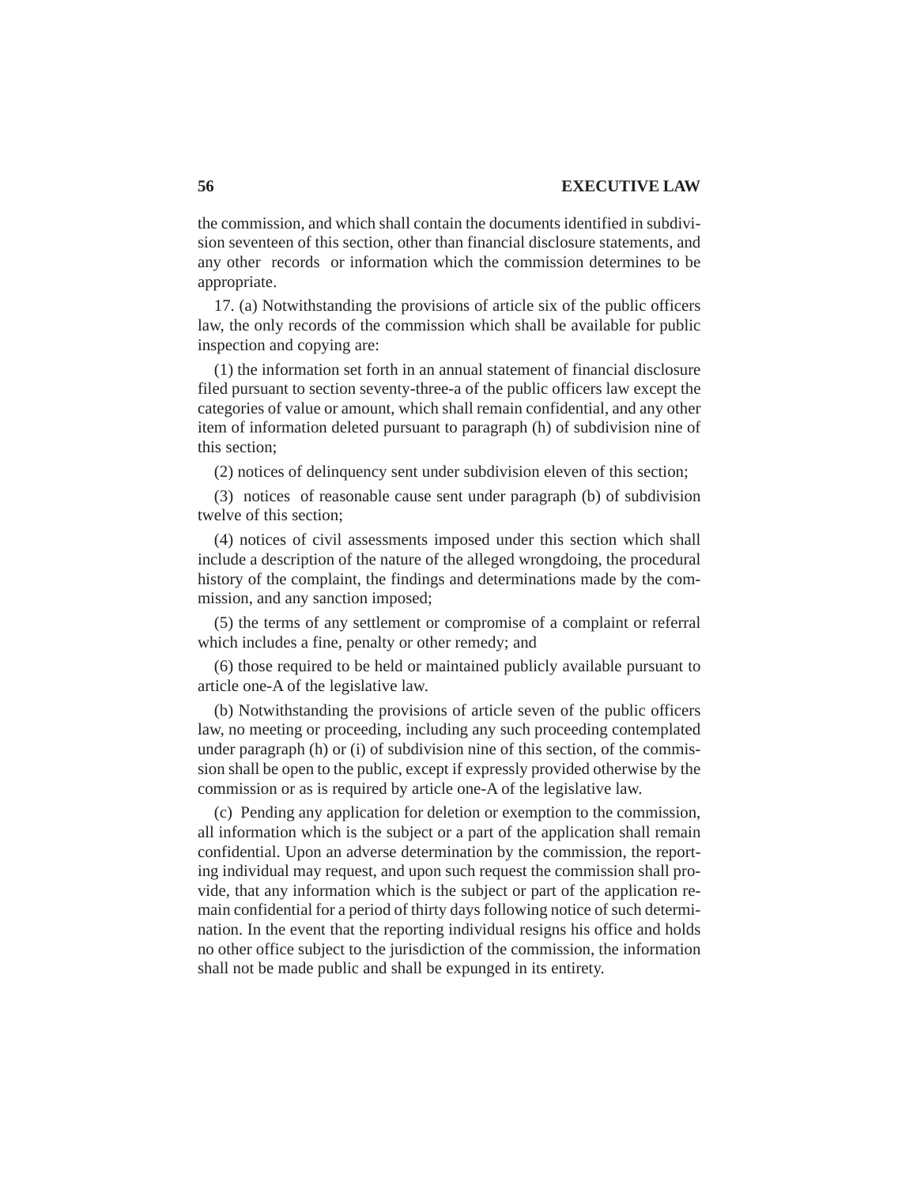the commission, and which shall contain the documents identified in subdivision seventeen of this section, other than financial disclosure statements, and any other records or information which the commission determines to be appropriate.

17. (a) Notwithstanding the provisions of article six of the public officers law, the only records of the commission which shall be available for public inspection and copying are:

(1) the information set forth in an annual statement of financial disclosure filed pursuant to section seventy-three-a of the public officers law except the categories of value or amount, which shall remain confidential, and any other item of information deleted pursuant to paragraph (h) of subdivision nine of this section;

(2) notices of delinquency sent under subdivision eleven of this section;

(3) notices of reasonable cause sent under paragraph (b) of subdivision twelve of this section;

(4) notices of civil assessments imposed under this section which shall include a description of the nature of the alleged wrongdoing, the procedural history of the complaint, the findings and determinations made by the commission, and any sanction imposed;

(5) the terms of any settlement or compromise of a complaint or referral which includes a fine, penalty or other remedy; and

(6) those required to be held or maintained publicly available pursuant to article one-A of the legislative law.

(b) Notwithstanding the provisions of article seven of the public officers law, no meeting or proceeding, including any such proceeding contemplated under paragraph (h) or (i) of subdivision nine of this section, of the commission shall be open to the public, except if expressly provided otherwise by the commission or as is required by article one-A of the legislative law.

(c) Pending any application for deletion or exemption to the commission, all information which is the subject or a part of the application shall remain confidential. Upon an adverse determination by the commission, the reporting individual may request, and upon such request the commission shall provide, that any information which is the subject or part of the application remain confidential for a period of thirty days following notice of such determination. In the event that the reporting individual resigns his office and holds no other office subject to the jurisdiction of the commission, the information shall not be made public and shall be expunged in its entirety.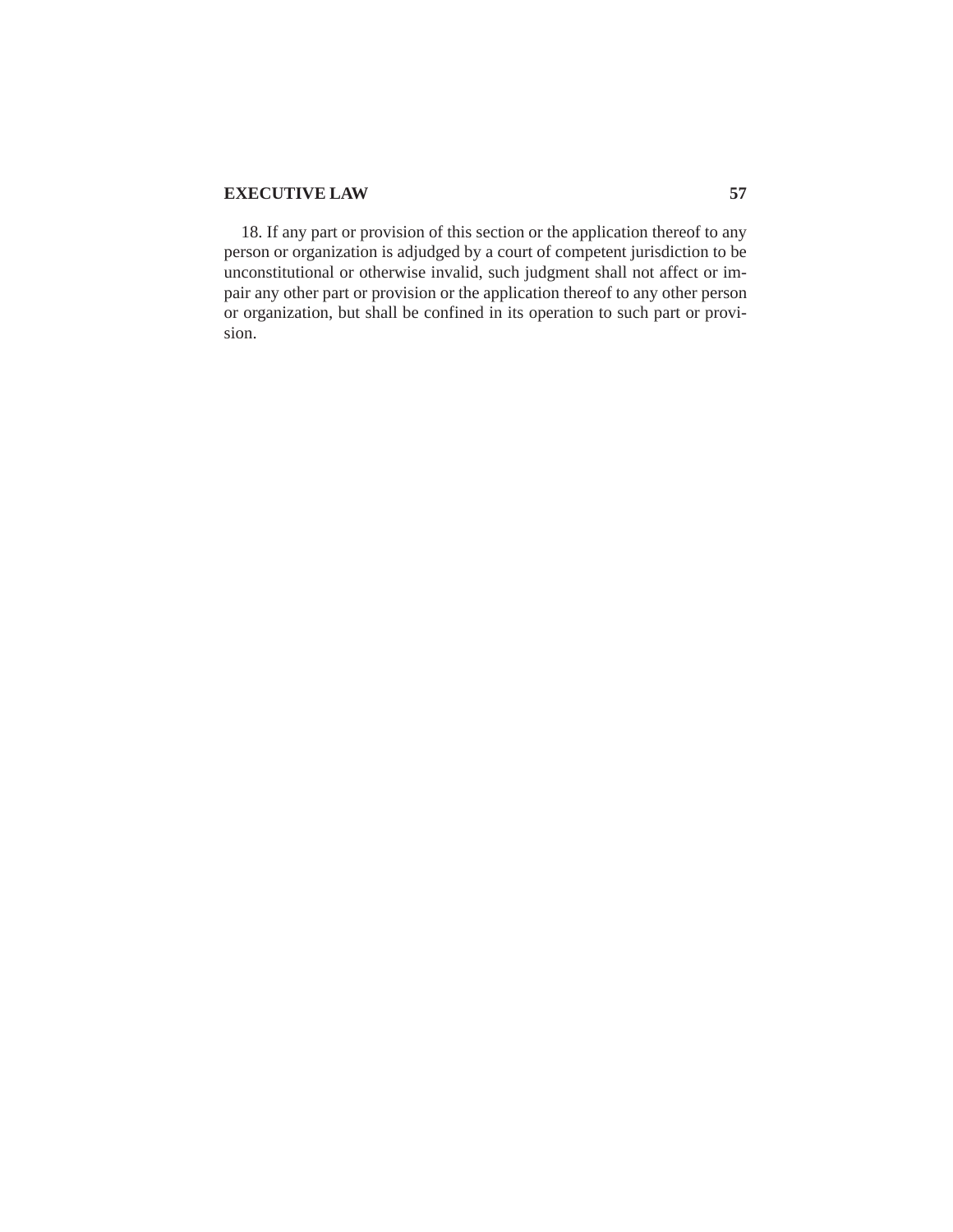18. If any part or provision of this section or the application thereof to any person or organization is adjudged by a court of competent jurisdiction to be unconstitutional or otherwise invalid, such judgment shall not affect or impair any other part or provision or the application thereof to any other person or organization, but shall be confined in its operation to such part or provision.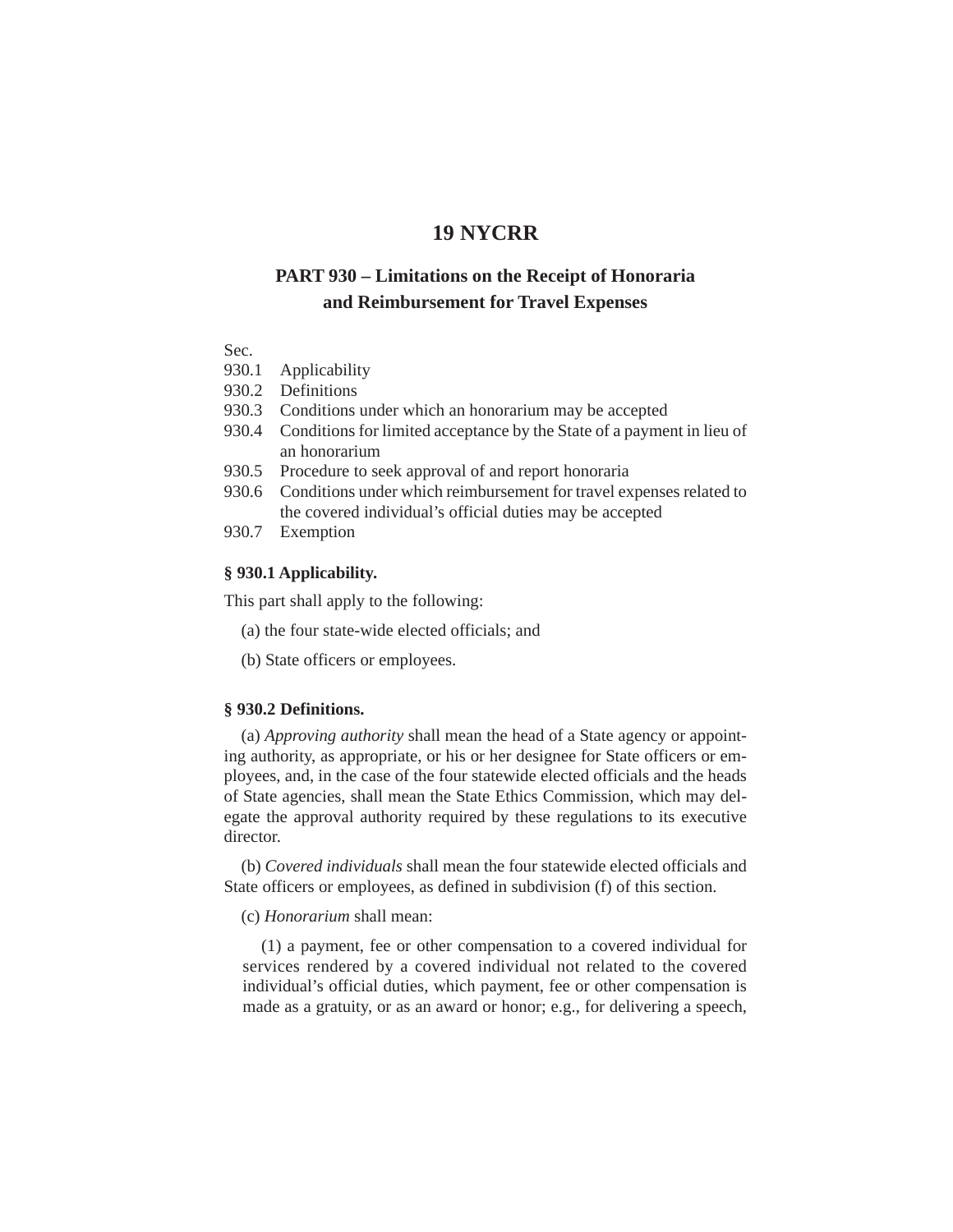# 19 NYCRR

## PART 930 – Limitations on the Receipt of Honoraria and Reimbursement for Travel Expenses

Sec.

930.1 Applicability

930.2 Definitions

930.3 Conditions under which an honorarium may be accepted

930.4 Conditions for limited acceptance by the State of a payment in lieu of an honorarium

930.5 Procedure to seek approval of and report honoraria

930.6 Conditions under which reimbursement for travel expenses related to the covered individual's official duties may be accepted

930.7 Exemption

### § 930.1 Applicability.

This part shall apply to the following:

(a) the four state-wide elected officials; and

(b) State officers or employees.

### § 930.2 Definitions.

(a) *Approving authority* shall mean the head of a State agency or appointing authority, as appropriate, or his or her designee for State officers or employees, and, in the case of the four statewide elected officials and the heads of State agencies, shall mean the State Ethics Commission, which may delegate the approval authority required by these regulations to its executive director.

(b) *Covered individuals* shall mean the four statewide elected officials and State officers or employees, as defined in subdivision (f) of this section.

(c) *Honorarium* shall mean:

(1) a payment, fee or other compensation to a covered individual for services rendered by a covered individual not related to the covered individual's official duties, which payment, fee or other compensation is made as a gratuity, or as an award or honor; e.g., for delivering a speech,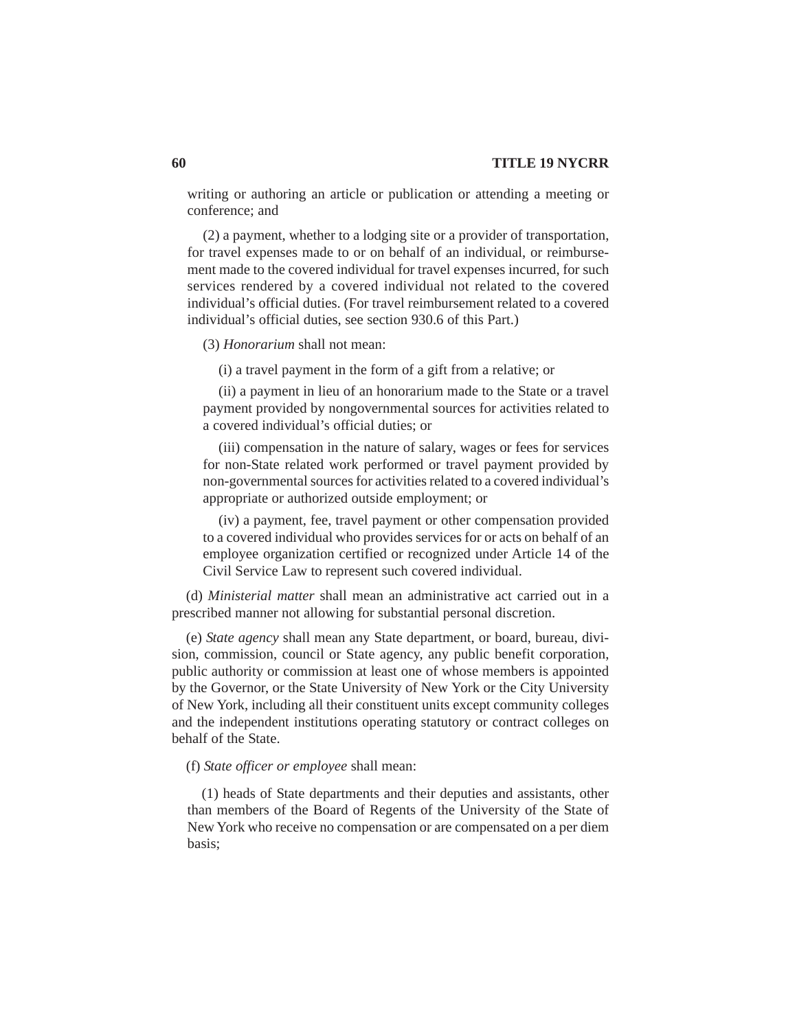writing or authoring an article or publication or attending a meeting or conference; and

(2) a payment, whether to a lodging site or a provider of transportation, for travel expenses made to or on behalf of an individual, or reimbursement made to the covered individual for travel expenses incurred, for such services rendered by a covered individual not related to the covered individual's official duties. (For travel reimbursement related to a covered individual's official duties, see section 930.6 of this Part.)

(3) *Honorarium* shall not mean:

(i) a travel payment in the form of a gift from a relative; or

(ii) a payment in lieu of an honorarium made to the State or a travel payment provided by nongovernmental sources for activities related to a covered individual's official duties; or

(iii) compensation in the nature of salary, wages or fees for services for non-State related work performed or travel payment provided by non-governmental sources for activities related to a covered individual's appropriate or authorized outside employment; or

(iv) a payment, fee, travel payment or other compensation provided to a covered individual who provides services for or acts on behalf of an employee organization certified or recognized under Article 14 of the Civil Service Law to represent such covered individual.

(d) *Ministerial matter* shall mean an administrative act carried out in a prescribed manner not allowing for substantial personal discretion.

(e) *State agency* shall mean any State department, or board, bureau, division, commission, council or State agency, any public benefit corporation, public authority or commission at least one of whose members is appointed by the Governor, or the State University of New York or the City University of New York, including all their constituent units except community colleges and the independent institutions operating statutory or contract colleges on behalf of the State.

(f) *State officer or employee* shall mean:

(1) heads of State departments and their deputies and assistants, other than members of the Board of Regents of the University of the State of New York who receive no compensation or are compensated on a per diem basis;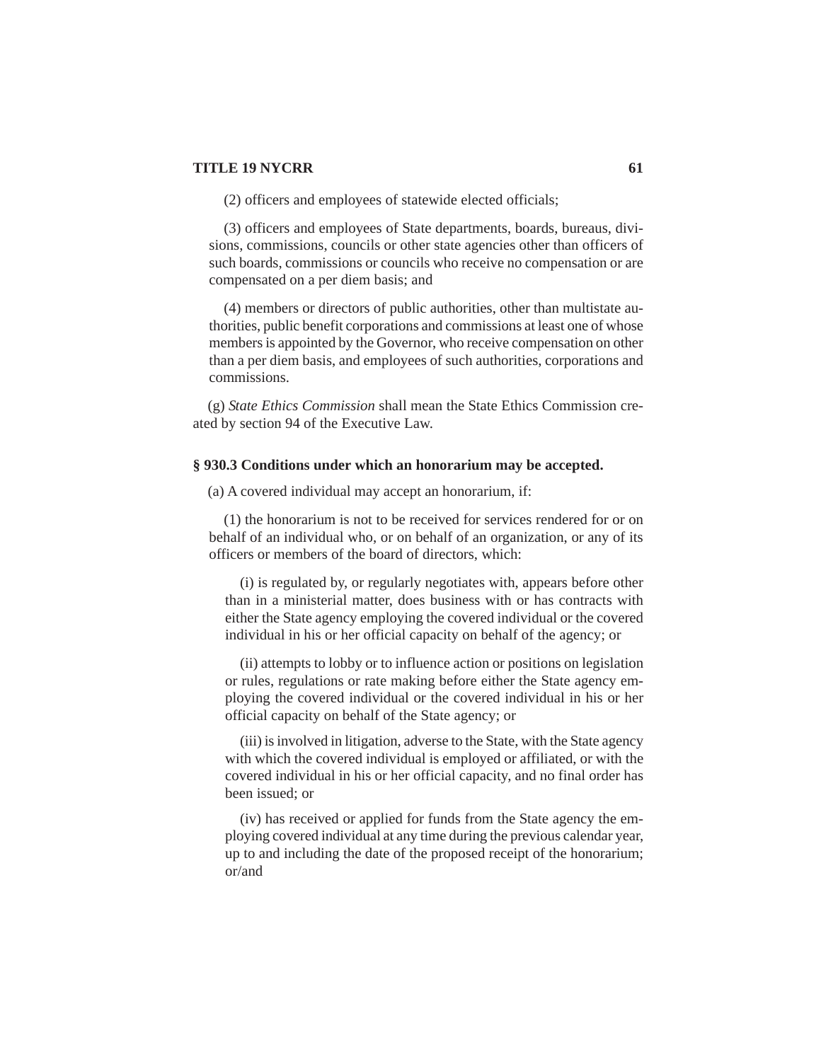(2) officers and employees of statewide elected officials;

(3) officers and employees of State departments, boards, bureaus, divisions, commissions, councils or other state agencies other than officers of such boards, commissions or councils who receive no compensation or are compensated on a per diem basis; and

(4) members or directors of public authorities, other than multistate authorities, public benefit corporations and commissions at least one of whose members is appointed by the Governor, who receive compensation on other than a per diem basis, and employees of such authorities, corporations and commissions.

(g) *State Ethics Commission* shall mean the State Ethics Commission created by section 94 of the Executive Law.

### § 930.3 Conditions under which an honorarium may be accepted.

(a) A covered individual may accept an honorarium, if:

(1) the honorarium is not to be received for services rendered for or on behalf of an individual who, or on behalf of an organization, or any of its officers or members of the board of directors, which:

(i) is regulated by, or regularly negotiates with, appears before other than in a ministerial matter, does business with or has contracts with either the State agency employing the covered individual or the covered individual in his or her official capacity on behalf of the agency; or

(ii) attempts to lobby or to influence action or positions on legislation or rules, regulations or rate making before either the State agency employing the covered individual or the covered individual in his or her official capacity on behalf of the State agency; or

(iii) is involved in litigation, adverse to the State, with the State agency with which the covered individual is employed or affiliated, or with the covered individual in his or her official capacity, and no final order has been issued; or

(iv) has received or applied for funds from the State agency the employing covered individual at any time during the previous calendar year, up to and including the date of the proposed receipt of the honorarium; or/and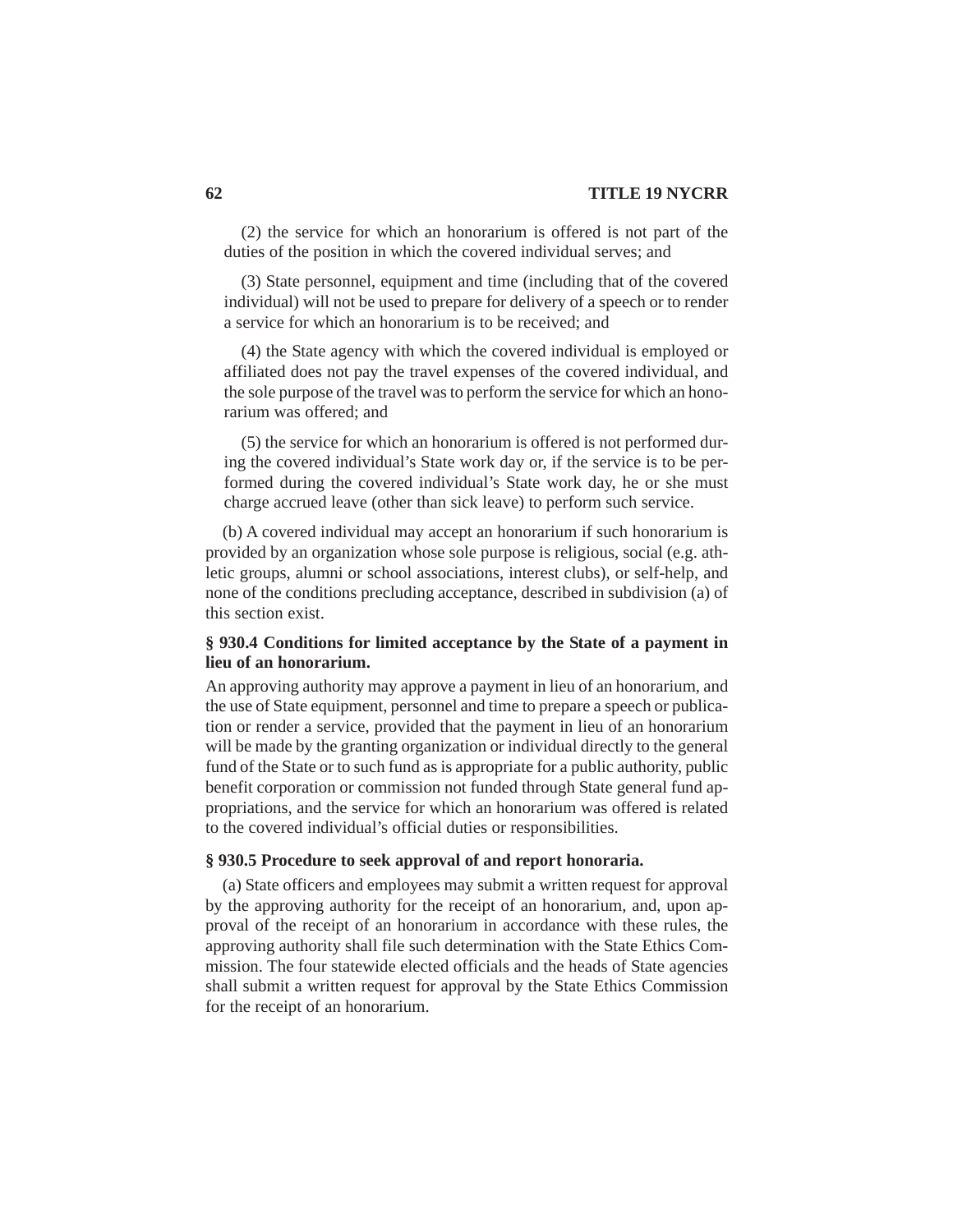(2) the service for which an honorarium is offered is not part of the duties of the position in which the covered individual serves; and

(3) State personnel, equipment and time (including that of the covered individual) will not be used to prepare for delivery of a speech or to render a service for which an honorarium is to be received; and

(4) the State agency with which the covered individual is employed or affiliated does not pay the travel expenses of the covered individual, and the sole purpose of the travel was to perform the service for which an honorarium was offered; and

(5) the service for which an honorarium is offered is not performed during the covered individual's State work day or, if the service is to be performed during the covered individual's State work day, he or she must charge accrued leave (other than sick leave) to perform such service.

(b) A covered individual may accept an honorarium if such honorarium is provided by an organization whose sole purpose is religious, social (e.g. athletic groups, alumni or school associations, interest clubs), or self-help, and none of the conditions precluding acceptance, described in subdivision (a) of this section exist.

**§ 930.4 Conditions for limited acceptance by the State of a payment in lieu of an honorarium.**

An approving authority may approve a payment in lieu of an honorarium, and the use of State equipment, personnel and time to prepare a speech or publication or render a service, provided that the payment in lieu of an honorarium will be made by the granting organization or individual directly to the general fund of the State or to such fund as is appropriate for a public authority, public benefit corporation or commission not funded through State general fund appropriations, and the service for which an honorarium was offered is related to the covered individual's official duties or responsibilities.

**§ 930.5 Procedure to seek approval of and report honoraria.**

(a) State officers and employees may submit a written request for approval by the approving authority for the receipt of an honorarium, and, upon approval of the receipt of an honorarium in accordance with these rules, the approving authority shall file such determination with the State Ethics Commission. The four statewide elected officials and the heads of State agencies shall submit a written request for approval by the State Ethics Commission for the receipt of an honorarium.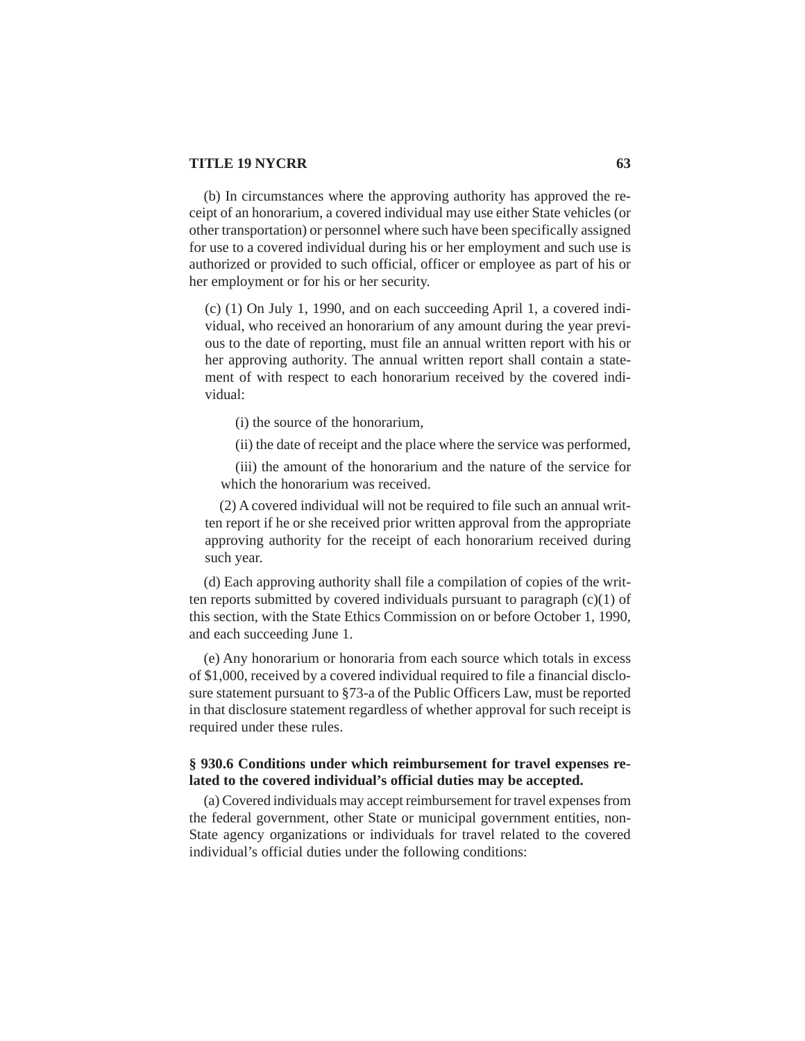(b) In circumstances where the approving authority has approved the receipt of an honorarium, a covered individual may use either State vehicles (or other transportation) or personnel where such have been specifically assigned for use to a covered individual during his or her employment and such use is authorized or provided to such official, officer or employee as part of his or her employment or for his or her security.

(c) (1) On July 1, 1990, and on each succeeding April 1, a covered individual, who received an honorarium of any amount during the year previous to the date of reporting, must file an annual written report with his or her approving authority. The annual written report shall contain a statement of with respect to each honorarium received by the covered individual:

(i) the source of the honorarium,

(ii) the date of receipt and the place where the service was performed,

(iii) the amount of the honorarium and the nature of the service for which the honorarium was received.

(2) A covered individual will not be required to file such an annual written report if he or she received prior written approval from the appropriate approving authority for the receipt of each honorarium received during such year.

(d) Each approving authority shall file a compilation of copies of the written reports submitted by covered individuals pursuant to paragraph (c)(1) of this section, with the State Ethics Commission on or before October 1, 1990, and each succeeding June 1.

(e) Any honorarium or honoraria from each source which totals in excess of $1,000, received by a covered individual required to file a financial disclosure statement pursuant to §73-a of the Public Officers Law, must be reported in that disclosure statement regardless of whether approval for such receipt is required under these rules.

**§ 930.6 Conditions under which reimbursement for travel expenses related to the covered individual's official duties may be accepted.**

(a) Covered individuals may accept reimbursement for travel expenses from the federal government, other State or municipal government entities, non-State agency organizations or individuals for travel related to the covered individual's official duties under the following conditions: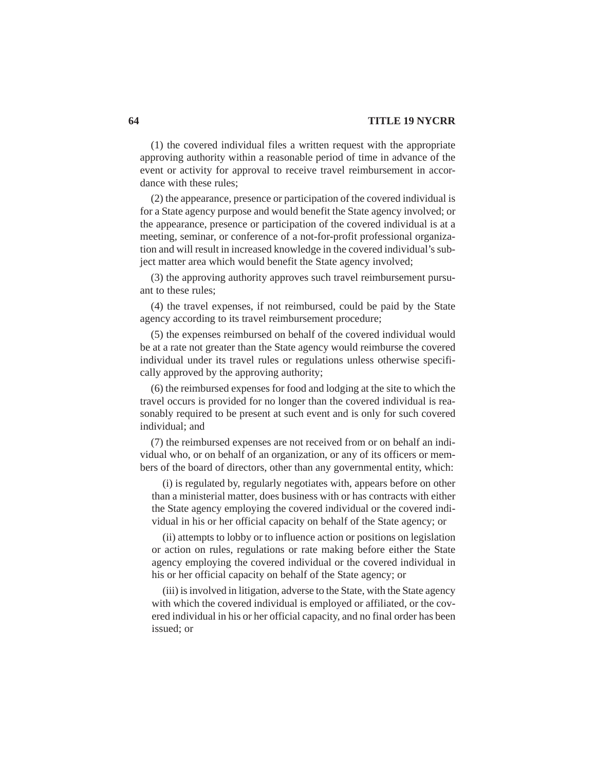(1) the covered individual files a written request with the appropriate approving authority within a reasonable period of time in advance of the event or activity for approval to receive travel reimbursement in accordance with these rules;

(2) the appearance, presence or participation of the covered individual is for a State agency purpose and would benefit the State agency involved; or the appearance, presence or participation of the covered individual is at a meeting, seminar, or conference of a not-for-profit professional organization and will result in increased knowledge in the covered individual's subject matter area which would benefit the State agency involved;

(3) the approving authority approves such travel reimbursement pursuant to these rules;

(4) the travel expenses, if not reimbursed, could be paid by the State agency according to its travel reimbursement procedure;

(5) the expenses reimbursed on behalf of the covered individual would be at a rate not greater than the State agency would reimburse the covered individual under its travel rules or regulations unless otherwise specifically approved by the approving authority;

(6) the reimbursed expenses for food and lodging at the site to which the travel occurs is provided for no longer than the covered individual is reasonably required to be present at such event and is only for such covered individual; and

(7) the reimbursed expenses are not received from or on behalf an individual who, or on behalf of an organization, or any of its officers or members of the board of directors, other than any governmental entity, which:

(i) is regulated by, regularly negotiates with, appears before on other than a ministerial matter, does business with or has contracts with either the State agency employing the covered individual or the covered individual in his or her official capacity on behalf of the State agency; or

(ii) attempts to lobby or to influence action or positions on legislation or action on rules, regulations or rate making before either the State agency employing the covered individual or the covered individual in his or her official capacity on behalf of the State agency; or

(iii) is involved in litigation, adverse to the State, with the State agency with which the covered individual is employed or affiliated, or the covered individual in his or her official capacity, and no final order has been issued; or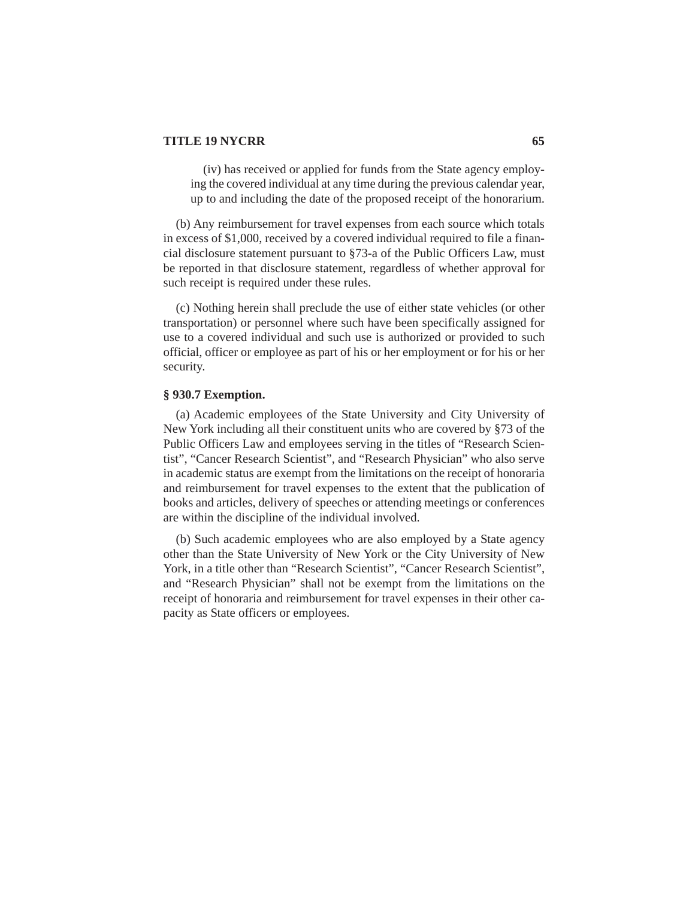(iv) has received or applied for funds from the State agency employing the covered individual at any time during the previous calendar year, up to and including the date of the proposed receipt of the honorarium.

(b) Any reimbursement for travel expenses from each source which totals in excess of $1,000, received by a covered individual required to file a financial disclosure statement pursuant to §73-a of the Public Officers Law, must be reported in that disclosure statement, regardless of whether approval for such receipt is required under these rules.

(c) Nothing herein shall preclude the use of either state vehicles (or other transportation) or personnel where such have been specifically assigned for use to a covered individual and such use is authorized or provided to such official, officer or employee as part of his or her employment or for his or her security.

**§ 930.7 Exemption.**

(a) Academic employees of the State University and City University of New York including all their constituent units who are covered by §73 of the Public Officers Law and employees serving in the titles of "Research Scientist", "Cancer Research Scientist", and "Research Physician" who also serve in academic status are exempt from the limitations on the receipt of honoraria and reimbursement for travel expenses to the extent that the publication of books and articles, delivery of speeches or attending meetings or conferences are within the discipline of the individual involved.

(b) Such academic employees who are also employed by a State agency other than the State University of New York or the City University of New York, in a title other than "Research Scientist", "Cancer Research Scientist", and "Research Physician" shall not be exempt from the limitations on the receipt of honoraria and reimbursement for travel expenses in their other capacity as State officers or employees.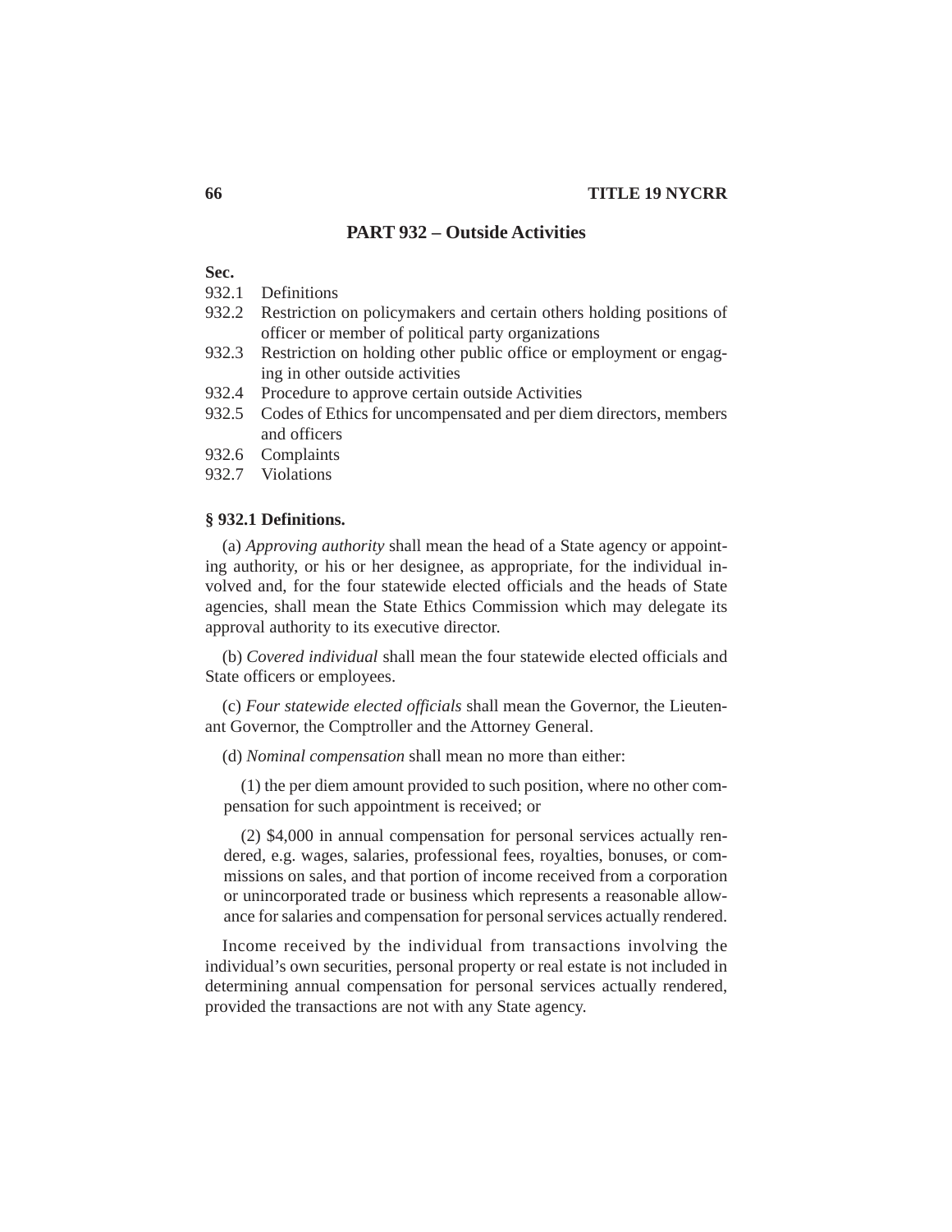## PART 932 – Outside Activities

**Sec.**

932.1 Definitions
932.2 Restriction on policymakers and certain others holding positions of officer or member of political party organizations
932.3 Restriction on holding other public office or employment or engaging in other outside activities
932.4 Procedure to approve certain outside Activities
932.5 Codes of Ethics for uncompensated and per diem directors, members and officers
932.6 Complaints
932.7 Violations

### § 932.1 Definitions.

(a) *Approving authority* shall mean the head of a State agency or appointing authority, or his or her designee, as appropriate, for the individual involved and, for the four statewide elected officials and the heads of State agencies, shall mean the State Ethics Commission which may delegate its approval authority to its executive director.

(b) *Covered individual* shall mean the four statewide elected officials and State officers or employees.

(c) *Four statewide elected officials* shall mean the Governor, the Lieutenant Governor, the Comptroller and the Attorney General.

(d) *Nominal compensation* shall mean no more than either:

(1) the per diem amount provided to such position, where no other compensation for such appointment is received; or

(2) $4,000 in annual compensation for personal services actually rendered, e.g. wages, salaries, professional fees, royalties, bonuses, or commissions on sales, and that portion of income received from a corporation or unincorporated trade or business which represents a reasonable allowance for salaries and compensation for personal services actually rendered.

Income received by the individual from transactions involving the individual's own securities, personal property or real estate is not included in determining annual compensation for personal services actually rendered, provided the transactions are not with any State agency.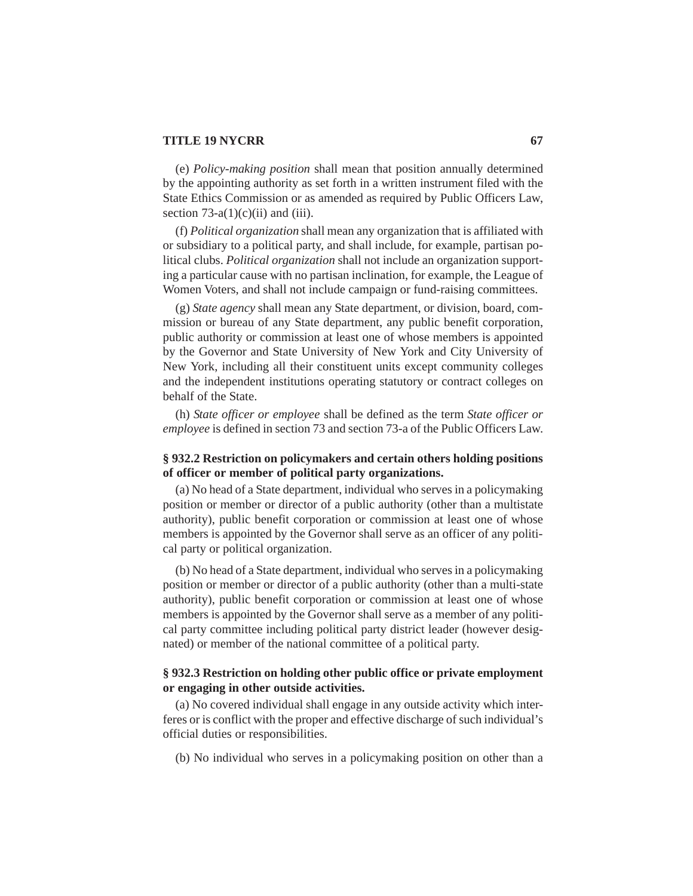(e) *Policy-making position* shall mean that position annually determined by the appointing authority as set forth in a written instrument filed with the State Ethics Commission or as amended as required by Public Officers Law, section 73-a(1)(c)(ii) and (iii).

(f) *Political organization* shall mean any organization that is affiliated with or subsidiary to a political party, and shall include, for example, partisan political clubs. *Political organization* shall not include an organization supporting a particular cause with no partisan inclination, for example, the League of Women Voters, and shall not include campaign or fund-raising committees.

(g) *State agency* shall mean any State department, or division, board, commission or bureau of any State department, any public benefit corporation, public authority or commission at least one of whose members is appointed by the Governor and State University of New York and City University of New York, including all their constituent units except community colleges and the independent institutions operating statutory or contract colleges on behalf of the State.

(h) *State officer or employee* shall be defined as the term *State officer or employee* is defined in section 73 and section 73-a of the Public Officers Law.

### § 932.2 Restriction on policymakers and certain others holding positions of officer or member of political party organizations.

(a) No head of a State department, individual who serves in a policymaking position or member or director of a public authority (other than a multistate authority), public benefit corporation or commission at least one of whose members is appointed by the Governor shall serve as an officer of any political party or political organization.

(b) No head of a State department, individual who serves in a policymaking position or member or director of a public authority (other than a multi-state authority), public benefit corporation or commission at least one of whose members is appointed by the Governor shall serve as a member of any political party committee including political party district leader (however designated) or member of the national committee of a political party.

### § 932.3 Restriction on holding other public office or private employment or engaging in other outside activities.

(a) No covered individual shall engage in any outside activity which interferes or is conflict with the proper and effective discharge of such individual's official duties or responsibilities.

(b) No individual who serves in a policymaking position on other than a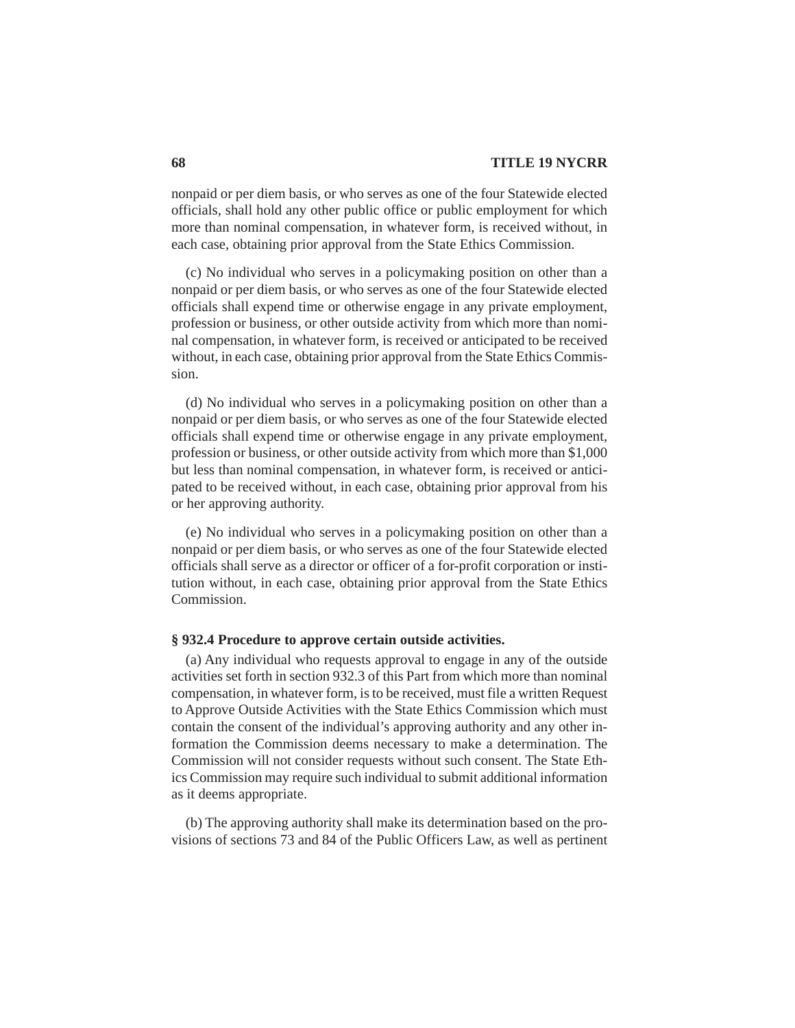nonpaid or per diem basis, or who serves as one of the four Statewide elected officials, shall hold any other public office or public employment for which more than nominal compensation, in whatever form, is received without, in each case, obtaining prior approval from the State Ethics Commission.

(c) No individual who serves in a policymaking position on other than a nonpaid or per diem basis, or who serves as one of the four Statewide elected officials shall expend time or otherwise engage in any private employment, profession or business, or other outside activity from which more than nominal compensation, in whatever form, is received or anticipated to be received without, in each case, obtaining prior approval from the State Ethics Commission.

(d) No individual who serves in a policymaking position on other than a nonpaid or per diem basis, or who serves as one of the four Statewide elected officials shall expend time or otherwise engage in any private employment, profession or business, or other outside activity from which more than $1,000 but less than nominal compensation, in whatever form, is received or anticipated to be received without, in each case, obtaining prior approval from his or her approving authority.

(e) No individual who serves in a policymaking position on other than a nonpaid or per diem basis, or who serves as one of the four Statewide elected officials shall serve as a director or officer of a for-profit corporation or institution without, in each case, obtaining prior approval from the State Ethics Commission.

**§ 932.4 Procedure to approve certain outside activities.**

(a) Any individual who requests approval to engage in any of the outside activities set forth in section 932.3 of this Part from which more than nominal compensation, in whatever form, is to be received, must file a written Request to Approve Outside Activities with the State Ethics Commission which must contain the consent of the individual's approving authority and any other information the Commission deems necessary to make a determination. The Commission will not consider requests without such consent. The State Ethics Commission may require such individual to submit additional information as it deems appropriate.

(b) The approving authority shall make its determination based on the provisions of sections 73 and 84 of the Public Officers Law, as well as pertinent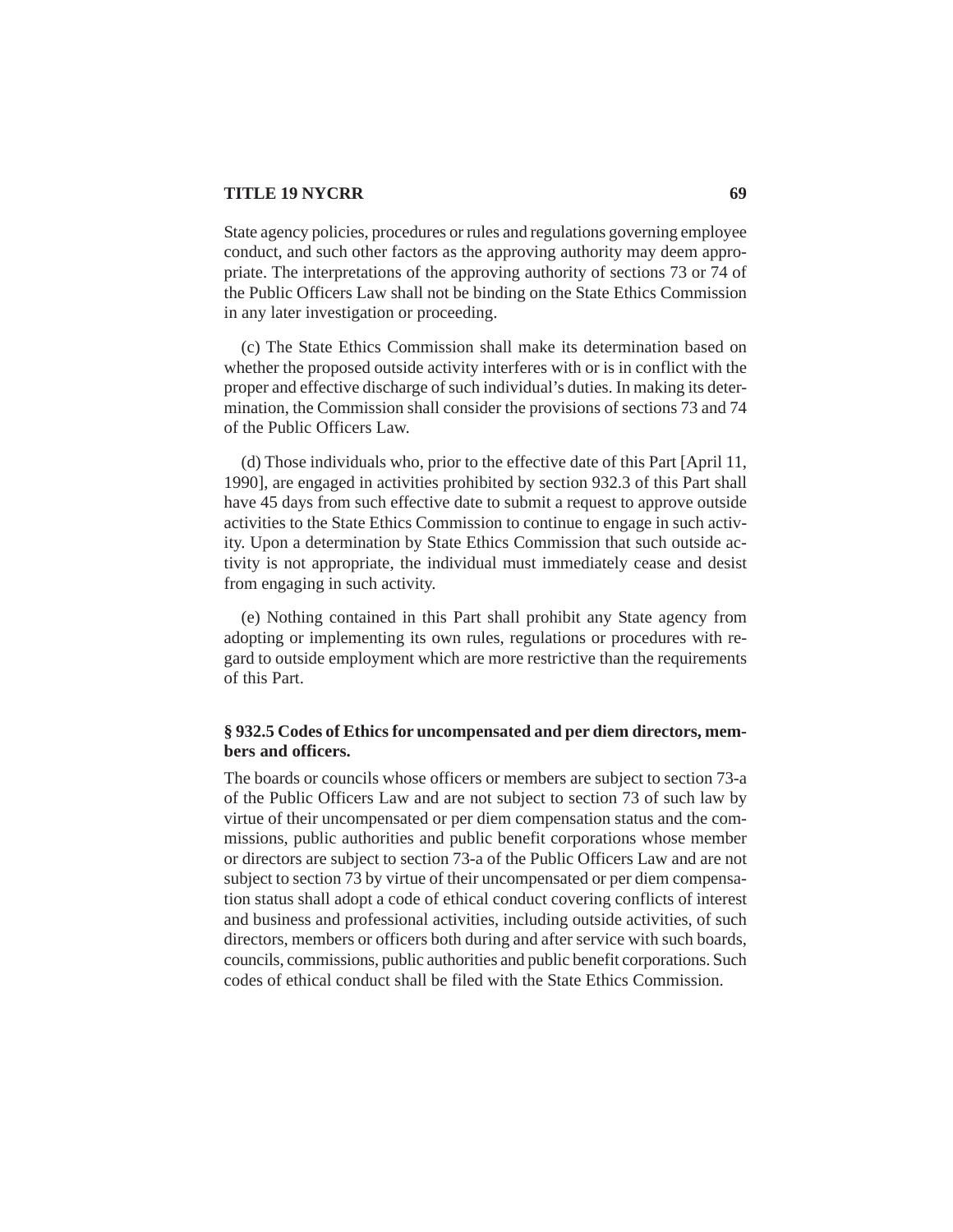State agency policies, procedures or rules and regulations governing employee conduct, and such other factors as the approving authority may deem appropriate. The interpretations of the approving authority of sections 73 or 74 of the Public Officers Law shall not be binding on the State Ethics Commission in any later investigation or proceeding.

(c) The State Ethics Commission shall make its determination based on whether the proposed outside activity interferes with or is in conflict with the proper and effective discharge of such individual's duties. In making its determination, the Commission shall consider the provisions of sections 73 and 74 of the Public Officers Law.

(d) Those individuals who, prior to the effective date of this Part [April 11, 1990], are engaged in activities prohibited by section 932.3 of this Part shall have 45 days from such effective date to submit a request to approve outside activities to the State Ethics Commission to continue to engage in such activity. Upon a determination by State Ethics Commission that such outside activity is not appropriate, the individual must immediately cease and desist from engaging in such activity.

(e) Nothing contained in this Part shall prohibit any State agency from adopting or implementing its own rules, regulations or procedures with regard to outside employment which are more restrictive than the requirements of this Part.

**§ 932.5 Codes of Ethics for uncompensated and per diem directors, members and officers.**

The boards or councils whose officers or members are subject to section 73-a of the Public Officers Law and are not subject to section 73 of such law by virtue of their uncompensated or per diem compensation status and the commissions, public authorities and public benefit corporations whose member or directors are subject to section 73-a of the Public Officers Law and are not subject to section 73 by virtue of their uncompensated or per diem compensation status shall adopt a code of ethical conduct covering conflicts of interest and business and professional activities, including outside activities, of such directors, members or officers both during and after service with such boards, councils, commissions, public authorities and public benefit corporations. Such codes of ethical conduct shall be filed with the State Ethics Commission.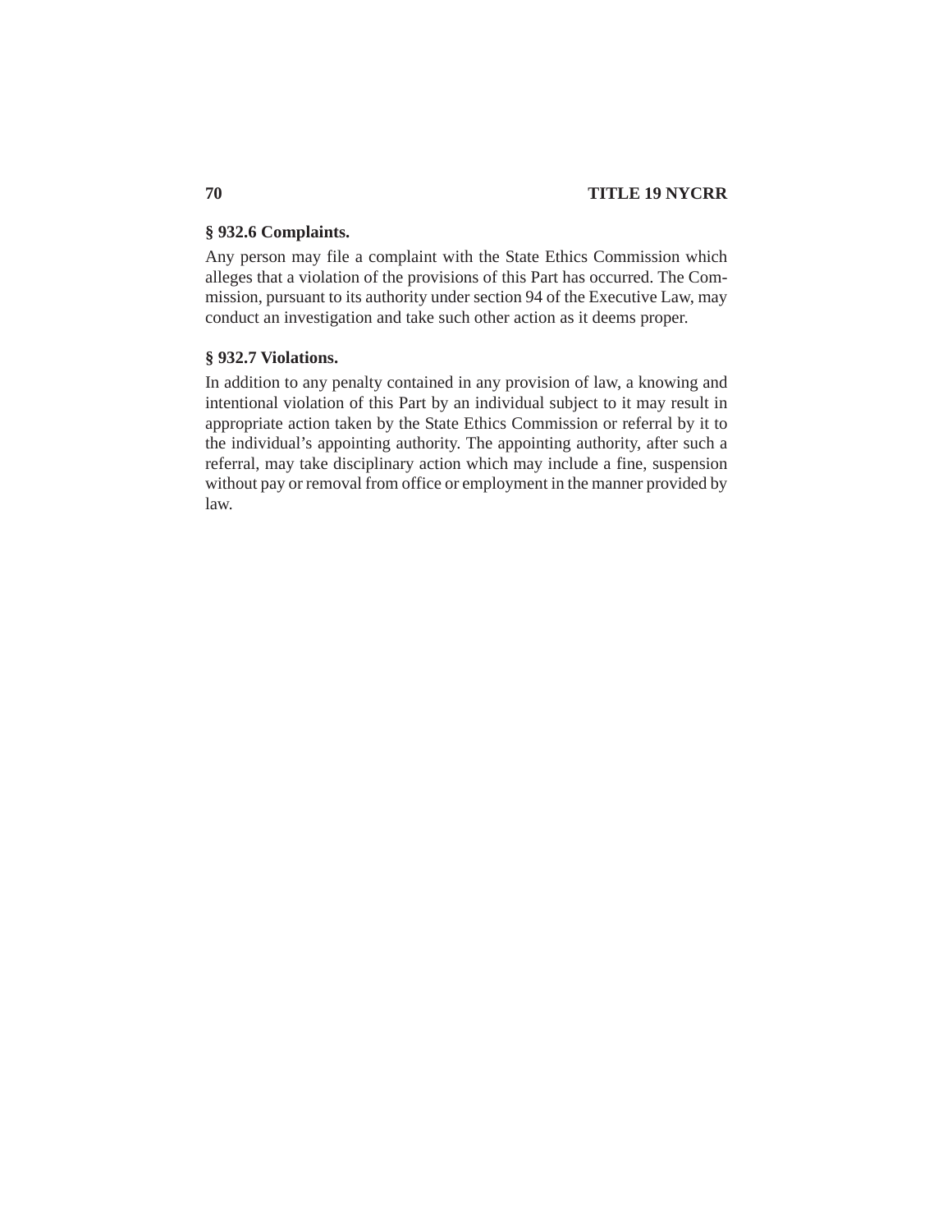### § 932.6 Complaints.

Any person may file a complaint with the State Ethics Commission which alleges that a violation of the provisions of this Part has occurred. The Commission, pursuant to its authority under section 94 of the Executive Law, may conduct an investigation and take such other action as it deems proper.

### § 932.7 Violations.

In addition to any penalty contained in any provision of law, a knowing and intentional violation of this Part by an individual subject to it may result in appropriate action taken by the State Ethics Commission or referral by it to the individual's appointing authority. The appointing authority, after such a referral, may take disciplinary action which may include a fine, suspension without pay or removal from office or employment in the manner provided by law.